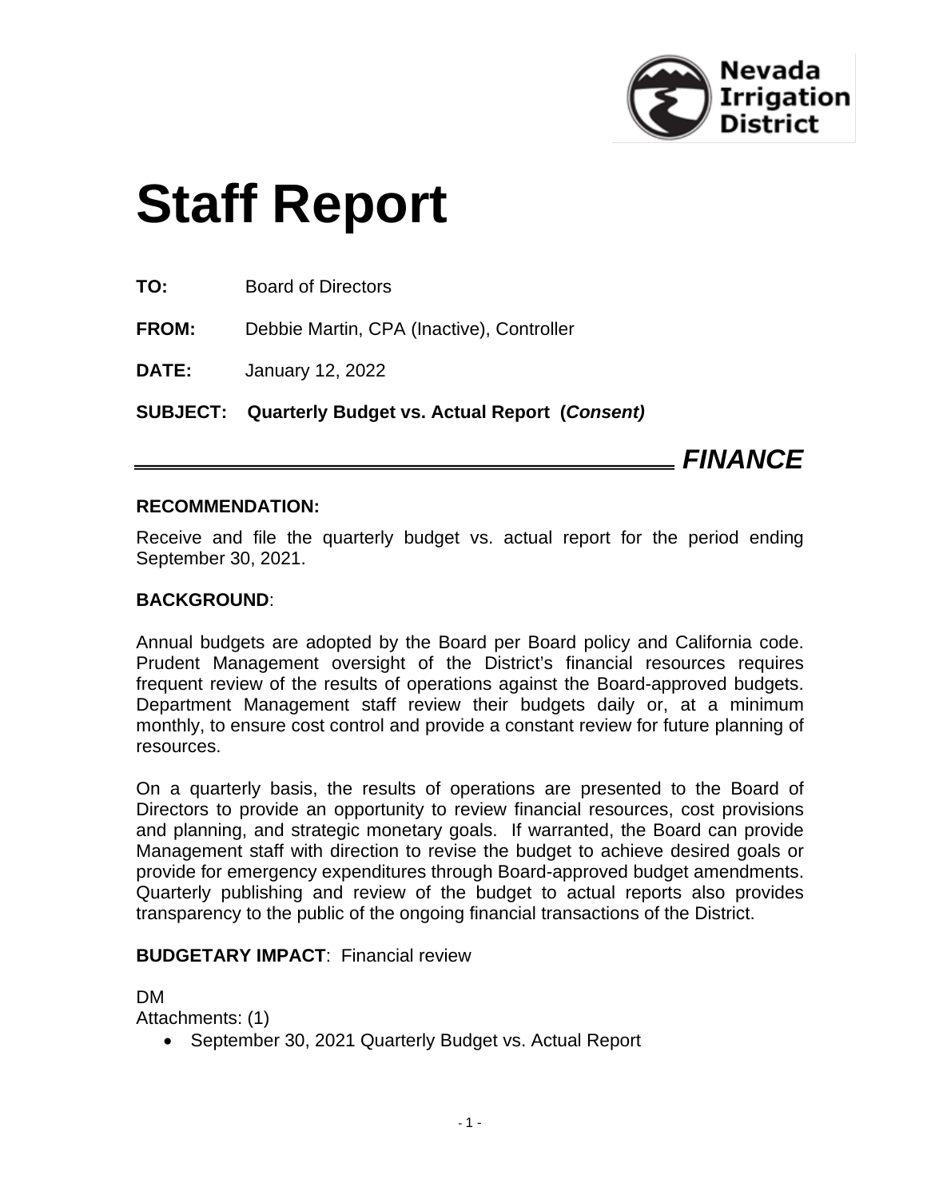Nevada Irrigation District

# Staff Report

**TO:** Board of Directors

**FROM:** Debbie Martin, CPA (Inactive), Controller

**DATE:** January 12, 2022

**SUBJECT: Quarterly Budget vs. Actual Report (*Consent)***

***FINANCE***

**RECOMMENDATION:**

Receive and file the quarterly budget vs. actual report for the period ending September 30, 2021.

**BACKGROUND**:

Annual budgets are adopted by the Board per Board policy and California code. Prudent Management oversight of the District's financial resources requires frequent review of the results of operations against the Board-approved budgets. Department Management staff review their budgets daily or, at a minimum monthly, to ensure cost control and provide a constant review for future planning of resources.

On a quarterly basis, the results of operations are presented to the Board of Directors to provide an opportunity to review financial resources, cost provisions and planning, and strategic monetary goals. If warranted, the Board can provide Management staff with direction to revise the budget to achieve desired goals or provide for emergency expenditures through Board-approved budget amendments. Quarterly publishing and review of the budget to actual reports also provides transparency to the public of the ongoing financial transactions of the District.

**BUDGETARY IMPACT**: Financial review

DM

Attachments: (1)

- September 30, 2021 Quarterly Budget vs. Actual Report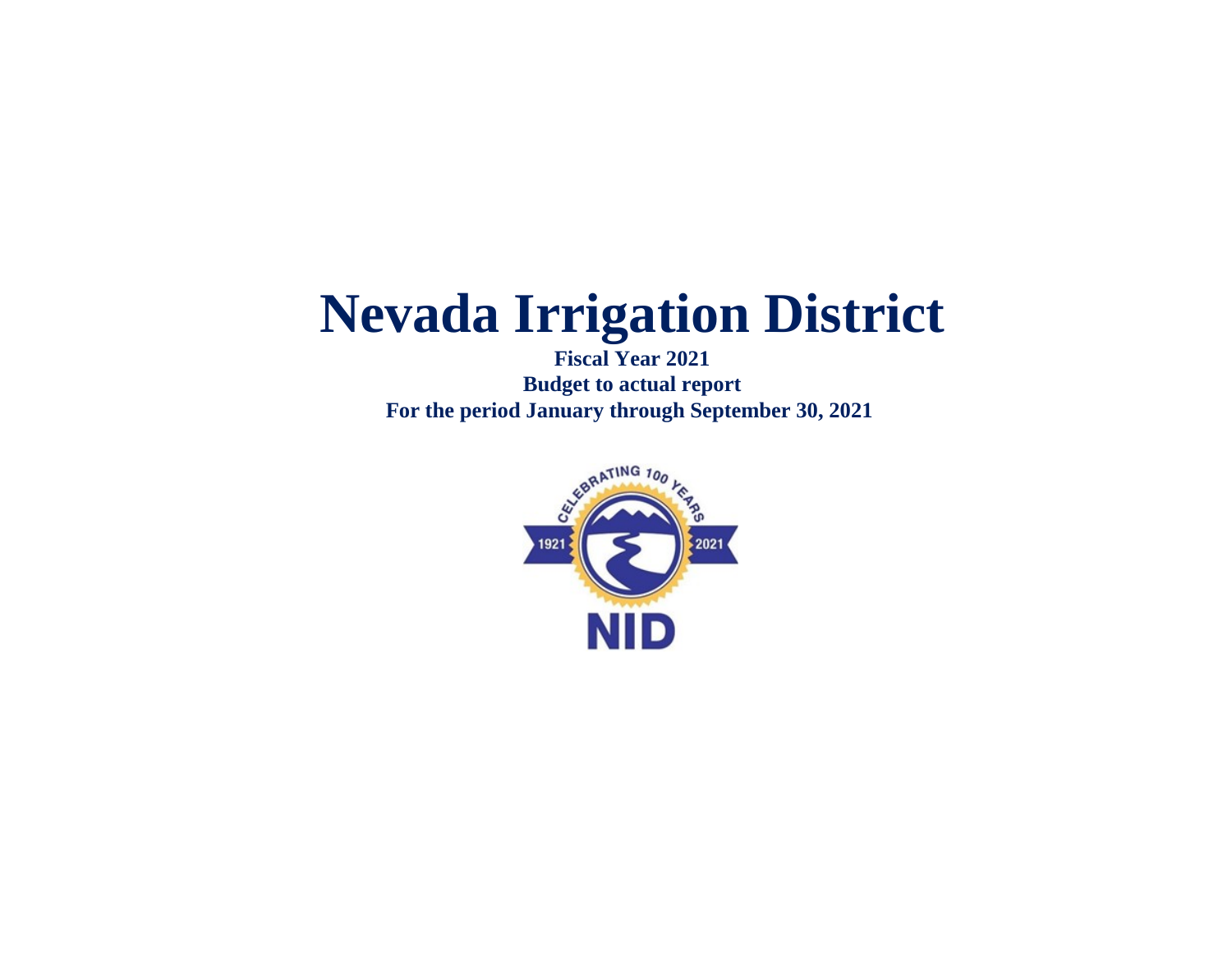# Nevada Irrigation District

**Fiscal Year 2021**

**Budget to actual report**

**For the period January through September 30, 2021**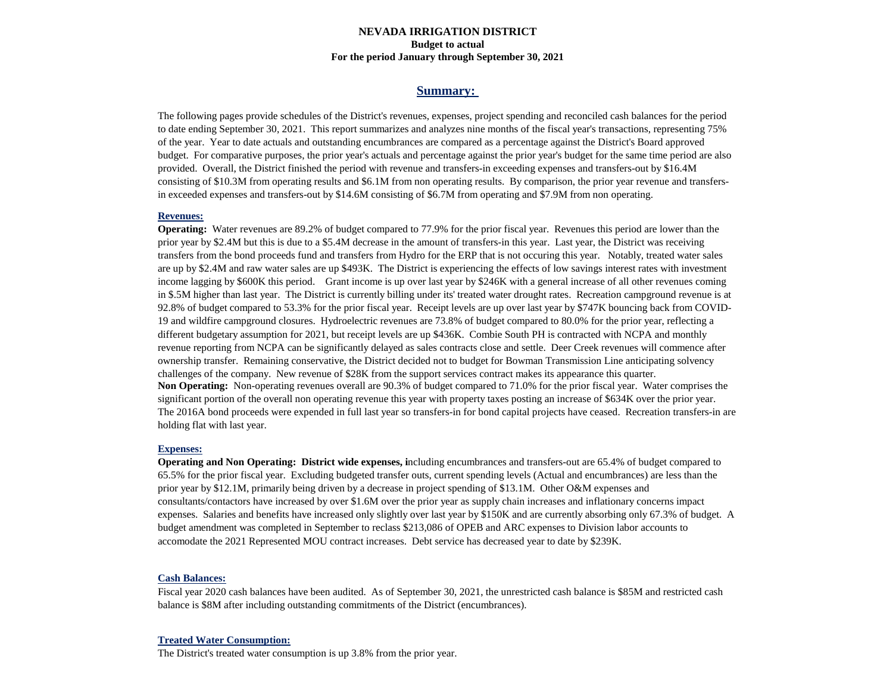# NEVADA IRRIGATION DISTRICT

**Budget to actual**

**For the period January through September 30, 2021**

## Summary:

The following pages provide schedules of the District's revenues, expenses, project spending and reconciled cash balances for the period to date ending September 30, 2021. This report summarizes and analyzes nine months of the fiscal year's transactions, representing 75% of the year. Year to date actuals and outstanding encumbrances are compared as a percentage against the District's Board approved budget. For comparative purposes, the prior year's actuals and percentage against the prior year's budget for the same time period are also provided. Overall, the District finished the period with revenue and transfers-in exceeding expenses and transfers-out by $16.4M consisting of $10.3M from operating results and $6.1M from non operating results. By comparison, the prior year revenue and transfers-in exceeded expenses and transfers-out by $14.6M consisting of $6.7M from operating and $7.9M from non operating.

### Revenues:

**Operating:** Water revenues are 89.2% of budget compared to 77.9% for the prior fiscal year. Revenues this period are lower than the prior year by $2.4M but this is due to a $5.4M decrease in the amount of transfers-in this year. Last year, the District was receiving transfers from the bond proceeds fund and transfers from Hydro for the ERP that is not occuring this year. Notably, treated water sales are up by $2.4M and raw water sales are up $493K. The District is experiencing the effects of low savings interest rates with investment income lagging by $600K this period. Grant income is up over last year by $246K with a general increase of all other revenues coming in $.5M higher than last year. The District is currently billing under its' treated water drought rates. Recreation campground revenue is at 92.8% of budget compared to 53.3% for the prior fiscal year. Receipt levels are up over last year by $747K bouncing back from COVID-19 and wildfire campground closures. Hydroelectric revenues are 73.8% of budget compared to 80.0% for the prior year, reflecting a different budgetary assumption for 2021, but receipt levels are up $436K. Combie South PH is contracted with NCPA and monthly revenue reporting from NCPA can be significantly delayed as sales contracts close and settle. Deer Creek revenues will commence after ownership transfer. Remaining conservative, the District decided not to budget for Bowman Transmission Line anticipating solvency challenges of the company. New revenue of $28K from the support services contract makes its appearance this quarter.

**Non Operating:** Non-operating revenues overall are 90.3% of budget compared to 71.0% for the prior fiscal year. Water comprises the significant portion of the overall non operating revenue this year with property taxes posting an increase of $634K over the prior year. The 2016A bond proceeds were expended in full last year so transfers-in for bond capital projects have ceased. Recreation transfers-in are holding flat with last year.

### Expenses:

**Operating and Non Operating: District wide expenses, i**ncluding encumbrances and transfers-out are 65.4% of budget compared to 65.5% for the prior fiscal year. Excluding budgeted transfer outs, current spending levels (Actual and encumbrances) are less than the prior year by $12.1M, primarily being driven by a decrease in project spending of $13.1M. Other O&M expenses and consultants/contactors have increased by over $1.6M over the prior year as supply chain increases and inflationary concerns impact expenses. Salaries and benefits have increased only slightly over last year by $150K and are currently absorbing only 67.3% of budget. A budget amendment was completed in September to reclass $213,086 of OPEB and ARC expenses to Division labor accounts to accomodate the 2021 Represented MOU contract increases. Debt service has decreased year to date by $239K.

### Cash Balances:

Fiscal year 2020 cash balances have been audited. As of September 30, 2021, the unrestricted cash balance is $85M and restricted cash balance is $8M after including outstanding commitments of the District (encumbrances).

### Treated Water Consumption:

The District's treated water consumption is up 3.8% from the prior year.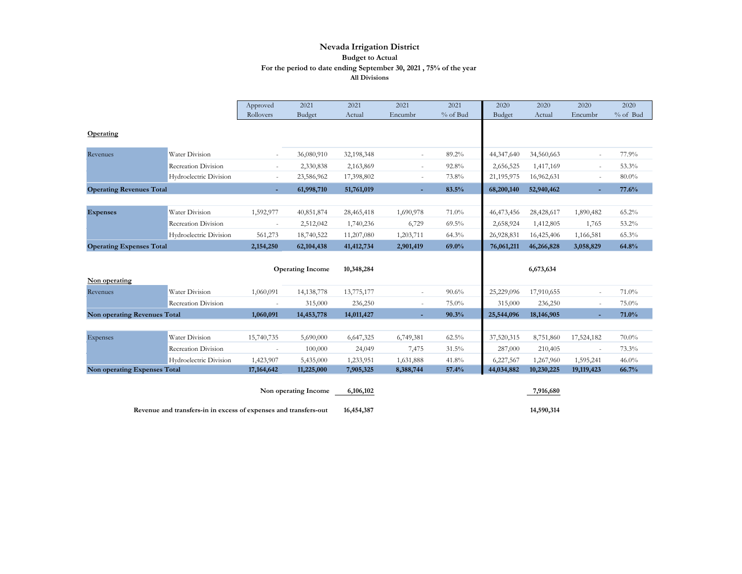# Nevada Irrigation District

## Budget to Actual

### For the period to date ending September 30, 2021 , 75% of the year

#### All Divisions

| | | Approved Rollovers | 2021 Budget | 2021 Actual | 2021 Encumbr | 2021 % of Bud | 2020 Budget | 2020 Actual | 2020 Encumbr | 2020 % of Bud |
|---|---|---|---|---|---|---|---|---|---|---|
| **Operating** | | | | | | | | | | |
| Revenues | Water Division | - | 36,080,910 | 32,198,348 | - | 89.2% | 44,347,640 | 34,560,663 | - | 77.9% |
| | Recreation Division | - | 2,330,838 | 2,163,869 | - | 92.8% | 2,656,525 | 1,417,169 | - | 53.3% |
| | Hydroelectric Division | - | 23,586,962 | 17,398,802 | - | 73.8% | 21,195,975 | 16,962,631 | - | 80.0% |
| **Operating Revenues Total** | | **-** | **61,998,710** | **51,761,019** | **-** | **83.5%** | **68,200,140** | **52,940,462** | **-** | **77.6%** |
| **Expenses** | Water Division | 1,592,977 | 40,851,874 | 28,465,418 | 1,690,978 | 71.0% | 46,473,456 | 28,428,617 | 1,890,482 | 65.2% |
| | Recreation Division | - | 2,512,042 | 1,740,236 | 6,729 | 69.5% | 2,658,924 | 1,412,805 | 1,765 | 53.2% |
| | Hydroelectric Division | 561,273 | 18,740,522 | 11,207,080 | 1,203,711 | 64.3% | 26,928,831 | 16,425,406 | 1,166,581 | 65.3% |
| **Operating Expenses Total** | | **2,154,250** | **62,104,438** | **41,412,734** | **2,901,419** | **69.0%** | **76,061,211** | **46,266,828** | **3,058,829** | **64.8%** |
| | | | **Operating Income** | **10,348,284** | | | | **6,673,634** | | |
| **Non operating** | | | | | | | | | | |
| Revenues | Water Division | 1,060,091 | 14,138,778 | 13,775,177 | - | 90.6% | 25,229,096 | 17,910,655 | - | 71.0% |
| | Recreation Division | - | 315,000 | 236,250 | - | 75.0% | 315,000 | 236,250 | - | 75.0% |
| **Non operating Revenues Total** | | **1,060,091** | **14,453,778** | **14,011,427** | **-** | **90.3%** | **25,544,096** | **18,146,905** | **-** | **71.0%** |
| Expenses | Water Division | 15,740,735 | 5,690,000 | 6,647,325 | 6,749,381 | 62.5% | 37,520,315 | 8,751,860 | 17,524,182 | 70.0% |
| | Recreation Division | - | 100,000 | 24,049 | 7,475 | 31.5% | 287,000 | 210,405 | - | 73.3% |
| | Hydroelectric Division | 1,423,907 | 5,435,000 | 1,233,951 | 1,631,888 | 41.8% | 6,227,567 | 1,267,960 | 1,595,241 | 46.0% |
| **Non operating Expenses Total** | | **17,164,642** | **11,225,000** | **7,905,325** | **8,388,744** | **57.4%** | **44,034,882** | **10,230,225** | **19,119,423** | **66.7%** |
| | | | **Non operating Income** | **6,106,102** | | | | **7,916,680** | | |
| **Revenue and transfers-in in excess of expenses and transfers-out** | | | | **16,454,387** | | | | **14,590,314** | | |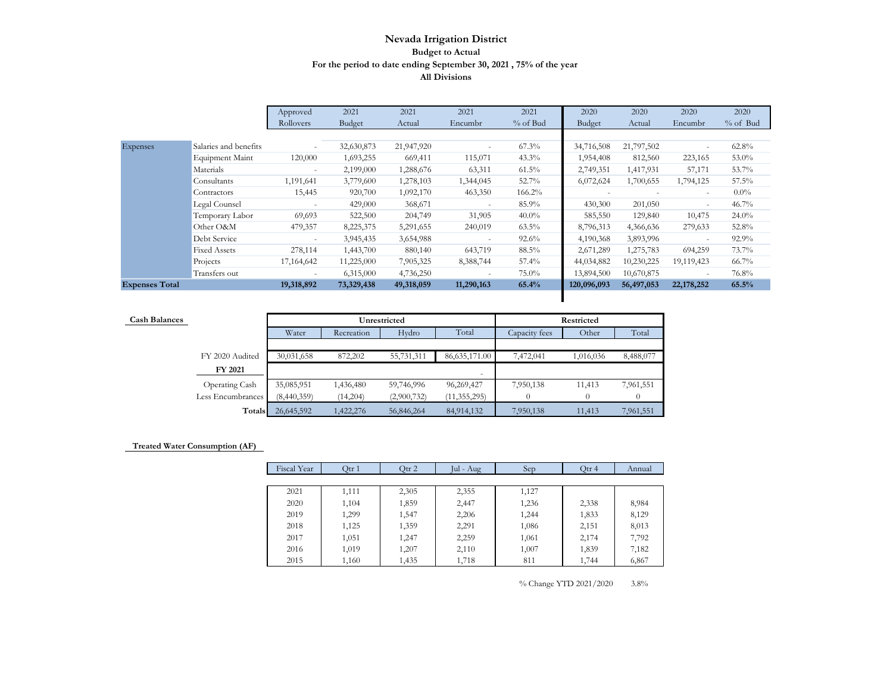# Nevada Irrigation District

## Budget to Actual

## For the period to date ending September 30, 2021 , 75% of the year

## All Divisions

| | | Approved Rollovers | 2021 Budget | 2021 Actual | 2021 Encumbr | 2021 % of Bud | 2020 Budget | 2020 Actual | 2020 Encumbr | 2020 % of Bud |
|---|---|---|---|---|---|---|---|---|---|---|
| Expenses | Salaries and benefits | - | 32,630,873 | 21,947,920 | - | 67.3% | 34,716,508 | 21,797,502 | - | 62.8% |
| | Equipment Maint | 120,000 | 1,693,255 | 669,411 | 115,071 | 43.3% | 1,954,408 | 812,560 | 223,165 | 53.0% |
| | Materials | - | 2,199,000 | 1,288,676 | 63,311 | 61.5% | 2,749,351 | 1,417,931 | 57,171 | 53.7% |
| | Consultants | 1,191,641 | 3,779,600 | 1,278,103 | 1,344,045 | 52.7% | 6,072,624 | 1,700,655 | 1,794,125 | 57.5% |
| | Contractors | 15,445 | 920,700 | 1,092,170 | 463,350 | 166.2% | - | - | - | 0.0% |
| | Legal Counsel | - | 429,000 | 368,671 | - | 85.9% | 430,300 | 201,050 | - | 46.7% |
| | Temporary Labor | 69,693 | 522,500 | 204,749 | 31,905 | 40.0% | 585,550 | 129,840 | 10,475 | 24.0% |
| | Other O&M | 479,357 | 8,225,375 | 5,291,655 | 240,019 | 63.5% | 8,796,313 | 4,366,636 | 279,633 | 52.8% |
| | Debt Service | - | 3,945,435 | 3,654,988 | - | 92.6% | 4,190,368 | 3,893,996 | - | 92.9% |
| | Fixed Assets | 278,114 | 1,443,700 | 880,140 | 643,719 | 88.5% | 2,671,289 | 1,275,783 | 694,259 | 73.7% |
| | Projects | 17,164,642 | 11,225,000 | 7,905,325 | 8,388,744 | 57.4% | 44,034,882 | 10,230,225 | 19,119,423 | 66.7% |
| | Transfers out | - | 6,315,000 | 4,736,250 | - | 75.0% | 13,894,500 | 10,670,875 | - | 76.8% |
| **Expenses Total** | | **19,318,892** | **73,329,438** | **49,318,059** | **11,290,163** | **65.4%** | **120,096,093** | **56,497,053** | **22,178,252** | **65.5%** |

**Cash Balances**

| | Unrestricted | | | | Restricted | | |
|---|---|---|---|---|---|---|---|
| | Water | Recreation | Hydro | Total | Capacity fees | Other | Total |
| FY 2020 Audited | 30,031,658 | 872,202 | 55,731,311 | 86,635,171.00 | 7,472,041 | 1,016,036 | 8,488,077 |
| **FY 2021** | | | | - | | | |
| Operating Cash | 35,085,951 | 1,436,480 | 59,746,996 | 96,269,427 | 7,950,138 | 11,413 | 7,961,551 |
| Less Encumbrances | (8,440,359) | (14,204) | (2,900,732) | (11,355,295) | 0 | 0 | 0 |
| **Totals** | 26,645,592 | 1,422,276 | 56,846,264 | 84,914,132 | 7,950,138 | 11,413 | 7,961,551 |

**Treated Water Consumption (AF)**

| Fiscal Year | Qtr 1 | Qtr 2 | Jul - Aug | Sep | Qtr 4 | Annual |
|---|---|---|---|---|---|---|
| 2021 | 1,111 | 2,305 | 2,355 | 1,127 | | |
| 2020 | 1,104 | 1,859 | 2,447 | 1,236 | 2,338 | 8,984 |
| 2019 | 1,299 | 1,547 | 2,206 | 1,244 | 1,833 | 8,129 |
| 2018 | 1,125 | 1,359 | 2,291 | 1,086 | 2,151 | 8,013 |
| 2017 | 1,051 | 1,247 | 2,259 | 1,061 | 2,174 | 7,792 |
| 2016 | 1,019 | 1,207 | 2,110 | 1,007 | 1,839 | 7,182 |
| 2015 | 1,160 | 1,435 | 1,718 | 811 | 1,744 | 6,867 |

% Change YTD 2021/2020 3.8%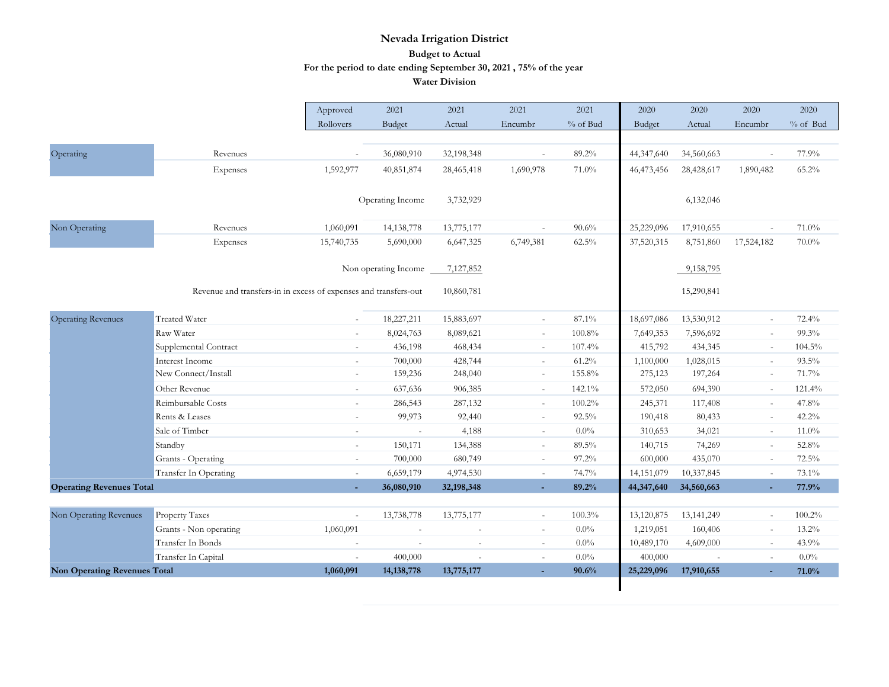# Nevada Irrigation District

## Budget to Actual

### For the period to date ending September 30, 2021 , 75% of the year

### Water Division

| | | Approved Rollovers | 2021 Budget | 2021 Actual | 2021 Encumbr | 2021 % of Bud | 2020 Budget | 2020 Actual | 2020 Encumbr | 2020 % of Bud |
|---|---|---|---|---|---|---|---|---|---|---|
| Operating | Revenues | - | 36,080,910 | 32,198,348 | - | 89.2% | 44,347,640 | 34,560,663 | - | 77.9% |
| | Expenses | 1,592,977 | 40,851,874 | 28,465,418 | 1,690,978 | 71.0% | 46,473,456 | 28,428,617 | 1,890,482 | 65.2% |
| | | | Operating Income | 3,732,929 | | | | 6,132,046 | | |
| Non Operating | Revenues | 1,060,091 | 14,138,778 | 13,775,177 | - | 90.6% | 25,229,096 | 17,910,655 | - | 71.0% |
| | Expenses | 15,740,735 | 5,690,000 | 6,647,325 | 6,749,381 | 62.5% | 37,520,315 | 8,751,860 | 17,524,182 | 70.0% |
| | | | Non operating Income | 7,127,852 | | | | 9,158,795 | | |
| | Revenue and transfers-in in excess of expenses and transfers-out | | | 10,860,781 | | | | 15,290,841 | | |

| | | Approved Rollovers | 2021 Budget | 2021 Actual | 2021 Encumbr | 2021 % of Bud | 2020 Budget | 2020 Actual | 2020 Encumbr | 2020 % of Bud |
|---|---|---|---|---|---|---|---|---|---|---|
| Operating Revenues | Treated Water | - | 18,227,211 | 15,883,697 | - | 87.1% | 18,697,086 | 13,530,912 | - | 72.4% |
| | Raw Water | - | 8,024,763 | 8,089,621 | - | 100.8% | 7,649,353 | 7,596,692 | - | 99.3% |
| | Supplemental Contract | - | 436,198 | 468,434 | - | 107.4% | 415,792 | 434,345 | - | 104.5% |
| | Interest Income | - | 700,000 | 428,744 | - | 61.2% | 1,100,000 | 1,028,015 | - | 93.5% |
| | New Connect/Install | - | 159,236 | 248,040 | - | 155.8% | 275,123 | 197,264 | - | 71.7% |
| | Other Revenue | - | 637,636 | 906,385 | - | 142.1% | 572,050 | 694,390 | - | 121.4% |
| | Reimbursable Costs | - | 286,543 | 287,132 | - | 100.2% | 245,371 | 117,408 | - | 47.8% |
| | Rents & Leases | - | 99,973 | 92,440 | - | 92.5% | 190,418 | 80,433 | - | 42.2% |
| | Sale of Timber | - | - | 4,188 | - | 0.0% | 310,653 | 34,021 | - | 11.0% |
| | Standby | - | 150,171 | 134,388 | - | 89.5% | 140,715 | 74,269 | - | 52.8% |
| | Grants - Operating | - | 700,000 | 680,749 | - | 97.2% | 600,000 | 435,070 | - | 72.5% |
| | Transfer In Operating | - | 6,659,179 | 4,974,530 | - | 74.7% | 14,151,079 | 10,337,845 | - | 73.1% |
| **Operating Revenues Total** | | **-** | **36,080,910** | **32,198,348** | **-** | **89.2%** | **44,347,640** | **34,560,663** | **-** | **77.9%** |
| Non Operating Revenues | Property Taxes | - | 13,738,778 | 13,775,177 | - | 100.3% | 13,120,875 | 13,141,249 | - | 100.2% |
| | Grants - Non operating | 1,060,091 | - | - | - | 0.0% | 1,219,051 | 160,406 | - | 13.2% |
| | Transfer In Bonds | - | - | - | - | 0.0% | 10,489,170 | 4,609,000 | - | 43.9% |
| | Transfer In Capital | - | 400,000 | - | - | 0.0% | 400,000 | - | - | 0.0% |
| **Non Operating Revenues Total** | | **1,060,091** | **14,138,778** | **13,775,177** | **-** | **90.6%** | **25,229,096** | **17,910,655** | **-** | **71.0%** |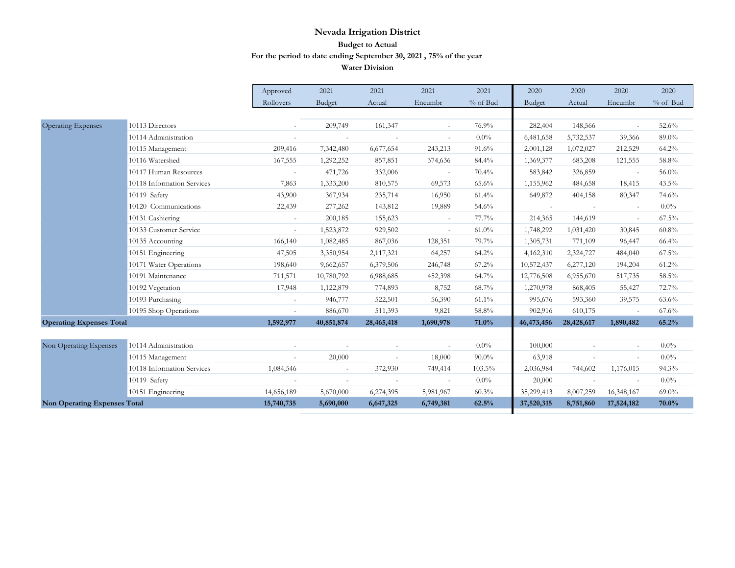# Nevada Irrigation District

## Budget to Actual

### For the period to date ending September 30, 2021 , 75% of the year

### Water Division

| | | Approved Rollovers | 2021 Budget | 2021 Actual | 2021 Encumbr | 2021 % of Bud | 2020 Budget | 2020 Actual | 2020 Encumbr | 2020 % of Bud |
|---|---|---|---|---|---|---|---|---|---|---|
| Operating Expenses | 10113 Directors | - | 209,749 | 161,347 | - | 76.9% | 282,404 | 148,566 | - | 52.6% |
| | 10114 Administration | - | - | - | - | 0.0% | 6,481,658 | 5,732,537 | 39,366 | 89.0% |
| | 10115 Management | 209,416 | 7,342,480 | 6,677,654 | 243,213 | 91.6% | 2,001,128 | 1,072,027 | 212,529 | 64.2% |
| | 10116 Watershed | 167,555 | 1,292,252 | 857,851 | 374,636 | 84.4% | 1,369,377 | 683,208 | 121,555 | 58.8% |
| | 10117 Human Resources | - | 471,726 | 332,006 | - | 70.4% | 583,842 | 326,859 | - | 56.0% |
| | 10118 Information Services | 7,863 | 1,333,200 | 810,575 | 69,573 | 65.6% | 1,155,962 | 484,658 | 18,415 | 43.5% |
| | 10119 Safety | 43,900 | 367,934 | 235,714 | 16,950 | 61.4% | 649,872 | 404,158 | 80,347 | 74.6% |
| | 10120 Communications | 22,439 | 277,262 | 143,812 | 19,889 | 54.6% | - | - | - | 0.0% |
| | 10131 Cashiering | - | 200,185 | 155,623 | - | 77.7% | 214,365 | 144,619 | - | 67.5% |
| | 10133 Customer Service | - | 1,523,872 | 929,502 | - | 61.0% | 1,748,292 | 1,031,420 | 30,845 | 60.8% |
| | 10135 Accounting | 166,140 | 1,082,485 | 867,036 | 128,351 | 79.7% | 1,305,731 | 771,109 | 96,447 | 66.4% |
| | 10151 Engineering | 47,505 | 3,350,954 | 2,117,321 | 64,257 | 64.2% | 4,162,310 | 2,324,727 | 484,040 | 67.5% |
| | 10171 Water Operations | 198,640 | 9,662,657 | 6,379,506 | 246,748 | 67.2% | 10,572,437 | 6,277,120 | 194,204 | 61.2% |
| | 10191 Maintenance | 711,571 | 10,780,792 | 6,988,685 | 452,398 | 64.7% | 12,776,508 | 6,955,670 | 517,735 | 58.5% |
| | 10192 Vegetation | 17,948 | 1,122,879 | 774,893 | 8,752 | 68.7% | 1,270,978 | 868,405 | 55,427 | 72.7% |
| | 10193 Purchasing | - | 946,777 | 522,501 | 56,390 | 61.1% | 995,676 | 593,360 | 39,575 | 63.6% |
| | 10195 Shop Operations | - | 886,670 | 511,393 | 9,821 | 58.8% | 902,916 | 610,175 | - | 67.6% |
| **Operating Expenses Total** | | **1,592,977** | **40,851,874** | **28,465,418** | **1,690,978** | **71.0%** | **46,473,456** | **28,428,617** | **1,890,482** | **65.2%** |
| Non Operating Expenses | 10114 Administration | - | - | - | - | 0.0% | 100,000 | - | - | 0.0% |
| | 10115 Management | - | 20,000 | - | 18,000 | 90.0% | 63,918 | - | - | 0.0% |
| | 10118 Information Services | 1,084,546 | - | 372,930 | 749,414 | 103.5% | 2,036,984 | 744,602 | 1,176,015 | 94.3% |
| | 10119 Safety | - | - | - | - | 0.0% | 20,000 | - | - | 0.0% |
| | 10151 Engineering | 14,656,189 | 5,670,000 | 6,274,395 | 5,981,967 | 60.3% | 35,299,413 | 8,007,259 | 16,348,167 | 69.0% |
| **Non Operating Expenses Total** | | **15,740,735** | **5,690,000** | **6,647,325** | **6,749,381** | **62.5%** | **37,520,315** | **8,751,860** | **17,524,182** | **70.0%** |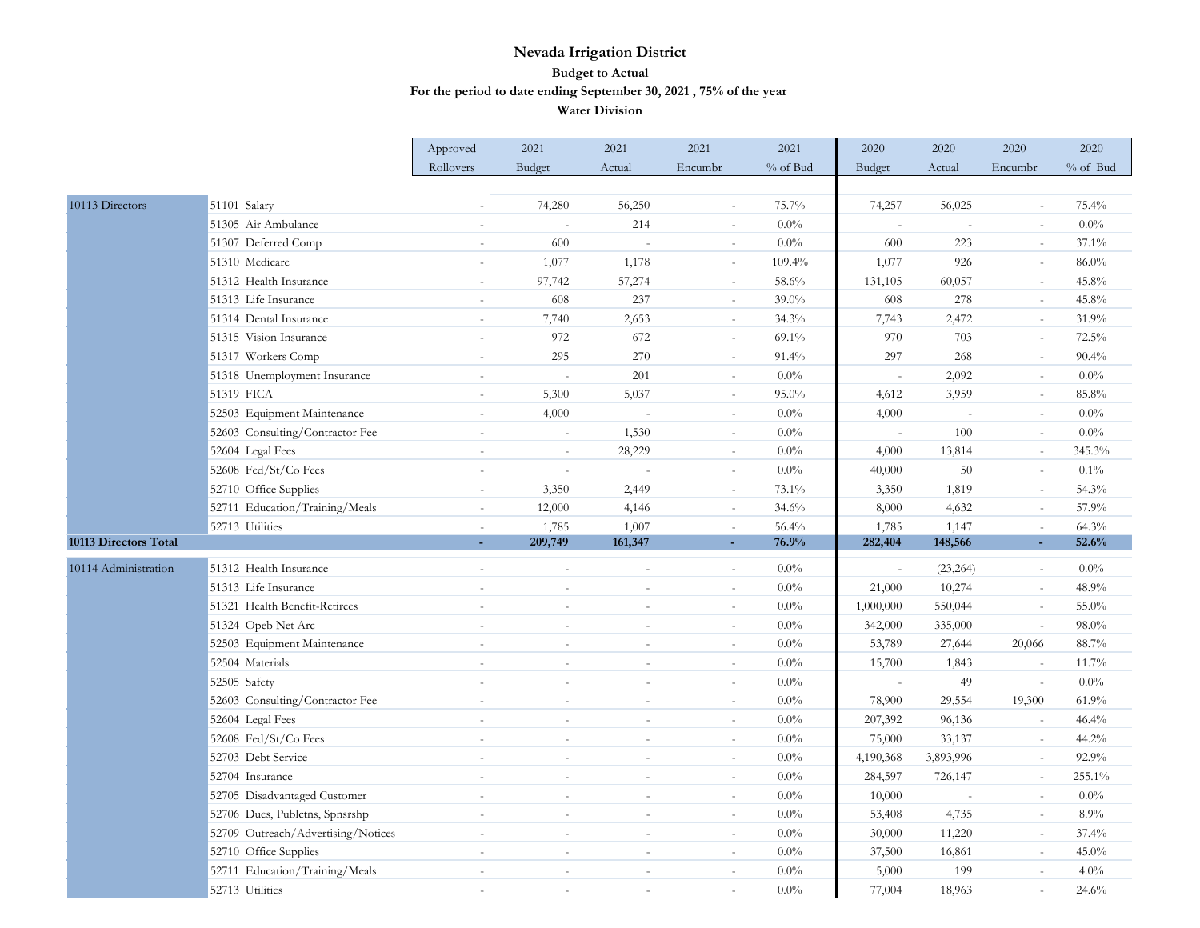# Nevada Irrigation District

**Budget to Actual**

**For the period to date ending September 30, 2021 , 75% of the year**

**Water Division**

| | | Approved Rollovers | 2021 Budget | 2021 Actual | 2021 Encumbr | 2021 % of Bud | 2020 Budget | 2020 Actual | 2020 Encumbr | 2020 % of Bud |
|---|---|---|---|---|---|---|---|---|---|---|
| 10113 Directors | 51101 Salary | - | 74,280 | 56,250 | - | 75.7% | 74,257 | 56,025 | - | 75.4% |
| | 51305 Air Ambulance | - | - | 214 | - | 0.0% | - | - | - | 0.0% |
| | 51307 Deferred Comp | - | 600 | - | - | 0.0% | 600 | 223 | - | 37.1% |
| | 51310 Medicare | - | 1,077 | 1,178 | - | 109.4% | 1,077 | 926 | - | 86.0% |
| | 51312 Health Insurance | - | 97,742 | 57,274 | - | 58.6% | 131,105 | 60,057 | - | 45.8% |
| | 51313 Life Insurance | - | 608 | 237 | - | 39.0% | 608 | 278 | - | 45.8% |
| | 51314 Dental Insurance | - | 7,740 | 2,653 | - | 34.3% | 7,743 | 2,472 | - | 31.9% |
| | 51315 Vision Insurance | - | 972 | 672 | - | 69.1% | 970 | 703 | - | 72.5% |
| | 51317 Workers Comp | - | 295 | 270 | - | 91.4% | 297 | 268 | - | 90.4% |
| | 51318 Unemployment Insurance | - | - | 201 | - | 0.0% | - | 2,092 | - | 0.0% |
| | 51319 FICA | - | 5,300 | 5,037 | - | 95.0% | 4,612 | 3,959 | - | 85.8% |
| | 52503 Equipment Maintenance | - | 4,000 | - | - | 0.0% | 4,000 | - | - | 0.0% |
| | 52603 Consulting/Contractor Fee | - | - | 1,530 | - | 0.0% | - | 100 | - | 0.0% |
| | 52604 Legal Fees | - | - | 28,229 | - | 0.0% | 4,000 | 13,814 | - | 345.3% |
| | 52608 Fed/St/Co Fees | - | - | - | - | 0.0% | 40,000 | 50 | - | 0.1% |
| | 52710 Office Supplies | - | 3,350 | 2,449 | - | 73.1% | 3,350 | 1,819 | - | 54.3% |
| | 52711 Education/Training/Meals | - | 12,000 | 4,146 | - | 34.6% | 8,000 | 4,632 | - | 57.9% |
| | 52713 Utilities | - | 1,785 | 1,007 | - | 56.4% | 1,785 | 1,147 | - | 64.3% |
| **10113 Directors Total** | | **-** | **209,749** | **161,347** | **-** | **76.9%** | **282,404** | **148,566** | **-** | **52.6%** |
| 10114 Administration | 51312 Health Insurance | - | - | - | - | 0.0% | - | (23,264) | - | 0.0% |
| | 51313 Life Insurance | - | - | - | - | 0.0% | 21,000 | 10,274 | - | 48.9% |
| | 51321 Health Benefit-Retirees | - | - | - | - | 0.0% | 1,000,000 | 550,044 | - | 55.0% |
| | 51324 Opeb Net Arc | - | - | - | - | 0.0% | 342,000 | 335,000 | - | 98.0% |
| | 52503 Equipment Maintenance | - | - | - | - | 0.0% | 53,789 | 27,644 | 20,066 | 88.7% |
| | 52504 Materials | - | - | - | - | 0.0% | 15,700 | 1,843 | - | 11.7% |
| | 52505 Safety | - | - | - | - | 0.0% | - | 49 | - | 0.0% |
| | 52603 Consulting/Contractor Fee | - | - | - | - | 0.0% | 78,900 | 29,554 | 19,300 | 61.9% |
| | 52604 Legal Fees | - | - | - | - | 0.0% | 207,392 | 96,136 | - | 46.4% |
| | 52608 Fed/St/Co Fees | - | - | - | - | 0.0% | 75,000 | 33,137 | - | 44.2% |
| | 52703 Debt Service | - | - | - | - | 0.0% | 4,190,368 | 3,893,996 | - | 92.9% |
| | 52704 Insurance | - | - | - | - | 0.0% | 284,597 | 726,147 | - | 255.1% |
| | 52705 Disadvantaged Customer | - | - | - | - | 0.0% | 10,000 | - | - | 0.0% |
| | 52706 Dues, Publctns, Spnsrshp | - | - | - | - | 0.0% | 53,408 | 4,735 | - | 8.9% |
| | 52709 Outreach/Advertising/Notices | - | - | - | - | 0.0% | 30,000 | 11,220 | - | 37.4% |
| | 52710 Office Supplies | - | - | - | - | 0.0% | 37,500 | 16,861 | - | 45.0% |
| | 52711 Education/Training/Meals | - | - | - | - | 0.0% | 5,000 | 199 | - | 4.0% |
| | 52713 Utilities | - | - | - | - | 0.0% | 77,004 | 18,963 | - | 24.6% |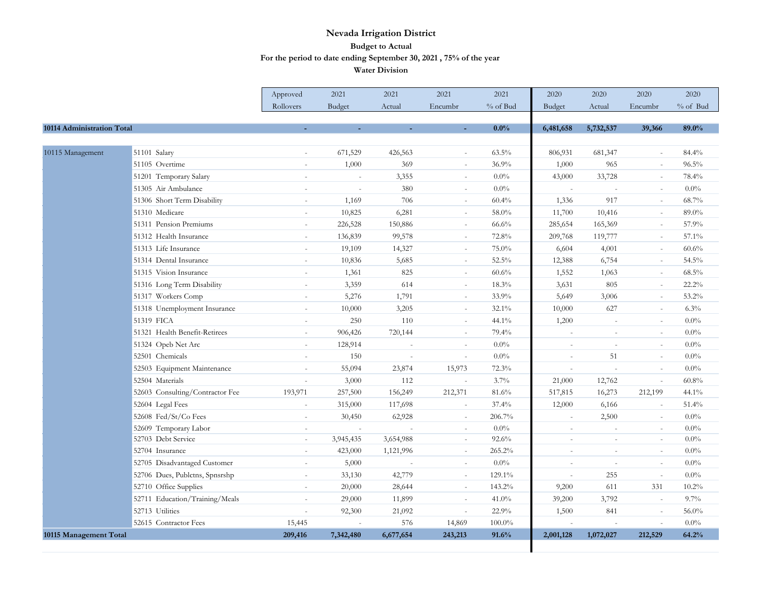# Nevada Irrigation District

## Budget to Actual

### For the period to date ending September 30, 2021 , 75% of the year

### Water Division

| | | Approved Rollovers | 2021 Budget | 2021 Actual | 2021 Encumbr | 2021 % of Bud | 2020 Budget | 2020 Actual | 2020 Encumbr | 2020 % of Bud |
|---|---|---|---|---|---|---|---|---|---|---|
| **10114 Administration Total** | | **-** | **-** | **-** | **-** | **0.0%** | **6,481,658** | **5,732,537** | **39,366** | **89.0%** |
| 10115 Management | 51101 Salary | - | 671,529 | 426,563 | - | 63.5% | 806,931 | 681,347 | - | 84.4% |
| | 51105 Overtime | - | 1,000 | 369 | - | 36.9% | 1,000 | 965 | - | 96.5% |
| | 51201 Temporary Salary | - | - | 3,355 | - | 0.0% | 43,000 | 33,728 | - | 78.4% |
| | 51305 Air Ambulance | - | - | 380 | - | 0.0% | - | - | - | 0.0% |
| | 51306 Short Term Disability | - | 1,169 | 706 | - | 60.4% | 1,336 | 917 | - | 68.7% |
| | 51310 Medicare | - | 10,825 | 6,281 | - | 58.0% | 11,700 | 10,416 | - | 89.0% |
| | 51311 Pension Premiums | - | 226,528 | 150,886 | - | 66.6% | 285,654 | 165,369 | - | 57.9% |
| | 51312 Health Insurance | - | 136,839 | 99,578 | - | 72.8% | 209,768 | 119,777 | - | 57.1% |
| | 51313 Life Insurance | - | 19,109 | 14,327 | - | 75.0% | 6,604 | 4,001 | - | 60.6% |
| | 51314 Dental Insurance | - | 10,836 | 5,685 | - | 52.5% | 12,388 | 6,754 | - | 54.5% |
| | 51315 Vision Insurance | - | 1,361 | 825 | - | 60.6% | 1,552 | 1,063 | - | 68.5% |
| | 51316 Long Term Disability | - | 3,359 | 614 | - | 18.3% | 3,631 | 805 | - | 22.2% |
| | 51317 Workers Comp | - | 5,276 | 1,791 | - | 33.9% | 5,649 | 3,006 | - | 53.2% |
| | 51318 Unemployment Insurance | - | 10,000 | 3,205 | - | 32.1% | 10,000 | 627 | - | 6.3% |
| | 51319 FICA | - | 250 | 110 | - | 44.1% | 1,200 | - | - | 0.0% |
| | 51321 Health Benefit-Retirees | - | 906,426 | 720,144 | - | 79.4% | - | - | - | 0.0% |
| | 51324 Opeb Net Arc | - | 128,914 | - | - | 0.0% | - | - | - | 0.0% |
| | 52501 Chemicals | - | 150 | - | - | 0.0% | - | 51 | - | 0.0% |
| | 52503 Equipment Maintenance | - | 55,094 | 23,874 | 15,973 | 72.3% | - | - | - | 0.0% |
| | 52504 Materials | - | 3,000 | 112 | - | 3.7% | 21,000 | 12,762 | - | 60.8% |
| | 52603 Consulting/Contractor Fee | 193,971 | 257,500 | 156,249 | 212,371 | 81.6% | 517,815 | 16,273 | 212,199 | 44.1% |
| | 52604 Legal Fees | - | 315,000 | 117,698 | - | 37.4% | 12,000 | 6,166 | - | 51.4% |
| | 52608 Fed/St/Co Fees | - | 30,450 | 62,928 | - | 206.7% | - | 2,500 | - | 0.0% |
| | 52609 Temporary Labor | - | - | - | - | 0.0% | - | - | - | 0.0% |
| | 52703 Debt Service | - | 3,945,435 | 3,654,988 | - | 92.6% | - | - | - | 0.0% |
| | 52704 Insurance | - | 423,000 | 1,121,996 | - | 265.2% | - | - | - | 0.0% |
| | 52705 Disadvantaged Customer | - | 5,000 | - | - | 0.0% | - | - | - | 0.0% |
| | 52706 Dues, Publctns, Spnsrshp | - | 33,130 | 42,779 | - | 129.1% | - | 255 | - | 0.0% |
| | 52710 Office Supplies | - | 20,000 | 28,644 | - | 143.2% | 9,200 | 611 | 331 | 10.2% |
| | 52711 Education/Training/Meals | - | 29,000 | 11,899 | - | 41.0% | 39,200 | 3,792 | - | 9.7% |
| | 52713 Utilities | - | 92,300 | 21,092 | - | 22.9% | 1,500 | 841 | - | 56.0% |
| | 52615 Contractor Fees | 15,445 | - | 576 | 14,869 | 100.0% | - | - | - | 0.0% |
| **10115 Management Total** | | **209,416** | **7,342,480** | **6,677,654** | **243,213** | **91.6%** | **2,001,128** | **1,072,027** | **212,529** | **64.2%** |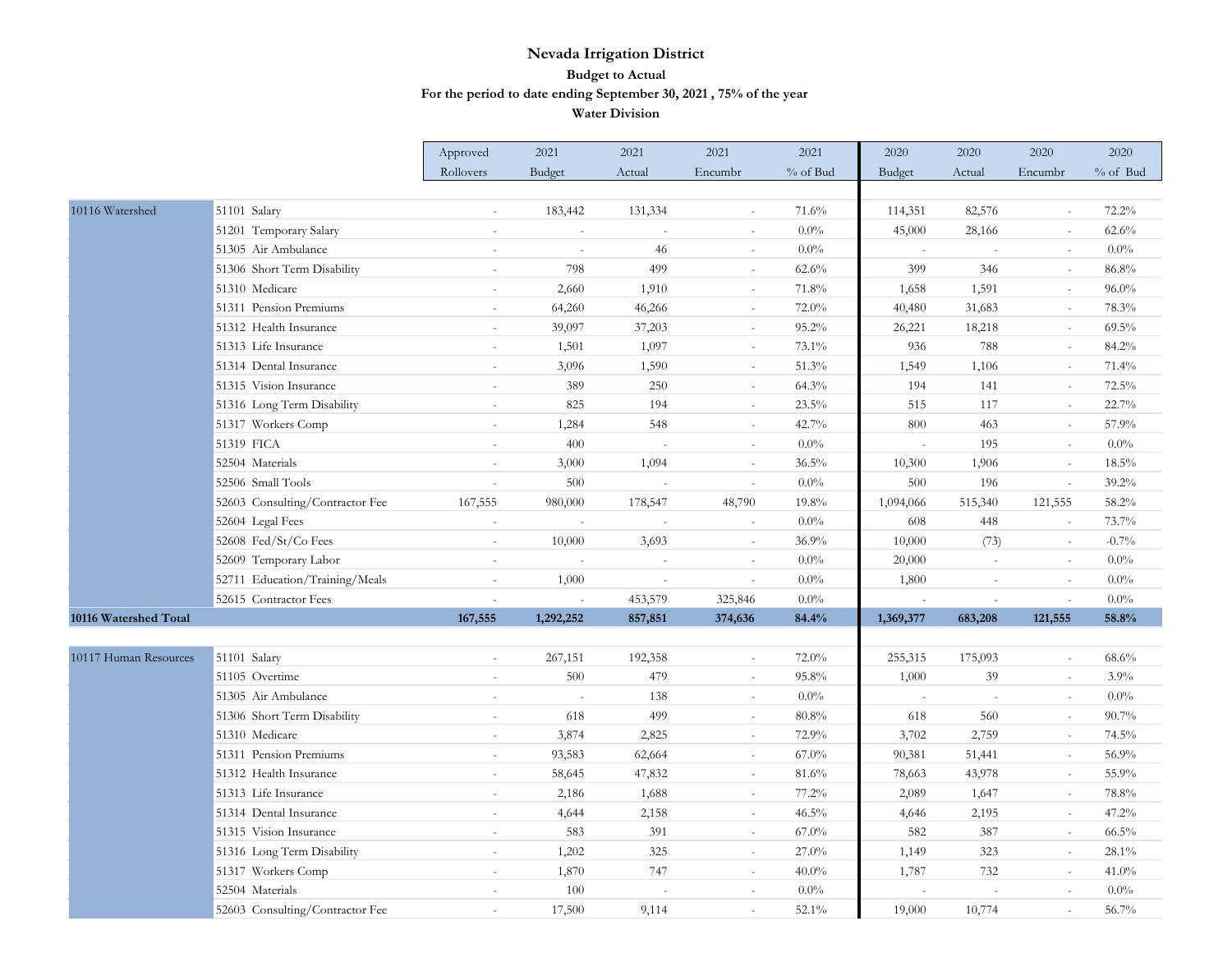# Nevada Irrigation District

## Budget to Actual

### For the period to date ending September 30, 2021 , 75% of the year

### Water Division

| | | Approved Rollovers | 2021 Budget | 2021 Actual | 2021 Encumbr | 2021 % of Bud | 2020 Budget | 2020 Actual | 2020 Encumbr | 2020 % of Bud |
|---|---|---|---|---|---|---|---|---|---|---|
| 10116 Watershed | 51101 Salary | - | 183,442 | 131,334 | - | 71.6% | 114,351 | 82,576 | - | 72.2% |
| | 51201 Temporary Salary | - | - | - | - | 0.0% | 45,000 | 28,166 | - | 62.6% |
| | 51305 Air Ambulance | - | - | 46 | - | 0.0% | - | - | - | 0.0% |
| | 51306 Short Term Disability | - | 798 | 499 | - | 62.6% | 399 | 346 | - | 86.8% |
| | 51310 Medicare | - | 2,660 | 1,910 | - | 71.8% | 1,658 | 1,591 | - | 96.0% |
| | 51311 Pension Premiums | - | 64,260 | 46,266 | - | 72.0% | 40,480 | 31,683 | - | 78.3% |
| | 51312 Health Insurance | - | 39,097 | 37,203 | - | 95.2% | 26,221 | 18,218 | - | 69.5% |
| | 51313 Life Insurance | - | 1,501 | 1,097 | - | 73.1% | 936 | 788 | - | 84.2% |
| | 51314 Dental Insurance | - | 3,096 | 1,590 | - | 51.3% | 1,549 | 1,106 | - | 71.4% |
| | 51315 Vision Insurance | - | 389 | 250 | - | 64.3% | 194 | 141 | - | 72.5% |
| | 51316 Long Term Disability | - | 825 | 194 | - | 23.5% | 515 | 117 | - | 22.7% |
| | 51317 Workers Comp | - | 1,284 | 548 | - | 42.7% | 800 | 463 | - | 57.9% |
| | 51319 FICA | - | 400 | - | - | 0.0% | - | 195 | - | 0.0% |
| | 52504 Materials | - | 3,000 | 1,094 | - | 36.5% | 10,300 | 1,906 | - | 18.5% |
| | 52506 Small Tools | - | 500 | - | - | 0.0% | 500 | 196 | - | 39.2% |
| | 52603 Consulting/Contractor Fee | 167,555 | 980,000 | 178,547 | 48,790 | 19.8% | 1,094,066 | 515,340 | 121,555 | 58.2% |
| | 52604 Legal Fees | - | - | - | - | 0.0% | 608 | 448 | - | 73.7% |
| | 52608 Fed/St/Co Fees | - | 10,000 | 3,693 | - | 36.9% | 10,000 | (73) | - | -0.7% |
| | 52609 Temporary Labor | - | - | - | - | 0.0% | 20,000 | - | - | 0.0% |
| | 52711 Education/Training/Meals | - | 1,000 | - | - | 0.0% | 1,800 | - | - | 0.0% |
| | 52615 Contractor Fees | - | - | 453,579 | 325,846 | 0.0% | - | - | - | 0.0% |
| **10116 Watershed Total** | | **167,555** | **1,292,252** | **857,851** | **374,636** | **84.4%** | **1,369,377** | **683,208** | **121,555** | **58.8%** |
| 10117 Human Resources | 51101 Salary | - | 267,151 | 192,358 | - | 72.0% | 255,315 | 175,093 | - | 68.6% |
| | 51105 Overtime | - | 500 | 479 | - | 95.8% | 1,000 | 39 | - | 3.9% |
| | 51305 Air Ambulance | - | - | 138 | - | 0.0% | - | - | - | 0.0% |
| | 51306 Short Term Disability | - | 618 | 499 | - | 80.8% | 618 | 560 | - | 90.7% |
| | 51310 Medicare | - | 3,874 | 2,825 | - | 72.9% | 3,702 | 2,759 | - | 74.5% |
| | 51311 Pension Premiums | - | 93,583 | 62,664 | - | 67.0% | 90,381 | 51,441 | - | 56.9% |
| | 51312 Health Insurance | - | 58,645 | 47,832 | - | 81.6% | 78,663 | 43,978 | - | 55.9% |
| | 51313 Life Insurance | - | 2,186 | 1,688 | - | 77.2% | 2,089 | 1,647 | - | 78.8% |
| | 51314 Dental Insurance | - | 4,644 | 2,158 | - | 46.5% | 4,646 | 2,195 | - | 47.2% |
| | 51315 Vision Insurance | - | 583 | 391 | - | 67.0% | 582 | 387 | - | 66.5% |
| | 51316 Long Term Disability | - | 1,202 | 325 | - | 27.0% | 1,149 | 323 | - | 28.1% |
| | 51317 Workers Comp | - | 1,870 | 747 | - | 40.0% | 1,787 | 732 | - | 41.0% |
| | 52504 Materials | - | 100 | - | - | 0.0% | - | - | - | 0.0% |
| | 52603 Consulting/Contractor Fee | - | 17,500 | 9,114 | - | 52.1% | 19,000 | 10,774 | - | 56.7% |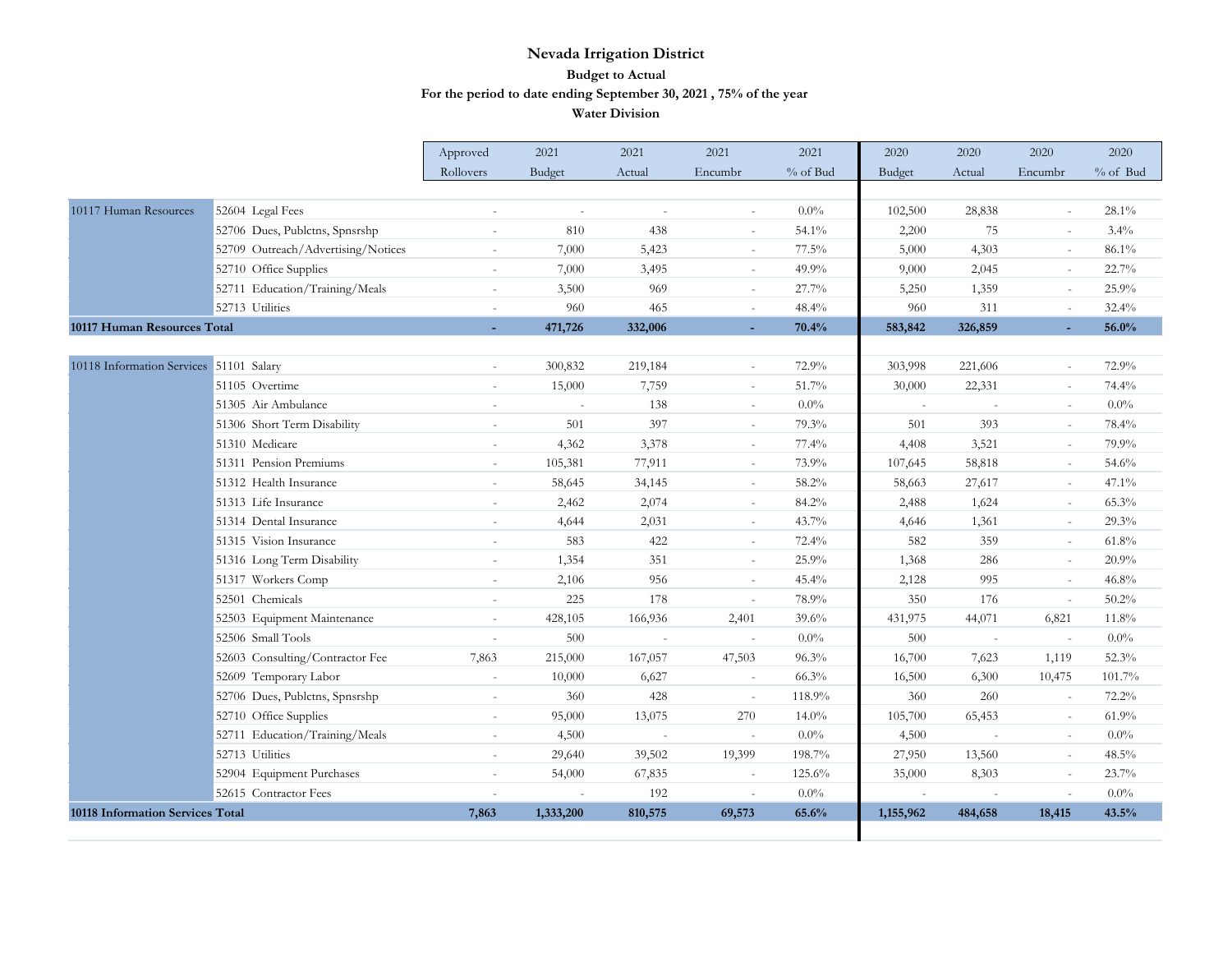# Nevada Irrigation District

## Budget to Actual

### For the period to date ending September 30, 2021 , 75% of the year

### Water Division

| | | Approved Rollovers | 2021 Budget | 2021 Actual | 2021 Encumbr | 2021 % of Bud | 2020 Budget | 2020 Actual | 2020 Encumbr | 2020 % of Bud |
|---|---|---|---|---|---|---|---|---|---|---|
| 10117 Human Resources | 52604 Legal Fees | - | - | - | - | 0.0% | 102,500 | 28,838 | - | 28.1% |
| | 52706 Dues, Publctns, Spnsrshp | - | 810 | 438 | - | 54.1% | 2,200 | 75 | - | 3.4% |
| | 52709 Outreach/Advertising/Notices | - | 7,000 | 5,423 | - | 77.5% | 5,000 | 4,303 | - | 86.1% |
| | 52710 Office Supplies | - | 7,000 | 3,495 | - | 49.9% | 9,000 | 2,045 | - | 22.7% |
| | 52711 Education/Training/Meals | - | 3,500 | 969 | - | 27.7% | 5,250 | 1,359 | - | 25.9% |
| | 52713 Utilities | - | 960 | 465 | - | 48.4% | 960 | 311 | - | 32.4% |
| **10117 Human Resources Total** | | **-** | **471,726** | **332,006** | **-** | **70.4%** | **583,842** | **326,859** | **-** | **56.0%** |
| 10118 Information Services | 51101 Salary | - | 300,832 | 219,184 | - | 72.9% | 303,998 | 221,606 | - | 72.9% |
| | 51105 Overtime | - | 15,000 | 7,759 | - | 51.7% | 30,000 | 22,331 | - | 74.4% |
| | 51305 Air Ambulance | - | - | 138 | - | 0.0% | - | - | - | 0.0% |
| | 51306 Short Term Disability | - | 501 | 397 | - | 79.3% | 501 | 393 | - | 78.4% |
| | 51310 Medicare | - | 4,362 | 3,378 | - | 77.4% | 4,408 | 3,521 | - | 79.9% |
| | 51311 Pension Premiums | - | 105,381 | 77,911 | - | 73.9% | 107,645 | 58,818 | - | 54.6% |
| | 51312 Health Insurance | - | 58,645 | 34,145 | - | 58.2% | 58,663 | 27,617 | - | 47.1% |
| | 51313 Life Insurance | - | 2,462 | 2,074 | - | 84.2% | 2,488 | 1,624 | - | 65.3% |
| | 51314 Dental Insurance | - | 4,644 | 2,031 | - | 43.7% | 4,646 | 1,361 | - | 29.3% |
| | 51315 Vision Insurance | - | 583 | 422 | - | 72.4% | 582 | 359 | - | 61.8% |
| | 51316 Long Term Disability | - | 1,354 | 351 | - | 25.9% | 1,368 | 286 | - | 20.9% |
| | 51317 Workers Comp | - | 2,106 | 956 | - | 45.4% | 2,128 | 995 | - | 46.8% |
| | 52501 Chemicals | - | 225 | 178 | - | 78.9% | 350 | 176 | - | 50.2% |
| | 52503 Equipment Maintenance | - | 428,105 | 166,936 | 2,401 | 39.6% | 431,975 | 44,071 | 6,821 | 11.8% |
| | 52506 Small Tools | - | 500 | - | - | 0.0% | 500 | - | - | 0.0% |
| | 52603 Consulting/Contractor Fee | 7,863 | 215,000 | 167,057 | 47,503 | 96.3% | 16,700 | 7,623 | 1,119 | 52.3% |
| | 52609 Temporary Labor | - | 10,000 | 6,627 | - | 66.3% | 16,500 | 6,300 | 10,475 | 101.7% |
| | 52706 Dues, Publctns, Spnsrshp | - | 360 | 428 | - | 118.9% | 360 | 260 | - | 72.2% |
| | 52710 Office Supplies | - | 95,000 | 13,075 | 270 | 14.0% | 105,700 | 65,453 | - | 61.9% |
| | 52711 Education/Training/Meals | - | 4,500 | - | - | 0.0% | 4,500 | - | - | 0.0% |
| | 52713 Utilities | - | 29,640 | 39,502 | 19,399 | 198.7% | 27,950 | 13,560 | - | 48.5% |
| | 52904 Equipment Purchases | - | 54,000 | 67,835 | - | 125.6% | 35,000 | 8,303 | - | 23.7% |
| | 52615 Contractor Fees | - | - | 192 | - | 0.0% | - | - | - | 0.0% |
| **10118 Information Services Total** | | **7,863** | **1,333,200** | **810,575** | **69,573** | **65.6%** | **1,155,962** | **484,658** | **18,415** | **43.5%** |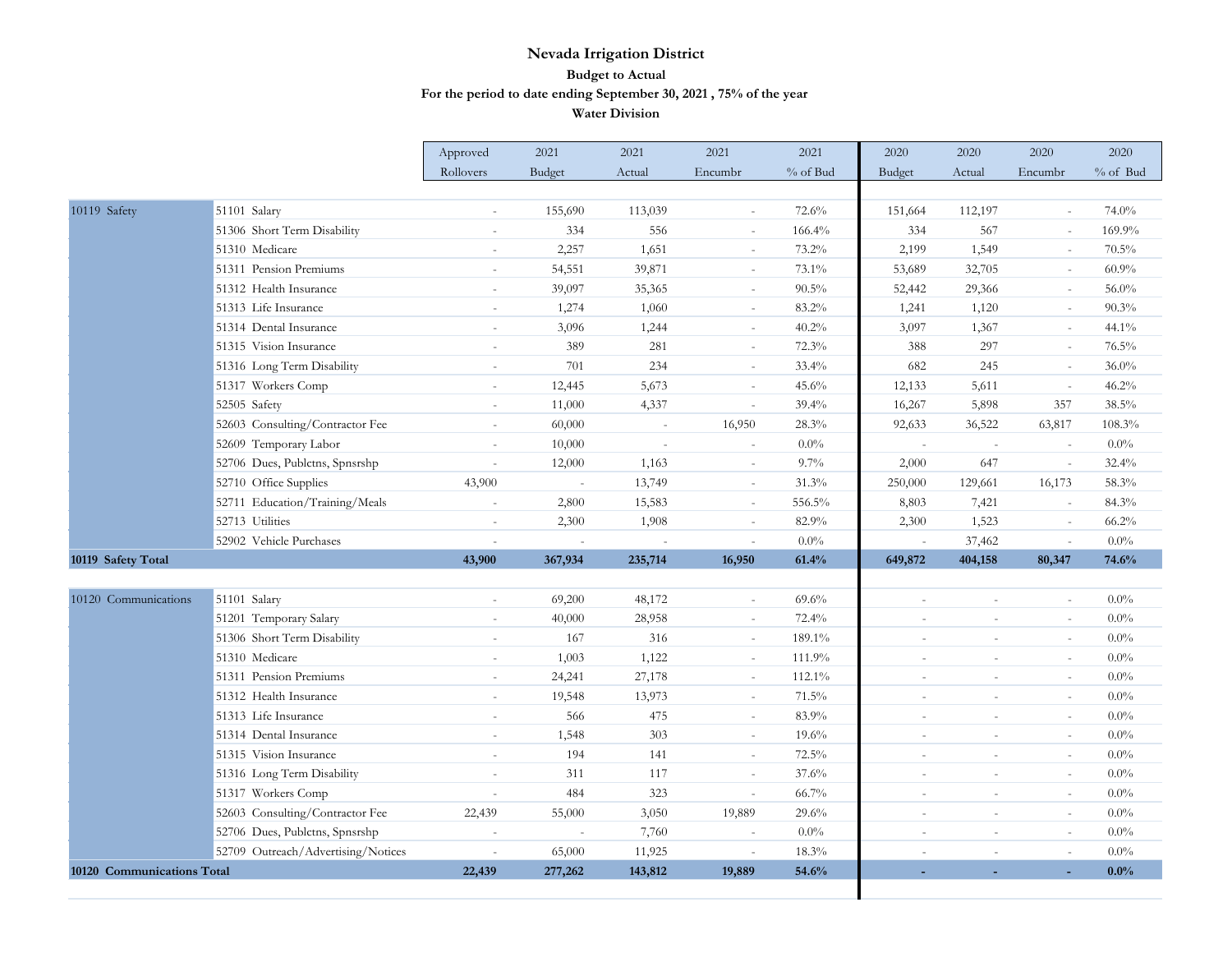# Nevada Irrigation District

## Budget to Actual

### For the period to date ending September 30, 2021 , 75% of the year

### Water Division

| | | Approved Rollovers | 2021 Budget | 2021 Actual | 2021 Encumbr | 2021 % of Bud | 2020 Budget | 2020 Actual | 2020 Encumbr | 2020 % of Bud |
|---|---|---|---|---|---|---|---|---|---|---|
| 10119 Safety | 51101 Salary | - | 155,690 | 113,039 | - | 72.6% | 151,664 | 112,197 | - | 74.0% |
| | 51306 Short Term Disability | - | 334 | 556 | - | 166.4% | 334 | 567 | - | 169.9% |
| | 51310 Medicare | - | 2,257 | 1,651 | - | 73.2% | 2,199 | 1,549 | - | 70.5% |
| | 51311 Pension Premiums | - | 54,551 | 39,871 | - | 73.1% | 53,689 | 32,705 | - | 60.9% |
| | 51312 Health Insurance | - | 39,097 | 35,365 | - | 90.5% | 52,442 | 29,366 | - | 56.0% |
| | 51313 Life Insurance | - | 1,274 | 1,060 | - | 83.2% | 1,241 | 1,120 | - | 90.3% |
| | 51314 Dental Insurance | - | 3,096 | 1,244 | - | 40.2% | 3,097 | 1,367 | - | 44.1% |
| | 51315 Vision Insurance | - | 389 | 281 | - | 72.3% | 388 | 297 | - | 76.5% |
| | 51316 Long Term Disability | - | 701 | 234 | - | 33.4% | 682 | 245 | - | 36.0% |
| | 51317 Workers Comp | - | 12,445 | 5,673 | - | 45.6% | 12,133 | 5,611 | - | 46.2% |
| | 52505 Safety | - | 11,000 | 4,337 | - | 39.4% | 16,267 | 5,898 | 357 | 38.5% |
| | 52603 Consulting/Contractor Fee | - | 60,000 | - | 16,950 | 28.3% | 92,633 | 36,522 | 63,817 | 108.3% |
| | 52609 Temporary Labor | - | 10,000 | - | - | 0.0% | - | - | - | 0.0% |
| | 52706 Dues, Publctns, Spnsrshp | - | 12,000 | 1,163 | - | 9.7% | 2,000 | 647 | - | 32.4% |
| | 52710 Office Supplies | 43,900 | - | 13,749 | - | 31.3% | 250,000 | 129,661 | 16,173 | 58.3% |
| | 52711 Education/Training/Meals | - | 2,800 | 15,583 | - | 556.5% | 8,803 | 7,421 | - | 84.3% |
| | 52713 Utilities | - | 2,300 | 1,908 | - | 82.9% | 2,300 | 1,523 | - | 66.2% |
| | 52902 Vehicle Purchases | - | - | - | - | 0.0% | - | 37,462 | - | 0.0% |
| **10119 Safety Total** | | **43,900** | **367,934** | **235,714** | **16,950** | **61.4%** | **649,872** | **404,158** | **80,347** | **74.6%** |
| 10120 Communications | 51101 Salary | - | 69,200 | 48,172 | - | 69.6% | - | - | - | 0.0% |
| | 51201 Temporary Salary | - | 40,000 | 28,958 | - | 72.4% | - | - | - | 0.0% |
| | 51306 Short Term Disability | - | 167 | 316 | - | 189.1% | - | - | - | 0.0% |
| | 51310 Medicare | - | 1,003 | 1,122 | - | 111.9% | - | - | - | 0.0% |
| | 51311 Pension Premiums | - | 24,241 | 27,178 | - | 112.1% | - | - | - | 0.0% |
| | 51312 Health Insurance | - | 19,548 | 13,973 | - | 71.5% | - | - | - | 0.0% |
| | 51313 Life Insurance | - | 566 | 475 | - | 83.9% | - | - | - | 0.0% |
| | 51314 Dental Insurance | - | 1,548 | 303 | - | 19.6% | - | - | - | 0.0% |
| | 51315 Vision Insurance | - | 194 | 141 | - | 72.5% | - | - | - | 0.0% |
| | 51316 Long Term Disability | - | 311 | 117 | - | 37.6% | - | - | - | 0.0% |
| | 51317 Workers Comp | - | 484 | 323 | - | 66.7% | - | - | - | 0.0% |
| | 52603 Consulting/Contractor Fee | 22,439 | 55,000 | 3,050 | 19,889 | 29.6% | - | - | - | 0.0% |
| | 52706 Dues, Publctns, Spnsrshp | - | - | 7,760 | - | 0.0% | - | - | - | 0.0% |
| | 52709 Outreach/Advertising/Notices | - | 65,000 | 11,925 | - | 18.3% | - | - | - | 0.0% |
| **10120 Communications Total** | | **22,439** | **277,262** | **143,812** | **19,889** | **54.6%** | **-** | **-** | **-** | **0.0%** |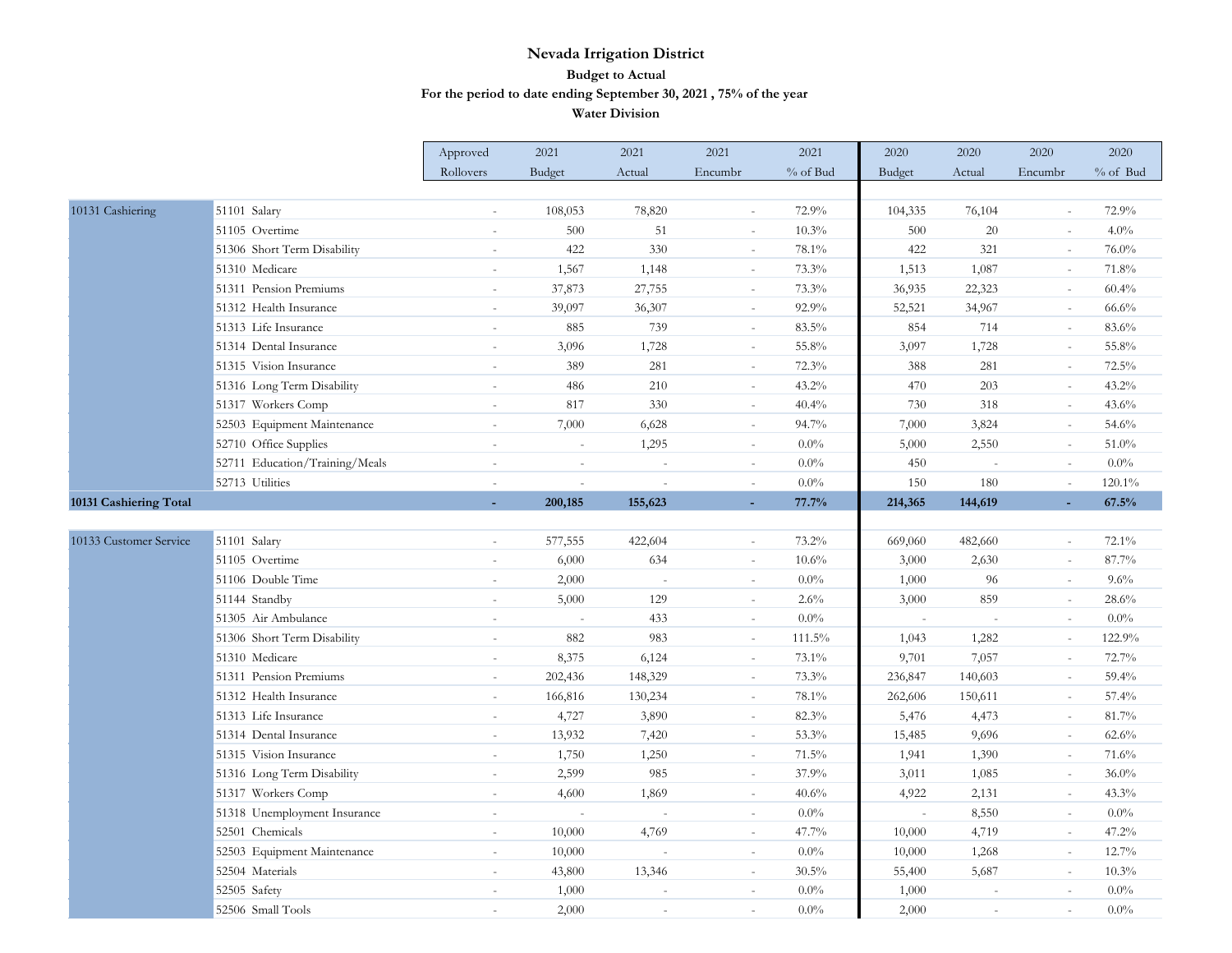# Nevada Irrigation District

**Budget to Actual**

**For the period to date ending September 30, 2021 , 75% of the year**

**Water Division**

| | | Approved Rollovers | 2021 Budget | 2021 Actual | 2021 Encumbr | 2021 % of Bud | 2020 Budget | 2020 Actual | 2020 Encumbr | 2020 % of Bud |
|---|---|---|---|---|---|---|---|---|---|---|
| 10131 Cashiering | 51101 Salary | - | 108,053 | 78,820 | - | 72.9% | 104,335 | 76,104 | - | 72.9% |
| | 51105 Overtime | - | 500 | 51 | - | 10.3% | 500 | 20 | - | 4.0% |
| | 51306 Short Term Disability | - | 422 | 330 | - | 78.1% | 422 | 321 | - | 76.0% |
| | 51310 Medicare | - | 1,567 | 1,148 | - | 73.3% | 1,513 | 1,087 | - | 71.8% |
| | 51311 Pension Premiums | - | 37,873 | 27,755 | - | 73.3% | 36,935 | 22,323 | - | 60.4% |
| | 51312 Health Insurance | - | 39,097 | 36,307 | - | 92.9% | 52,521 | 34,967 | - | 66.6% |
| | 51313 Life Insurance | - | 885 | 739 | - | 83.5% | 854 | 714 | - | 83.6% |
| | 51314 Dental Insurance | - | 3,096 | 1,728 | - | 55.8% | 3,097 | 1,728 | - | 55.8% |
| | 51315 Vision Insurance | - | 389 | 281 | - | 72.3% | 388 | 281 | - | 72.5% |
| | 51316 Long Term Disability | - | 486 | 210 | - | 43.2% | 470 | 203 | - | 43.2% |
| | 51317 Workers Comp | - | 817 | 330 | - | 40.4% | 730 | 318 | - | 43.6% |
| | 52503 Equipment Maintenance | - | 7,000 | 6,628 | - | 94.7% | 7,000 | 3,824 | - | 54.6% |
| | 52710 Office Supplies | - | - | 1,295 | - | 0.0% | 5,000 | 2,550 | - | 51.0% |
| | 52711 Education/Training/Meals | - | - | - | - | 0.0% | 450 | - | - | 0.0% |
| | 52713 Utilities | - | - | - | - | 0.0% | 150 | 180 | - | 120.1% |
| **10131 Cashiering Total** | | **-** | **200,185** | **155,623** | **-** | **77.7%** | **214,365** | **144,619** | **-** | **67.5%** |
| 10133 Customer Service | 51101 Salary | - | 577,555 | 422,604 | - | 73.2% | 669,060 | 482,660 | - | 72.1% |
| | 51105 Overtime | - | 6,000 | 634 | - | 10.6% | 3,000 | 2,630 | - | 87.7% |
| | 51106 Double Time | - | 2,000 | - | - | 0.0% | 1,000 | 96 | - | 9.6% |
| | 51144 Standby | - | 5,000 | 129 | - | 2.6% | 3,000 | 859 | - | 28.6% |
| | 51305 Air Ambulance | - | - | 433 | - | 0.0% | - | - | - | 0.0% |
| | 51306 Short Term Disability | - | 882 | 983 | - | 111.5% | 1,043 | 1,282 | - | 122.9% |
| | 51310 Medicare | - | 8,375 | 6,124 | - | 73.1% | 9,701 | 7,057 | - | 72.7% |
| | 51311 Pension Premiums | - | 202,436 | 148,329 | - | 73.3% | 236,847 | 140,603 | - | 59.4% |
| | 51312 Health Insurance | - | 166,816 | 130,234 | - | 78.1% | 262,606 | 150,611 | - | 57.4% |
| | 51313 Life Insurance | - | 4,727 | 3,890 | - | 82.3% | 5,476 | 4,473 | - | 81.7% |
| | 51314 Dental Insurance | - | 13,932 | 7,420 | - | 53.3% | 15,485 | 9,696 | - | 62.6% |
| | 51315 Vision Insurance | - | 1,750 | 1,250 | - | 71.5% | 1,941 | 1,390 | - | 71.6% |
| | 51316 Long Term Disability | - | 2,599 | 985 | - | 37.9% | 3,011 | 1,085 | - | 36.0% |
| | 51317 Workers Comp | - | 4,600 | 1,869 | - | 40.6% | 4,922 | 2,131 | - | 43.3% |
| | 51318 Unemployment Insurance | - | - | - | - | 0.0% | - | 8,550 | - | 0.0% |
| | 52501 Chemicals | - | 10,000 | 4,769 | - | 47.7% | 10,000 | 4,719 | - | 47.2% |
| | 52503 Equipment Maintenance | - | 10,000 | - | - | 0.0% | 10,000 | 1,268 | - | 12.7% |
| | 52504 Materials | - | 43,800 | 13,346 | - | 30.5% | 55,400 | 5,687 | - | 10.3% |
| | 52505 Safety | - | 1,000 | - | - | 0.0% | 1,000 | - | - | 0.0% |
| | 52506 Small Tools | - | 2,000 | - | - | 0.0% | 2,000 | - | - | 0.0% |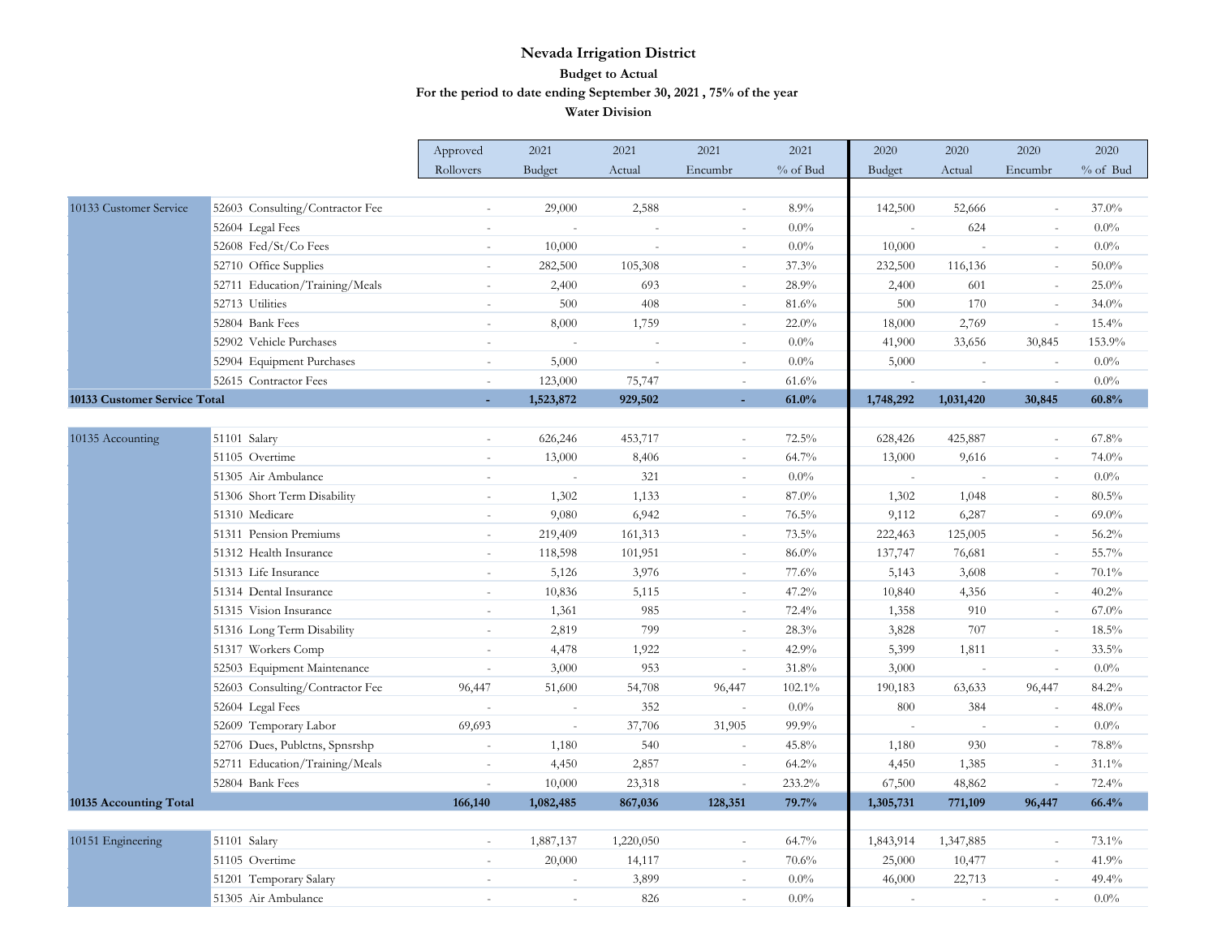# Nevada Irrigation District

## Budget to Actual

### For the period to date ending September 30, 2021 , 75% of the year

### Water Division

| | | Approved Rollovers | 2021 Budget | 2021 Actual | 2021 Encumbr | 2021 % of Bud | 2020 Budget | 2020 Actual | 2020 Encumbr | 2020 % of Bud |
|---|---|---|---|---|---|---|---|---|---|---|
| 10133 Customer Service | 52603 Consulting/Contractor Fee | - | 29,000 | 2,588 | - | 8.9% | 142,500 | 52,666 | - | 37.0% |
| | 52604 Legal Fees | - | - | - | - | 0.0% | - | 624 | - | 0.0% |
| | 52608 Fed/St/Co Fees | - | 10,000 | - | - | 0.0% | 10,000 | - | - | 0.0% |
| | 52710 Office Supplies | - | 282,500 | 105,308 | - | 37.3% | 232,500 | 116,136 | - | 50.0% |
| | 52711 Education/Training/Meals | - | 2,400 | 693 | - | 28.9% | 2,400 | 601 | - | 25.0% |
| | 52713 Utilities | - | 500 | 408 | - | 81.6% | 500 | 170 | - | 34.0% |
| | 52804 Bank Fees | - | 8,000 | 1,759 | - | 22.0% | 18,000 | 2,769 | - | 15.4% |
| | 52902 Vehicle Purchases | - | - | - | - | 0.0% | 41,900 | 33,656 | 30,845 | 153.9% |
| | 52904 Equipment Purchases | - | 5,000 | - | - | 0.0% | 5,000 | - | - | 0.0% |
| | 52615 Contractor Fees | - | 123,000 | 75,747 | - | 61.6% | - | - | - | 0.0% |
| **10133 Customer Service Total** | | **-** | **1,523,872** | **929,502** | **-** | **61.0%** | **1,748,292** | **1,031,420** | **30,845** | **60.8%** |
| 10135 Accounting | 51101 Salary | - | 626,246 | 453,717 | - | 72.5% | 628,426 | 425,887 | - | 67.8% |
| | 51105 Overtime | - | 13,000 | 8,406 | - | 64.7% | 13,000 | 9,616 | - | 74.0% |
| | 51305 Air Ambulance | - | - | 321 | - | 0.0% | - | - | - | 0.0% |
| | 51306 Short Term Disability | - | 1,302 | 1,133 | - | 87.0% | 1,302 | 1,048 | - | 80.5% |
| | 51310 Medicare | - | 9,080 | 6,942 | - | 76.5% | 9,112 | 6,287 | - | 69.0% |
| | 51311 Pension Premiums | - | 219,409 | 161,313 | - | 73.5% | 222,463 | 125,005 | - | 56.2% |
| | 51312 Health Insurance | - | 118,598 | 101,951 | - | 86.0% | 137,747 | 76,681 | - | 55.7% |
| | 51313 Life Insurance | - | 5,126 | 3,976 | - | 77.6% | 5,143 | 3,608 | - | 70.1% |
| | 51314 Dental Insurance | - | 10,836 | 5,115 | - | 47.2% | 10,840 | 4,356 | - | 40.2% |
| | 51315 Vision Insurance | - | 1,361 | 985 | - | 72.4% | 1,358 | 910 | - | 67.0% |
| | 51316 Long Term Disability | - | 2,819 | 799 | - | 28.3% | 3,828 | 707 | - | 18.5% |
| | 51317 Workers Comp | - | 4,478 | 1,922 | - | 42.9% | 5,399 | 1,811 | - | 33.5% |
| | 52503 Equipment Maintenance | - | 3,000 | 953 | - | 31.8% | 3,000 | - | - | 0.0% |
| | 52603 Consulting/Contractor Fee | 96,447 | 51,600 | 54,708 | 96,447 | 102.1% | 190,183 | 63,633 | 96,447 | 84.2% |
| | 52604 Legal Fees | - | - | 352 | - | 0.0% | 800 | 384 | - | 48.0% |
| | 52609 Temporary Labor | 69,693 | - | 37,706 | 31,905 | 99.9% | - | - | - | 0.0% |
| | 52706 Dues, Publctns, Spnsrshp | - | 1,180 | 540 | - | 45.8% | 1,180 | 930 | - | 78.8% |
| | 52711 Education/Training/Meals | - | 4,450 | 2,857 | - | 64.2% | 4,450 | 1,385 | - | 31.1% |
| | 52804 Bank Fees | - | 10,000 | 23,318 | - | 233.2% | 67,500 | 48,862 | - | 72.4% |
| **10135 Accounting Total** | | **166,140** | **1,082,485** | **867,036** | **128,351** | **79.7%** | **1,305,731** | **771,109** | **96,447** | **66.4%** |
| 10151 Engineering | 51101 Salary | - | 1,887,137 | 1,220,050 | - | 64.7% | 1,843,914 | 1,347,885 | - | 73.1% |
| | 51105 Overtime | - | 20,000 | 14,117 | - | 70.6% | 25,000 | 10,477 | - | 41.9% |
| | 51201 Temporary Salary | - | - | 3,899 | - | 0.0% | 46,000 | 22,713 | - | 49.4% |
| | 51305 Air Ambulance | - | - | 826 | - | 0.0% | - | - | - | 0.0% |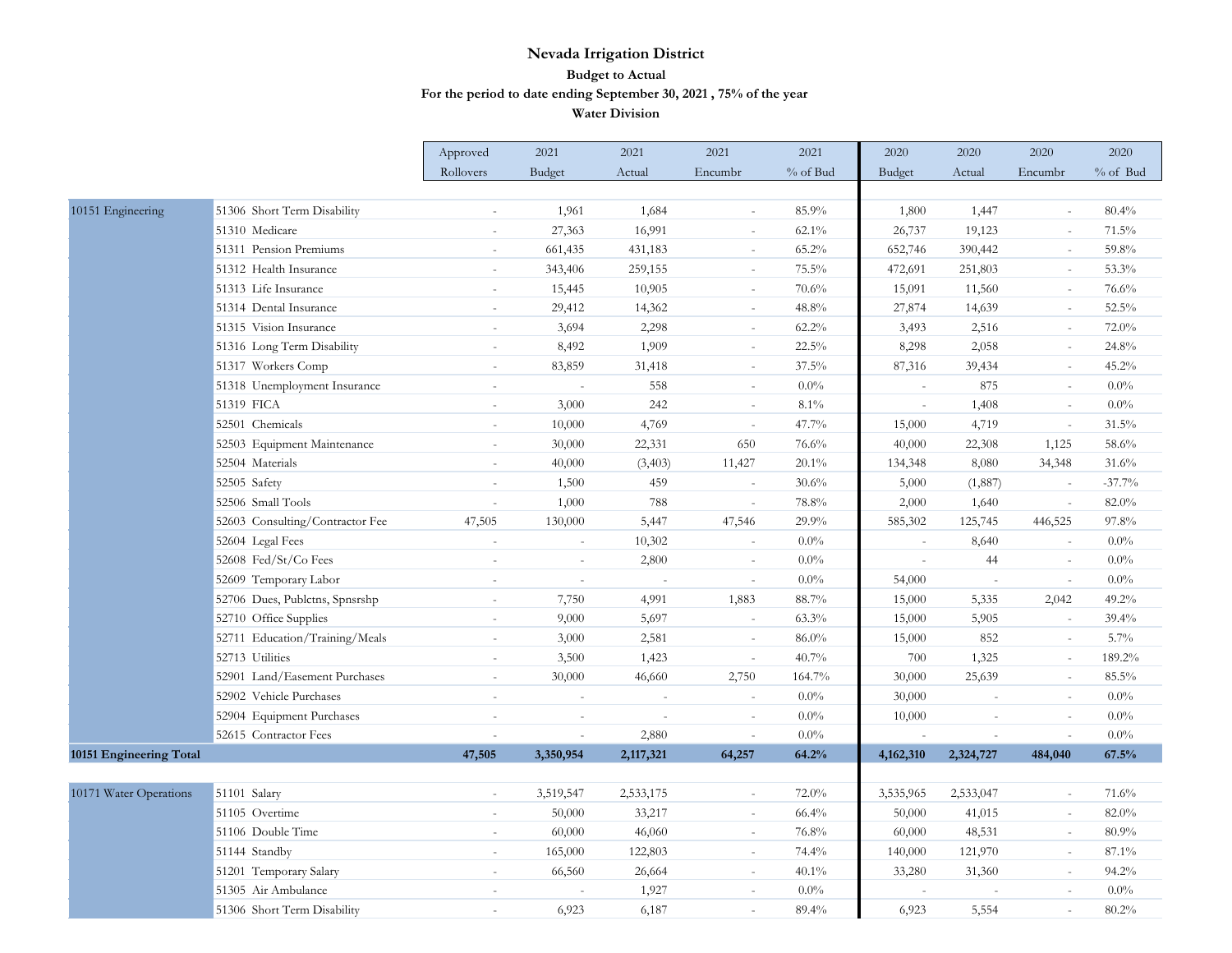# Nevada Irrigation District

### Budget to Actual

### For the period to date ending September 30, 2021 , 75% of the year

### Water Division

| | | Approved Rollovers | 2021 Budget | 2021 Actual | 2021 Encumbr | 2021 % of Bud | 2020 Budget | 2020 Actual | 2020 Encumbr | 2020 % of Bud |
|---|---|---|---|---|---|---|---|---|---|---|
| 10151 Engineering | 51306 Short Term Disability | - | 1,961 | 1,684 | - | 85.9% | 1,800 | 1,447 | - | 80.4% |
| | 51310 Medicare | - | 27,363 | 16,991 | - | 62.1% | 26,737 | 19,123 | - | 71.5% |
| | 51311 Pension Premiums | - | 661,435 | 431,183 | - | 65.2% | 652,746 | 390,442 | - | 59.8% |
| | 51312 Health Insurance | - | 343,406 | 259,155 | - | 75.5% | 472,691 | 251,803 | - | 53.3% |
| | 51313 Life Insurance | - | 15,445 | 10,905 | - | 70.6% | 15,091 | 11,560 | - | 76.6% |
| | 51314 Dental Insurance | - | 29,412 | 14,362 | - | 48.8% | 27,874 | 14,639 | - | 52.5% |
| | 51315 Vision Insurance | - | 3,694 | 2,298 | - | 62.2% | 3,493 | 2,516 | - | 72.0% |
| | 51316 Long Term Disability | - | 8,492 | 1,909 | - | 22.5% | 8,298 | 2,058 | - | 24.8% |
| | 51317 Workers Comp | - | 83,859 | 31,418 | - | 37.5% | 87,316 | 39,434 | - | 45.2% |
| | 51318 Unemployment Insurance | - | - | 558 | - | 0.0% | - | 875 | - | 0.0% |
| | 51319 FICA | - | 3,000 | 242 | - | 8.1% | - | 1,408 | - | 0.0% |
| | 52501 Chemicals | - | 10,000 | 4,769 | - | 47.7% | 15,000 | 4,719 | - | 31.5% |
| | 52503 Equipment Maintenance | - | 30,000 | 22,331 | 650 | 76.6% | 40,000 | 22,308 | 1,125 | 58.6% |
| | 52504 Materials | - | 40,000 | (3,403) | 11,427 | 20.1% | 134,348 | 8,080 | 34,348 | 31.6% |
| | 52505 Safety | - | 1,500 | 459 | - | 30.6% | 5,000 | (1,887) | - | -37.7% |
| | 52506 Small Tools | - | 1,000 | 788 | - | 78.8% | 2,000 | 1,640 | - | 82.0% |
| | 52603 Consulting/Contractor Fee | 47,505 | 130,000 | 5,447 | 47,546 | 29.9% | 585,302 | 125,745 | 446,525 | 97.8% |
| | 52604 Legal Fees | - | - | 10,302 | - | 0.0% | - | 8,640 | - | 0.0% |
| | 52608 Fed/St/Co Fees | - | - | 2,800 | - | 0.0% | - | 44 | - | 0.0% |
| | 52609 Temporary Labor | - | - | - | - | 0.0% | 54,000 | - | - | 0.0% |
| | 52706 Dues, Publctns, Spnsrshp | - | 7,750 | 4,991 | 1,883 | 88.7% | 15,000 | 5,335 | 2,042 | 49.2% |
| | 52710 Office Supplies | - | 9,000 | 5,697 | - | 63.3% | 15,000 | 5,905 | - | 39.4% |
| | 52711 Education/Training/Meals | - | 3,000 | 2,581 | - | 86.0% | 15,000 | 852 | - | 5.7% |
| | 52713 Utilities | - | 3,500 | 1,423 | - | 40.7% | 700 | 1,325 | - | 189.2% |
| | 52901 Land/Easement Purchases | - | 30,000 | 46,660 | 2,750 | 164.7% | 30,000 | 25,639 | - | 85.5% |
| | 52902 Vehicle Purchases | - | - | - | - | 0.0% | 30,000 | - | - | 0.0% |
| | 52904 Equipment Purchases | - | - | - | - | 0.0% | 10,000 | - | - | 0.0% |
| | 52615 Contractor Fees | - | - | 2,880 | - | 0.0% | - | - | - | 0.0% |
| **10151 Engineering Total** | | **47,505** | **3,350,954** | **2,117,321** | **64,257** | **64.2%** | **4,162,310** | **2,324,727** | **484,040** | **67.5%** |
| | | | | | | | | | | |
| 10171 Water Operations | 51101 Salary | - | 3,519,547 | 2,533,175 | - | 72.0% | 3,535,965 | 2,533,047 | - | 71.6% |
| | 51105 Overtime | - | 50,000 | 33,217 | - | 66.4% | 50,000 | 41,015 | - | 82.0% |
| | 51106 Double Time | - | 60,000 | 46,060 | - | 76.8% | 60,000 | 48,531 | - | 80.9% |
| | 51144 Standby | - | 165,000 | 122,803 | - | 74.4% | 140,000 | 121,970 | - | 87.1% |
| | 51201 Temporary Salary | - | 66,560 | 26,664 | - | 40.1% | 33,280 | 31,360 | - | 94.2% |
| | 51305 Air Ambulance | - | - | 1,927 | - | 0.0% | - | - | - | 0.0% |
| | 51306 Short Term Disability | - | 6,923 | 6,187 | - | 89.4% | 6,923 | 5,554 | - | 80.2% |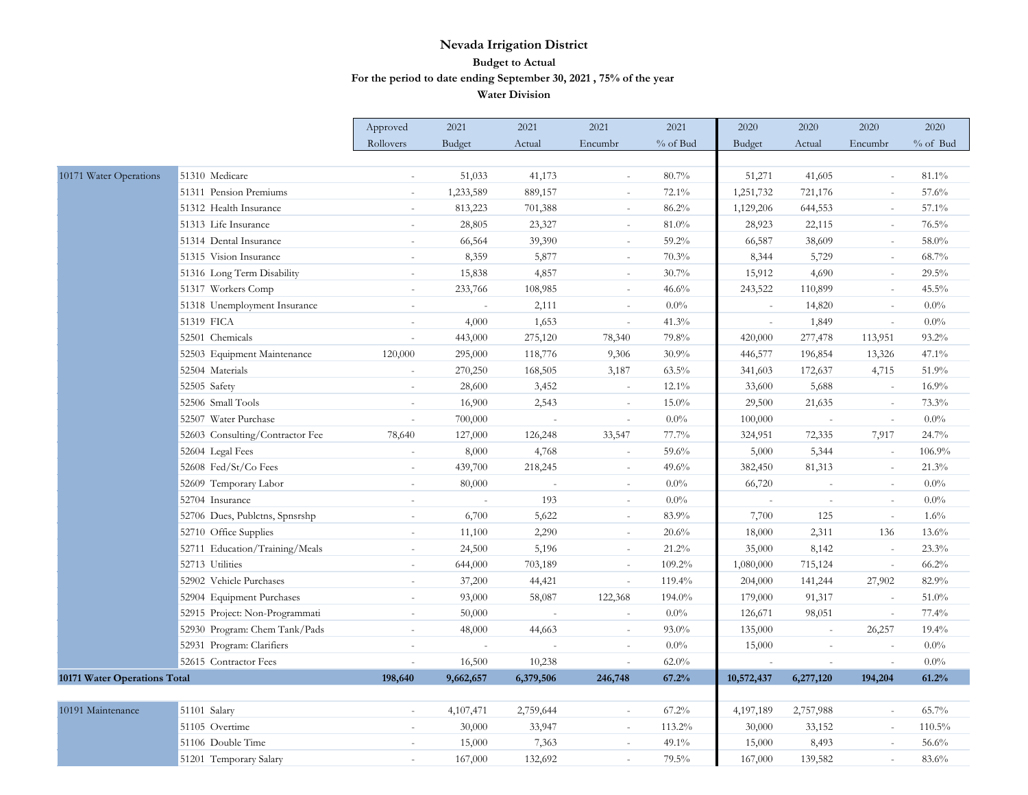# Nevada Irrigation District

### Budget to Actual

### For the period to date ending September 30, 2021 , 75% of the year

### Water Division

| | | Approved Rollovers | 2021 Budget | 2021 Actual | 2021 Encumbr | 2021 % of Bud | 2020 Budget | 2020 Actual | 2020 Encumbr | 2020 % of Bud |
|---|---|---|---|---|---|---|---|---|---|---|
| 10171 Water Operations | 51310 Medicare | - | 51,033 | 41,173 | - | 80.7% | 51,271 | 41,605 | - | 81.1% |
| | 51311 Pension Premiums | - | 1,233,589 | 889,157 | - | 72.1% | 1,251,732 | 721,176 | - | 57.6% |
| | 51312 Health Insurance | - | 813,223 | 701,388 | - | 86.2% | 1,129,206 | 644,553 | - | 57.1% |
| | 51313 Life Insurance | - | 28,805 | 23,327 | - | 81.0% | 28,923 | 22,115 | - | 76.5% |
| | 51314 Dental Insurance | - | 66,564 | 39,390 | - | 59.2% | 66,587 | 38,609 | - | 58.0% |
| | 51315 Vision Insurance | - | 8,359 | 5,877 | - | 70.3% | 8,344 | 5,729 | - | 68.7% |
| | 51316 Long Term Disability | - | 15,838 | 4,857 | - | 30.7% | 15,912 | 4,690 | - | 29.5% |
| | 51317 Workers Comp | - | 233,766 | 108,985 | - | 46.6% | 243,522 | 110,899 | - | 45.5% |
| | 51318 Unemployment Insurance | - | - | 2,111 | - | 0.0% | - | 14,820 | - | 0.0% |
| | 51319 FICA | - | 4,000 | 1,653 | - | 41.3% | - | 1,849 | - | 0.0% |
| | 52501 Chemicals | - | 443,000 | 275,120 | 78,340 | 79.8% | 420,000 | 277,478 | 113,951 | 93.2% |
| | 52503 Equipment Maintenance | 120,000 | 295,000 | 118,776 | 9,306 | 30.9% | 446,577 | 196,854 | 13,326 | 47.1% |
| | 52504 Materials | - | 270,250 | 168,505 | 3,187 | 63.5% | 341,603 | 172,637 | 4,715 | 51.9% |
| | 52505 Safety | - | 28,600 | 3,452 | - | 12.1% | 33,600 | 5,688 | - | 16.9% |
| | 52506 Small Tools | - | 16,900 | 2,543 | - | 15.0% | 29,500 | 21,635 | - | 73.3% |
| | 52507 Water Purchase | - | 700,000 | - | - | 0.0% | 100,000 | - | - | 0.0% |
| | 52603 Consulting/Contractor Fee | 78,640 | 127,000 | 126,248 | 33,547 | 77.7% | 324,951 | 72,335 | 7,917 | 24.7% |
| | 52604 Legal Fees | - | 8,000 | 4,768 | - | 59.6% | 5,000 | 5,344 | - | 106.9% |
| | 52608 Fed/St/Co Fees | - | 439,700 | 218,245 | - | 49.6% | 382,450 | 81,313 | - | 21.3% |
| | 52609 Temporary Labor | - | 80,000 | - | - | 0.0% | 66,720 | - | - | 0.0% |
| | 52704 Insurance | - | - | 193 | - | 0.0% | - | - | - | 0.0% |
| | 52706 Dues, Publctns, Spnsrshp | - | 6,700 | 5,622 | - | 83.9% | 7,700 | 125 | - | 1.6% |
| | 52710 Office Supplies | - | 11,100 | 2,290 | - | 20.6% | 18,000 | 2,311 | 136 | 13.6% |
| | 52711 Education/Training/Meals | - | 24,500 | 5,196 | - | 21.2% | 35,000 | 8,142 | - | 23.3% |
| | 52713 Utilities | - | 644,000 | 703,189 | - | 109.2% | 1,080,000 | 715,124 | - | 66.2% |
| | 52902 Vehicle Purchases | - | 37,200 | 44,421 | - | 119.4% | 204,000 | 141,244 | 27,902 | 82.9% |
| | 52904 Equipment Purchases | - | 93,000 | 58,087 | 122,368 | 194.0% | 179,000 | 91,317 | - | 51.0% |
| | 52915 Project: Non-Programmati | - | 50,000 | - | - | 0.0% | 126,671 | 98,051 | - | 77.4% |
| | 52930 Program: Chem Tank/Pads | - | 48,000 | 44,663 | - | 93.0% | 135,000 | - | 26,257 | 19.4% |
| | 52931 Program: Clarifiers | - | - | - | - | 0.0% | 15,000 | - | - | 0.0% |
| | 52615 Contractor Fees | - | 16,500 | 10,238 | - | 62.0% | - | - | - | 0.0% |
| **10171 Water Operations Total** | | **198,640** | **9,662,657** | **6,379,506** | **246,748** | **67.2%** | **10,572,437** | **6,277,120** | **194,204** | **61.2%** |
| 10191 Maintenance | 51101 Salary | - | 4,107,471 | 2,759,644 | - | 67.2% | 4,197,189 | 2,757,988 | - | 65.7% |
| | 51105 Overtime | - | 30,000 | 33,947 | - | 113.2% | 30,000 | 33,152 | - | 110.5% |
| | 51106 Double Time | - | 15,000 | 7,363 | - | 49.1% | 15,000 | 8,493 | - | 56.6% |
| | 51201 Temporary Salary | - | 167,000 | 132,692 | - | 79.5% | 167,000 | 139,582 | - | 83.6% |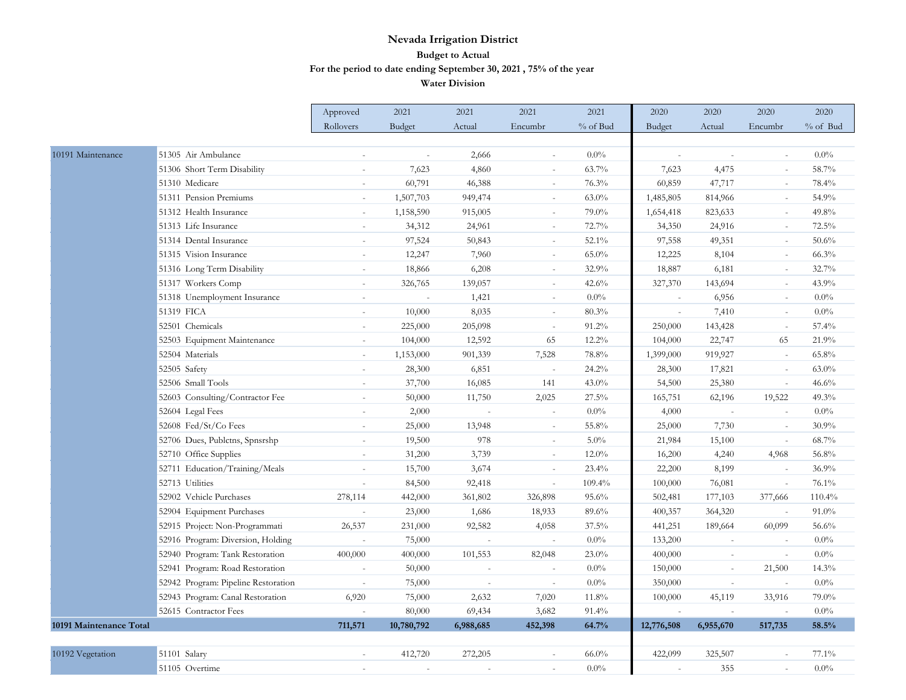# Nevada Irrigation District

## Budget to Actual

### For the period to date ending September 30, 2021 , 75% of the year

### Water Division

| | | Approved Rollovers | 2021 Budget | 2021 Actual | 2021 Encumbr | 2021 % of Bud | 2020 Budget | 2020 Actual | 2020 Encumbr | 2020 % of Bud |
|---|---|---|---|---|---|---|---|---|---|---|
| 10191 Maintenance | 51305 Air Ambulance | - | - | 2,666 | - | 0.0% | - | - | - | 0.0% |
| | 51306 Short Term Disability | - | 7,623 | 4,860 | - | 63.7% | 7,623 | 4,475 | - | 58.7% |
| | 51310 Medicare | - | 60,791 | 46,388 | - | 76.3% | 60,859 | 47,717 | - | 78.4% |
| | 51311 Pension Premiums | - | 1,507,703 | 949,474 | - | 63.0% | 1,485,805 | 814,966 | - | 54.9% |
| | 51312 Health Insurance | - | 1,158,590 | 915,005 | - | 79.0% | 1,654,418 | 823,633 | - | 49.8% |
| | 51313 Life Insurance | - | 34,312 | 24,961 | - | 72.7% | 34,350 | 24,916 | - | 72.5% |
| | 51314 Dental Insurance | - | 97,524 | 50,843 | - | 52.1% | 97,558 | 49,351 | - | 50.6% |
| | 51315 Vision Insurance | - | 12,247 | 7,960 | - | 65.0% | 12,225 | 8,104 | - | 66.3% |
| | 51316 Long Term Disability | - | 18,866 | 6,208 | - | 32.9% | 18,887 | 6,181 | - | 32.7% |
| | 51317 Workers Comp | - | 326,765 | 139,057 | - | 42.6% | 327,370 | 143,694 | - | 43.9% |
| | 51318 Unemployment Insurance | - | - | 1,421 | - | 0.0% | - | 6,956 | - | 0.0% |
| | 51319 FICA | - | 10,000 | 8,035 | - | 80.3% | - | 7,410 | - | 0.0% |
| | 52501 Chemicals | - | 225,000 | 205,098 | - | 91.2% | 250,000 | 143,428 | - | 57.4% |
| | 52503 Equipment Maintenance | - | 104,000 | 12,592 | 65 | 12.2% | 104,000 | 22,747 | 65 | 21.9% |
| | 52504 Materials | - | 1,153,000 | 901,339 | 7,528 | 78.8% | 1,399,000 | 919,927 | - | 65.8% |
| | 52505 Safety | - | 28,300 | 6,851 | - | 24.2% | 28,300 | 17,821 | - | 63.0% |
| | 52506 Small Tools | - | 37,700 | 16,085 | 141 | 43.0% | 54,500 | 25,380 | - | 46.6% |
| | 52603 Consulting/Contractor Fee | - | 50,000 | 11,750 | 2,025 | 27.5% | 165,751 | 62,196 | 19,522 | 49.3% |
| | 52604 Legal Fees | - | 2,000 | - | - | 0.0% | 4,000 | - | - | 0.0% |
| | 52608 Fed/St/Co Fees | - | 25,000 | 13,948 | - | 55.8% | 25,000 | 7,730 | - | 30.9% |
| | 52706 Dues, Publctns, Spnsrshp | - | 19,500 | 978 | - | 5.0% | 21,984 | 15,100 | - | 68.7% |
| | 52710 Office Supplies | - | 31,200 | 3,739 | - | 12.0% | 16,200 | 4,240 | 4,968 | 56.8% |
| | 52711 Education/Training/Meals | - | 15,700 | 3,674 | - | 23.4% | 22,200 | 8,199 | - | 36.9% |
| | 52713 Utilities | - | 84,500 | 92,418 | - | 109.4% | 100,000 | 76,081 | - | 76.1% |
| | 52902 Vehicle Purchases | 278,114 | 442,000 | 361,802 | 326,898 | 95.6% | 502,481 | 177,103 | 377,666 | 110.4% |
| | 52904 Equipment Purchases | - | 23,000 | 1,686 | 18,933 | 89.6% | 400,357 | 364,320 | - | 91.0% |
| | 52915 Project: Non-Programmati | 26,537 | 231,000 | 92,582 | 4,058 | 37.5% | 441,251 | 189,664 | 60,099 | 56.6% |
| | 52916 Program: Diversion, Holding | - | 75,000 | - | - | 0.0% | 133,200 | - | - | 0.0% |
| | 52940 Program: Tank Restoration | 400,000 | 400,000 | 101,553 | 82,048 | 23.0% | 400,000 | - | - | 0.0% |
| | 52941 Program: Road Restoration | - | 50,000 | - | - | 0.0% | 150,000 | - | 21,500 | 14.3% |
| | 52942 Program: Pipeline Restoration | - | 75,000 | - | - | 0.0% | 350,000 | - | - | 0.0% |
| | 52943 Program: Canal Restoration | 6,920 | 75,000 | 2,632 | 7,020 | 11.8% | 100,000 | 45,119 | 33,916 | 79.0% |
| | 52615 Contractor Fees | - | 80,000 | 69,434 | 3,682 | 91.4% | - | - | - | 0.0% |
| **10191 Maintenance Total** | | **711,571** | **10,780,792** | **6,988,685** | **452,398** | **64.7%** | **12,776,508** | **6,955,670** | **517,735** | **58.5%** |
| 10192 Vegetation | 51101 Salary | - | 412,720 | 272,205 | - | 66.0% | 422,099 | 325,507 | - | 77.1% |
| | 51105 Overtime | - | - | - | - | 0.0% | - | 355 | - | 0.0% |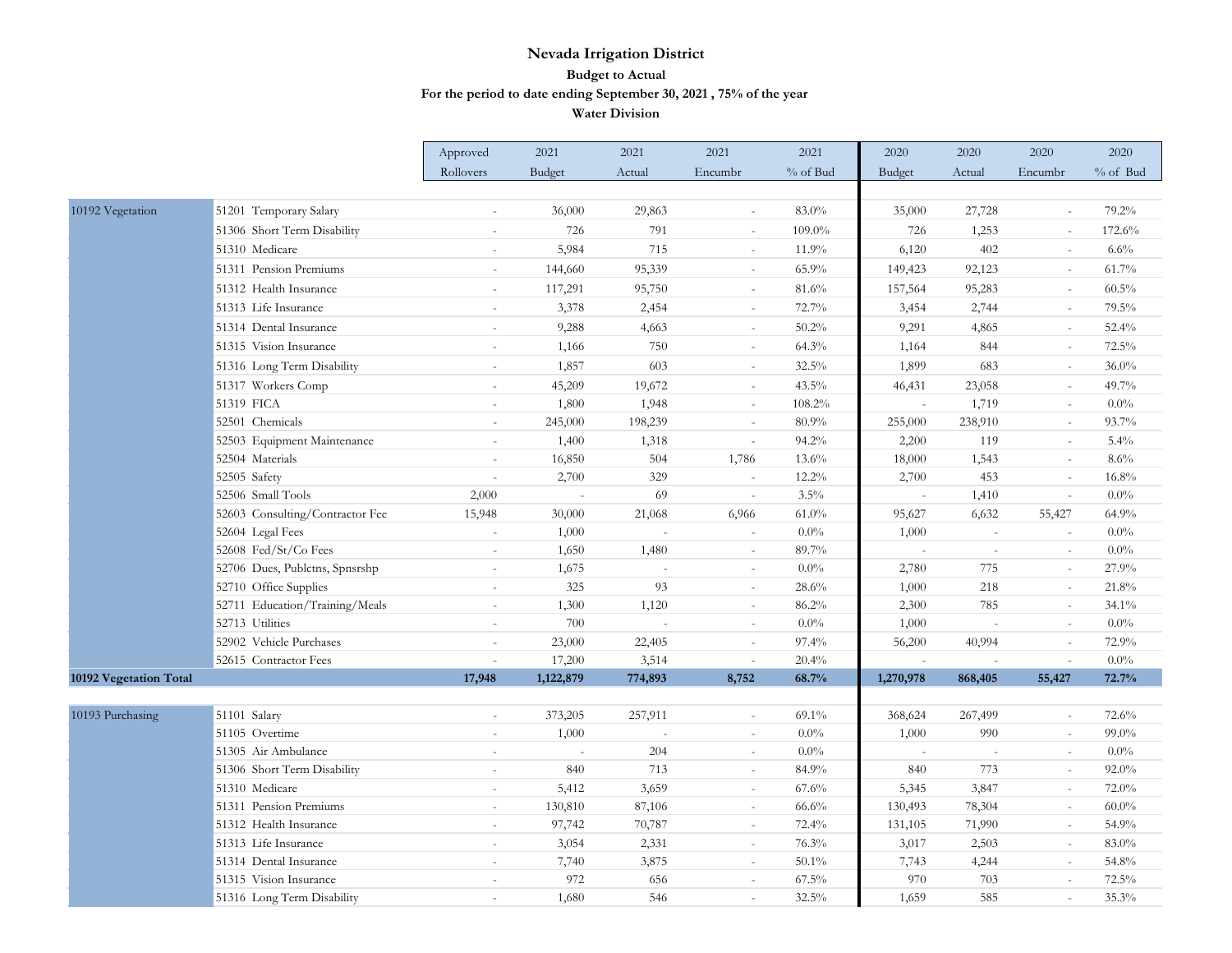# Nevada Irrigation District

## Budget to Actual

### For the period to date ending September 30, 2021 , 75% of the year

### Water Division

| | | Approved Rollovers | 2021 Budget | 2021 Actual | 2021 Encumbr | 2021 % of Bud | 2020 Budget | 2020 Actual | 2020 Encumbr | 2020 % of Bud |
|---|---|---|---|---|---|---|---|---|---|---|
| 10192 Vegetation | 51201 Temporary Salary | - | 36,000 | 29,863 | - | 83.0% | 35,000 | 27,728 | - | 79.2% |
| | 51306 Short Term Disability | - | 726 | 791 | - | 109.0% | 726 | 1,253 | - | 172.6% |
| | 51310 Medicare | - | 5,984 | 715 | - | 11.9% | 6,120 | 402 | - | 6.6% |
| | 51311 Pension Premiums | - | 144,660 | 95,339 | - | 65.9% | 149,423 | 92,123 | - | 61.7% |
| | 51312 Health Insurance | - | 117,291 | 95,750 | - | 81.6% | 157,564 | 95,283 | - | 60.5% |
| | 51313 Life Insurance | - | 3,378 | 2,454 | - | 72.7% | 3,454 | 2,744 | - | 79.5% |
| | 51314 Dental Insurance | - | 9,288 | 4,663 | - | 50.2% | 9,291 | 4,865 | - | 52.4% |
| | 51315 Vision Insurance | - | 1,166 | 750 | - | 64.3% | 1,164 | 844 | - | 72.5% |
| | 51316 Long Term Disability | - | 1,857 | 603 | - | 32.5% | 1,899 | 683 | - | 36.0% |
| | 51317 Workers Comp | - | 45,209 | 19,672 | - | 43.5% | 46,431 | 23,058 | - | 49.7% |
| | 51319 FICA | - | 1,800 | 1,948 | - | 108.2% | - | 1,719 | - | 0.0% |
| | 52501 Chemicals | - | 245,000 | 198,239 | - | 80.9% | 255,000 | 238,910 | - | 93.7% |
| | 52503 Equipment Maintenance | - | 1,400 | 1,318 | - | 94.2% | 2,200 | 119 | - | 5.4% |
| | 52504 Materials | - | 16,850 | 504 | 1,786 | 13.6% | 18,000 | 1,543 | - | 8.6% |
| | 52505 Safety | - | 2,700 | 329 | - | 12.2% | 2,700 | 453 | - | 16.8% |
| | 52506 Small Tools | 2,000 | - | 69 | - | 3.5% | - | 1,410 | - | 0.0% |
| | 52603 Consulting/Contractor Fee | 15,948 | 30,000 | 21,068 | 6,966 | 61.0% | 95,627 | 6,632 | 55,427 | 64.9% |
| | 52604 Legal Fees | - | 1,000 | - | - | 0.0% | 1,000 | - | - | 0.0% |
| | 52608 Fed/St/Co Fees | - | 1,650 | 1,480 | - | 89.7% | - | - | - | 0.0% |
| | 52706 Dues, Publctns, Spnsrshp | - | 1,675 | - | - | 0.0% | 2,780 | 775 | - | 27.9% |
| | 52710 Office Supplies | - | 325 | 93 | - | 28.6% | 1,000 | 218 | - | 21.8% |
| | 52711 Education/Training/Meals | - | 1,300 | 1,120 | - | 86.2% | 2,300 | 785 | - | 34.1% |
| | 52713 Utilities | - | 700 | - | - | 0.0% | 1,000 | - | - | 0.0% |
| | 52902 Vehicle Purchases | - | 23,000 | 22,405 | - | 97.4% | 56,200 | 40,994 | - | 72.9% |
| | 52615 Contractor Fees | - | 17,200 | 3,514 | - | 20.4% | - | - | - | 0.0% |
| **10192 Vegetation Total** | | **17,948** | **1,122,879** | **774,893** | **8,752** | **68.7%** | **1,270,978** | **868,405** | **55,427** | **72.7%** |
| | | | | | | | | | | |
| 10193 Purchasing | 51101 Salary | - | 373,205 | 257,911 | - | 69.1% | 368,624 | 267,499 | - | 72.6% |
| | 51105 Overtime | - | 1,000 | - | - | 0.0% | 1,000 | 990 | - | 99.0% |
| | 51305 Air Ambulance | - | - | 204 | - | 0.0% | - | - | - | 0.0% |
| | 51306 Short Term Disability | - | 840 | 713 | - | 84.9% | 840 | 773 | - | 92.0% |
| | 51310 Medicare | - | 5,412 | 3,659 | - | 67.6% | 5,345 | 3,847 | - | 72.0% |
| | 51311 Pension Premiums | - | 130,810 | 87,106 | - | 66.6% | 130,493 | 78,304 | - | 60.0% |
| | 51312 Health Insurance | - | 97,742 | 70,787 | - | 72.4% | 131,105 | 71,990 | - | 54.9% |
| | 51313 Life Insurance | - | 3,054 | 2,331 | - | 76.3% | 3,017 | 2,503 | - | 83.0% |
| | 51314 Dental Insurance | - | 7,740 | 3,875 | - | 50.1% | 7,743 | 4,244 | - | 54.8% |
| | 51315 Vision Insurance | - | 972 | 656 | - | 67.5% | 970 | 703 | - | 72.5% |
| | 51316 Long Term Disability | - | 1,680 | 546 | - | 32.5% | 1,659 | 585 | - | 35.3% |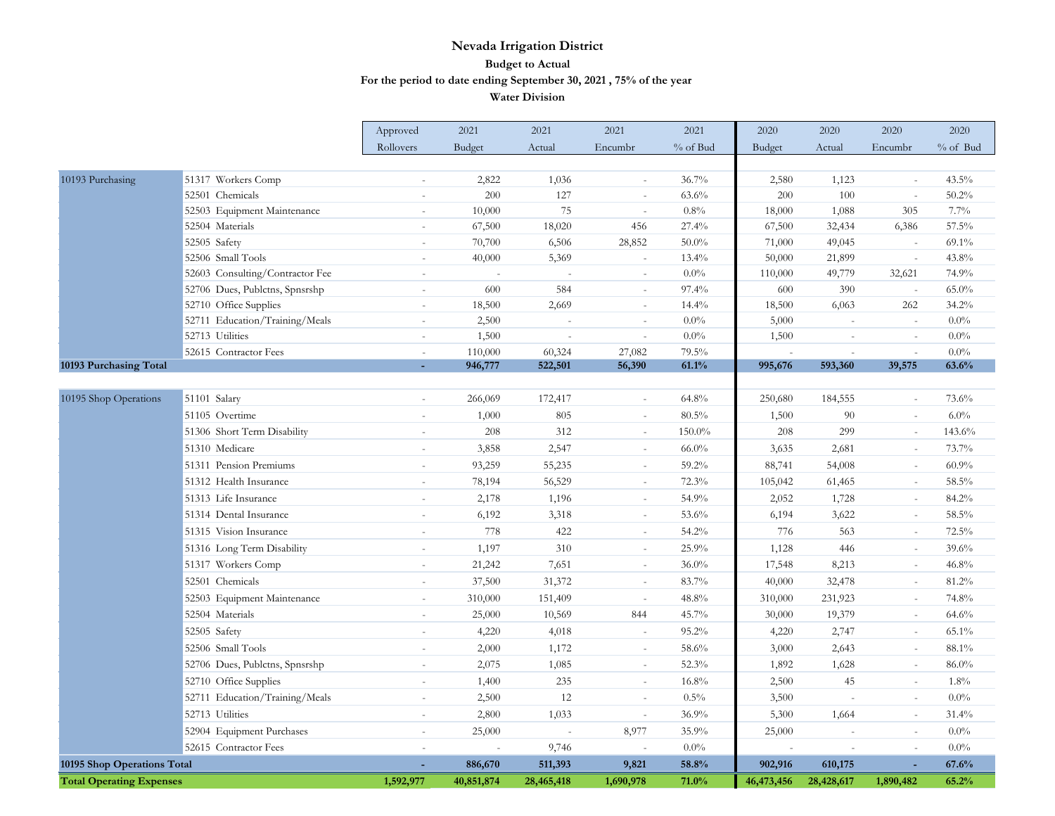# Nevada Irrigation District

## Budget to Actual

### For the period to date ending September 30, 2021 , 75% of the year

### Water Division

| | | Approved Rollovers | 2021 Budget | 2021 Actual | 2021 Encumbr | 2021 % of Bud | 2020 Budget | 2020 Actual | 2020 Encumbr | 2020 % of Bud |
|---|---|---|---|---|---|---|---|---|---|---|
| 10193 Purchasing | 51317 Workers Comp | - | 2,822 | 1,036 | - | 36.7% | 2,580 | 1,123 | - | 43.5% |
| | 52501 Chemicals | - | 200 | 127 | - | 63.6% | 200 | 100 | - | 50.2% |
| | 52503 Equipment Maintenance | - | 10,000 | 75 | - | 0.8% | 18,000 | 1,088 | 305 | 7.7% |
| | 52504 Materials | - | 67,500 | 18,020 | 456 | 27.4% | 67,500 | 32,434 | 6,386 | 57.5% |
| | 52505 Safety | - | 70,700 | 6,506 | 28,852 | 50.0% | 71,000 | 49,045 | - | 69.1% |
| | 52506 Small Tools | - | 40,000 | 5,369 | - | 13.4% | 50,000 | 21,899 | - | 43.8% |
| | 52603 Consulting/Contractor Fee | - | - | - | - | 0.0% | 110,000 | 49,779 | 32,621 | 74.9% |
| | 52706 Dues, Publctns, Spnsrshp | - | 600 | 584 | - | 97.4% | 600 | 390 | - | 65.0% |
| | 52710 Office Supplies | - | 18,500 | 2,669 | - | 14.4% | 18,500 | 6,063 | 262 | 34.2% |
| | 52711 Education/Training/Meals | - | 2,500 | - | - | 0.0% | 5,000 | - | - | 0.0% |
| | 52713 Utilities | - | 1,500 | - | - | 0.0% | 1,500 | - | - | 0.0% |
| | 52615 Contractor Fees | - | 110,000 | 60,324 | 27,082 | 79.5% | - | - | - | 0.0% |
| **10193 Purchasing Total** | | **-** | **946,777** | **522,501** | **56,390** | **61.1%** | **995,676** | **593,360** | **39,575** | **63.6%** |
| 10195 Shop Operations | 51101 Salary | - | 266,069 | 172,417 | - | 64.8% | 250,680 | 184,555 | - | 73.6% |
| | 51105 Overtime | - | 1,000 | 805 | - | 80.5% | 1,500 | 90 | - | 6.0% |
| | 51306 Short Term Disability | - | 208 | 312 | - | 150.0% | 208 | 299 | - | 143.6% |
| | 51310 Medicare | - | 3,858 | 2,547 | - | 66.0% | 3,635 | 2,681 | - | 73.7% |
| | 51311 Pension Premiums | - | 93,259 | 55,235 | - | 59.2% | 88,741 | 54,008 | - | 60.9% |
| | 51312 Health Insurance | - | 78,194 | 56,529 | - | 72.3% | 105,042 | 61,465 | - | 58.5% |
| | 51313 Life Insurance | - | 2,178 | 1,196 | - | 54.9% | 2,052 | 1,728 | - | 84.2% |
| | 51314 Dental Insurance | - | 6,192 | 3,318 | - | 53.6% | 6,194 | 3,622 | - | 58.5% |
| | 51315 Vision Insurance | - | 778 | 422 | - | 54.2% | 776 | 563 | - | 72.5% |
| | 51316 Long Term Disability | - | 1,197 | 310 | - | 25.9% | 1,128 | 446 | - | 39.6% |
| | 51317 Workers Comp | - | 21,242 | 7,651 | - | 36.0% | 17,548 | 8,213 | - | 46.8% |
| | 52501 Chemicals | - | 37,500 | 31,372 | - | 83.7% | 40,000 | 32,478 | - | 81.2% |
| | 52503 Equipment Maintenance | - | 310,000 | 151,409 | - | 48.8% | 310,000 | 231,923 | - | 74.8% |
| | 52504 Materials | - | 25,000 | 10,569 | 844 | 45.7% | 30,000 | 19,379 | - | 64.6% |
| | 52505 Safety | - | 4,220 | 4,018 | - | 95.2% | 4,220 | 2,747 | - | 65.1% |
| | 52506 Small Tools | - | 2,000 | 1,172 | - | 58.6% | 3,000 | 2,643 | - | 88.1% |
| | 52706 Dues, Publctns, Spnsrshp | - | 2,075 | 1,085 | - | 52.3% | 1,892 | 1,628 | - | 86.0% |
| | 52710 Office Supplies | - | 1,400 | 235 | - | 16.8% | 2,500 | 45 | - | 1.8% |
| | 52711 Education/Training/Meals | - | 2,500 | 12 | - | 0.5% | 3,500 | - | - | 0.0% |
| | 52713 Utilities | - | 2,800 | 1,033 | - | 36.9% | 5,300 | 1,664 | - | 31.4% |
| | 52904 Equipment Purchases | - | 25,000 | - | 8,977 | 35.9% | 25,000 | - | - | 0.0% |
| | 52615 Contractor Fees | - | - | 9,746 | - | 0.0% | - | - | - | 0.0% |
| **10195 Shop Operations Total** | | **-** | **886,670** | **511,393** | **9,821** | **58.8%** | **902,916** | **610,175** | **-** | **67.6%** |
| **Total Operating Expenses** | | **1,592,977** | **40,851,874** | **28,465,418** | **1,690,978** | **71.0%** | **46,473,456** | **28,428,617** | **1,890,482** | **65.2%** |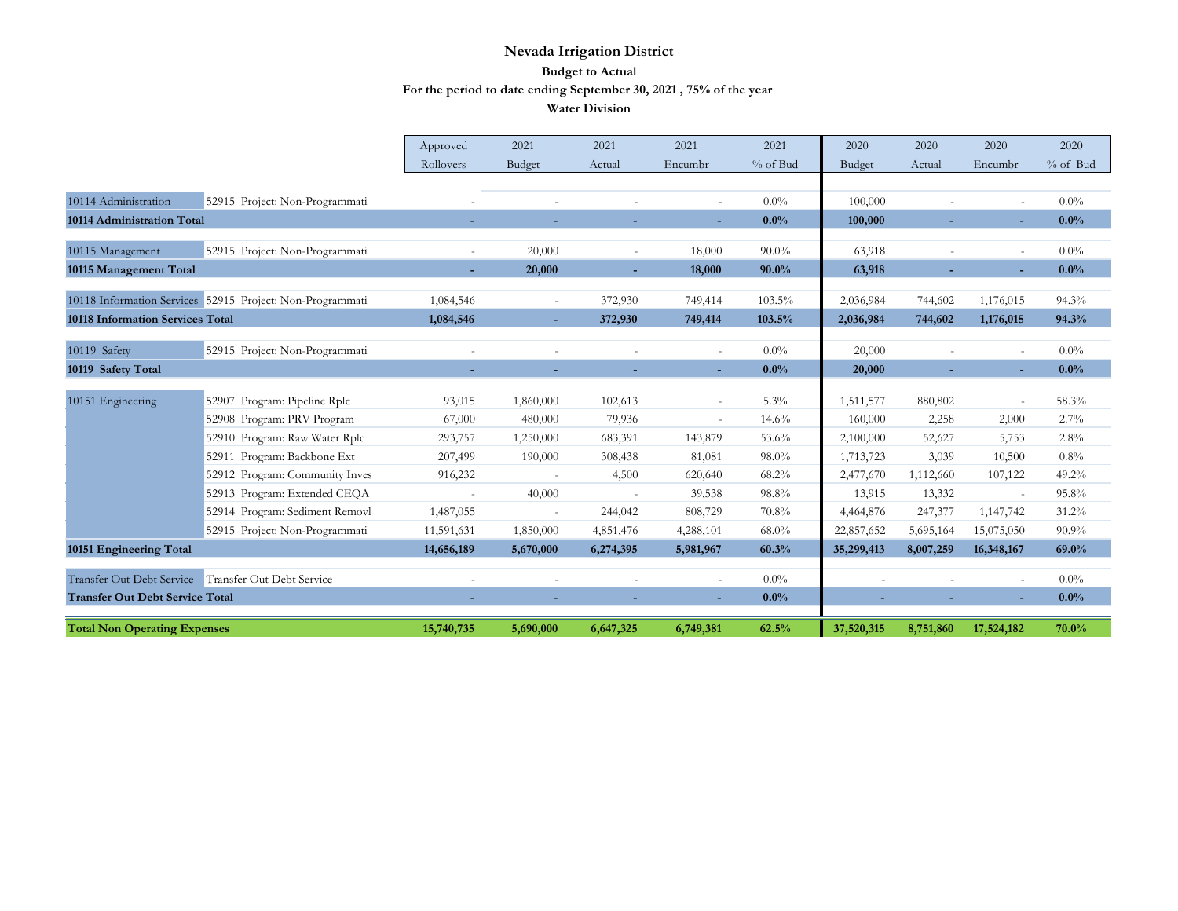# Nevada Irrigation District

## Budget to Actual

### For the period to date ending September 30, 2021 , 75% of the year

### Water Division

| | | Approved Rollovers | 2021 Budget | 2021 Actual | 2021 Encumbr | 2021 % of Bud | 2020 Budget | 2020 Actual | 2020 Encumbr | 2020 % of Bud |
|---|---|---|---|---|---|---|---|---|---|---|
| 10114 Administration | 52915 Project: Non-Programmati | - | - | - | - | 0.0% | 100,000 | - | - | 0.0% |
| **10114 Administration Total** | | **-** | **-** | **-** | **-** | **0.0%** | **100,000** | **-** | **-** | **0.0%** |
| 10115 Management | 52915 Project: Non-Programmati | - | 20,000 | - | 18,000 | 90.0% | 63,918 | - | - | 0.0% |
| **10115 Management Total** | | **-** | **20,000** | **-** | **18,000** | **90.0%** | **63,918** | **-** | **-** | **0.0%** |
| 10118 Information Services | 52915 Project: Non-Programmati | 1,084,546 | - | 372,930 | 749,414 | 103.5% | 2,036,984 | 744,602 | 1,176,015 | 94.3% |
| **10118 Information Services Total** | | **1,084,546** | **-** | **372,930** | **749,414** | **103.5%** | **2,036,984** | **744,602** | **1,176,015** | **94.3%** |
| 10119 Safety | 52915 Project: Non-Programmati | - | - | - | - | 0.0% | 20,000 | - | - | 0.0% |
| **10119 Safety Total** | | **-** | **-** | **-** | **-** | **0.0%** | **20,000** | **-** | **-** | **0.0%** |
| 10151 Engineering | 52907 Program: Pipeline Rplc | 93,015 | 1,860,000 | 102,613 | - | 5.3% | 1,511,577 | 880,802 | - | 58.3% |
| | 52908 Program: PRV Program | 67,000 | 480,000 | 79,936 | - | 14.6% | 160,000 | 2,258 | 2,000 | 2.7% |
| | 52910 Program: Raw Water Rplc | 293,757 | 1,250,000 | 683,391 | 143,879 | 53.6% | 2,100,000 | 52,627 | 5,753 | 2.8% |
| | 52911 Program: Backbone Ext | 207,499 | 190,000 | 308,438 | 81,081 | 98.0% | 1,713,723 | 3,039 | 10,500 | 0.8% |
| | 52912 Program: Community Inves | 916,232 | - | 4,500 | 620,640 | 68.2% | 2,477,670 | 1,112,660 | 107,122 | 49.2% |
| | 52913 Program: Extended CEQA | - | 40,000 | - | 39,538 | 98.8% | 13,915 | 13,332 | - | 95.8% |
| | 52914 Program: Sediment Removl | 1,487,055 | - | 244,042 | 808,729 | 70.8% | 4,464,876 | 247,377 | 1,147,742 | 31.2% |
| | 52915 Project: Non-Programmati | 11,591,631 | 1,850,000 | 4,851,476 | 4,288,101 | 68.0% | 22,857,652 | 5,695,164 | 15,075,050 | 90.9% |
| **10151 Engineering Total** | | **14,656,189** | **5,670,000** | **6,274,395** | **5,981,967** | **60.3%** | **35,299,413** | **8,007,259** | **16,348,167** | **69.0%** |
| Transfer Out Debt Service | Transfer Out Debt Service | - | - | - | - | 0.0% | - | - | - | 0.0% |
| **Transfer Out Debt Service Total** | | **-** | **-** | **-** | **-** | **0.0%** | **-** | **-** | **-** | **0.0%** |
| **Total Non Operating Expenses** | | **15,740,735** | **5,690,000** | **6,647,325** | **6,749,381** | **62.5%** | **37,520,315** | **8,751,860** | **17,524,182** | **70.0%** |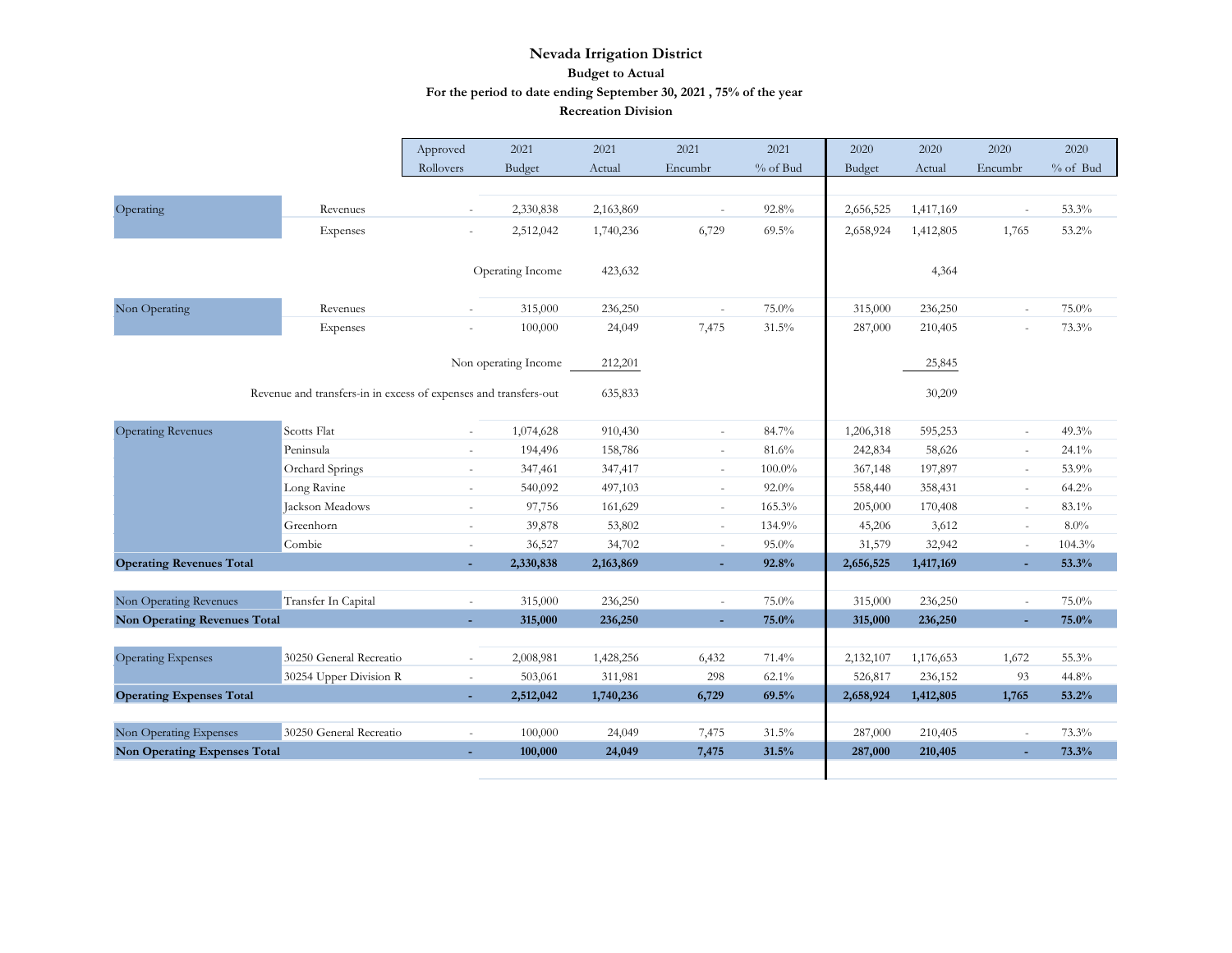# Nevada Irrigation District

## Budget to Actual

## For the period to date ending September 30, 2021 , 75% of the year

## Recreation Division

| | | Approved Rollovers | 2021 Budget | 2021 Actual | 2021 Encumbr | 2021 % of Bud | 2020 Budget | 2020 Actual | 2020 Encumbr | 2020 % of Bud |
|---|---|---|---|---|---|---|---|---|---|---|
| Operating | Revenues | - | 2,330,838 | 2,163,869 | - | 92.8% | 2,656,525 | 1,417,169 | - | 53.3% |
| | Expenses | - | 2,512,042 | 1,740,236 | 6,729 | 69.5% | 2,658,924 | 1,412,805 | 1,765 | 53.2% |
| | | | Operating Income | 423,632 | | | | 4,364 | | |
| Non Operating | Revenues | - | 315,000 | 236,250 | - | 75.0% | 315,000 | 236,250 | - | 75.0% |
| | Expenses | - | 100,000 | 24,049 | 7,475 | 31.5% | 287,000 | 210,405 | - | 73.3% |
| | | | Non operating Income | 212,201 | | | | 25,845 | | |
| Revenue and transfers-in in excess of expenses and transfers-out | | | | 635,833 | | | | 30,209 | | |
| Operating Revenues | Scotts Flat | - | 1,074,628 | 910,430 | - | 84.7% | 1,206,318 | 595,253 | - | 49.3% |
| | Peninsula | - | 194,496 | 158,786 | - | 81.6% | 242,834 | 58,626 | - | 24.1% |
| | Orchard Springs | - | 347,461 | 347,417 | - | 100.0% | 367,148 | 197,897 | - | 53.9% |
| | Long Ravine | - | 540,092 | 497,103 | - | 92.0% | 558,440 | 358,431 | - | 64.2% |
| | Jackson Meadows | - | 97,756 | 161,629 | - | 165.3% | 205,000 | 170,408 | - | 83.1% |
| | Greenhorn | - | 39,878 | 53,802 | - | 134.9% | 45,206 | 3,612 | - | 8.0% |
| | Combie | - | 36,527 | 34,702 | - | 95.0% | 31,579 | 32,942 | - | 104.3% |
| **Operating Revenues Total** | | **-** | **2,330,838** | **2,163,869** | **-** | **92.8%** | **2,656,525** | **1,417,169** | **-** | **53.3%** |
| Non Operating Revenues | Transfer In Capital | - | 315,000 | 236,250 | - | 75.0% | 315,000 | 236,250 | - | 75.0% |
| **Non Operating Revenues Total** | | **-** | **315,000** | **236,250** | **-** | **75.0%** | **315,000** | **236,250** | **-** | **75.0%** |
| Operating Expenses | 30250 General Recreatio | - | 2,008,981 | 1,428,256 | 6,432 | 71.4% | 2,132,107 | 1,176,653 | 1,672 | 55.3% |
| | 30254 Upper Division R | - | 503,061 | 311,981 | 298 | 62.1% | 526,817 | 236,152 | 93 | 44.8% |
| **Operating Expenses Total** | | **-** | **2,512,042** | **1,740,236** | **6,729** | **69.5%** | **2,658,924** | **1,412,805** | **1,765** | **53.2%** |
| Non Operating Expenses | 30250 General Recreatio | - | 100,000 | 24,049 | 7,475 | 31.5% | 287,000 | 210,405 | - | 73.3% |
| **Non Operating Expenses Total** | | **-** | **100,000** | **24,049** | **7,475** | **31.5%** | **287,000** | **210,405** | **-** | **73.3%** |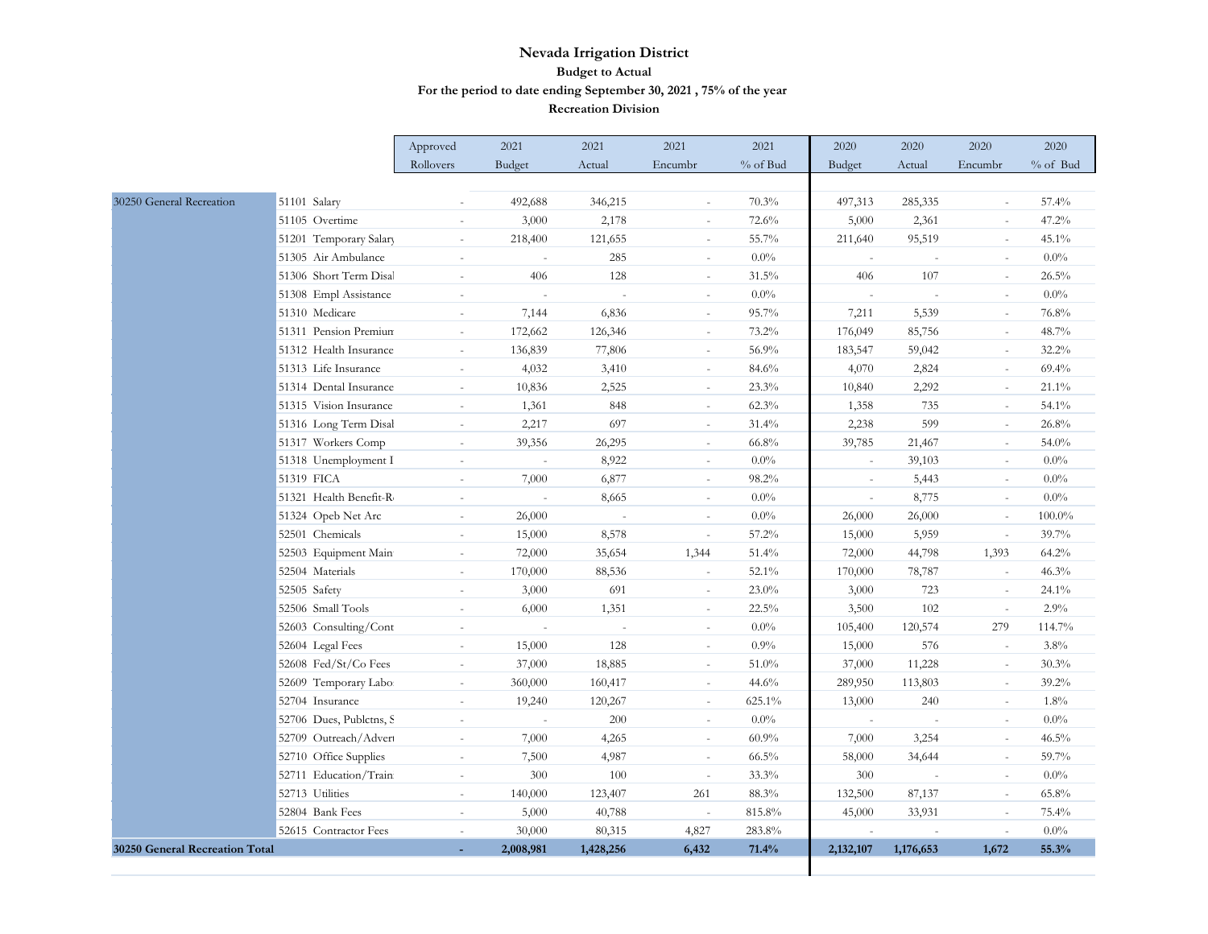# Nevada Irrigation District

**Budget to Actual**

**For the period to date ending September 30, 2021 , 75% of the year**

**Recreation Division**

| | | Approved Rollovers | 2021 Budget | 2021 Actual | 2021 Encumbr | 2021 % of Bud | 2020 Budget | 2020 Actual | 2020 Encumbr | 2020 % of Bud |
|---|---|---|---|---|---|---|---|---|---|---|
| 30250 General Recreation | 51101 Salary | - | 492,688 | 346,215 | - | 70.3% | 497,313 | 285,335 | - | 57.4% |
| | 51105 Overtime | - | 3,000 | 2,178 | - | 72.6% | 5,000 | 2,361 | - | 47.2% |
| | 51201 Temporary Salary | - | 218,400 | 121,655 | - | 55.7% | 211,640 | 95,519 | - | 45.1% |
| | 51305 Air Ambulance | - | - | 285 | - | 0.0% | - | - | - | 0.0% |
| | 51306 Short Term Disal | - | 406 | 128 | - | 31.5% | 406 | 107 | - | 26.5% |
| | 51308 Empl Assistance | - | - | - | - | 0.0% | - | - | - | 0.0% |
| | 51310 Medicare | - | 7,144 | 6,836 | - | 95.7% | 7,211 | 5,539 | - | 76.8% |
| | 51311 Pension Premium | - | 172,662 | 126,346 | - | 73.2% | 176,049 | 85,756 | - | 48.7% |
| | 51312 Health Insurance | - | 136,839 | 77,806 | - | 56.9% | 183,547 | 59,042 | - | 32.2% |
| | 51313 Life Insurance | - | 4,032 | 3,410 | - | 84.6% | 4,070 | 2,824 | - | 69.4% |
| | 51314 Dental Insurance | - | 10,836 | 2,525 | - | 23.3% | 10,840 | 2,292 | - | 21.1% |
| | 51315 Vision Insurance | - | 1,361 | 848 | - | 62.3% | 1,358 | 735 | - | 54.1% |
| | 51316 Long Term Disal | - | 2,217 | 697 | - | 31.4% | 2,238 | 599 | - | 26.8% |
| | 51317 Workers Comp | - | 39,356 | 26,295 | - | 66.8% | 39,785 | 21,467 | - | 54.0% |
| | 51318 Unemployment I | - | - | 8,922 | - | 0.0% | - | 39,103 | - | 0.0% |
| | 51319 FICA | - | 7,000 | 6,877 | - | 98.2% | - | 5,443 | - | 0.0% |
| | 51321 Health Benefit-R | - | - | 8,665 | - | 0.0% | - | 8,775 | - | 0.0% |
| | 51324 Opeb Net Arc | - | 26,000 | - | - | 0.0% | 26,000 | 26,000 | - | 100.0% |
| | 52501 Chemicals | - | 15,000 | 8,578 | - | 57.2% | 15,000 | 5,959 | - | 39.7% |
| | 52503 Equipment Main | - | 72,000 | 35,654 | 1,344 | 51.4% | 72,000 | 44,798 | 1,393 | 64.2% |
| | 52504 Materials | - | 170,000 | 88,536 | - | 52.1% | 170,000 | 78,787 | - | 46.3% |
| | 52505 Safety | - | 3,000 | 691 | - | 23.0% | 3,000 | 723 | - | 24.1% |
| | 52506 Small Tools | - | 6,000 | 1,351 | - | 22.5% | 3,500 | 102 | - | 2.9% |
| | 52603 Consulting/Cont | - | - | - | - | 0.0% | 105,400 | 120,574 | 279 | 114.7% |
| | 52604 Legal Fees | - | 15,000 | 128 | - | 0.9% | 15,000 | 576 | - | 3.8% |
| | 52608 Fed/St/Co Fees | - | 37,000 | 18,885 | - | 51.0% | 37,000 | 11,228 | - | 30.3% |
| | 52609 Temporary Labo | - | 360,000 | 160,417 | - | 44.6% | 289,950 | 113,803 | - | 39.2% |
| | 52704 Insurance | - | 19,240 | 120,267 | - | 625.1% | 13,000 | 240 | - | 1.8% |
| | 52706 Dues, Publctns, S | - | - | 200 | - | 0.0% | - | - | - | 0.0% |
| | 52709 Outreach/Advert | - | 7,000 | 4,265 | - | 60.9% | 7,000 | 3,254 | - | 46.5% |
| | 52710 Office Supplies | - | 7,500 | 4,987 | - | 66.5% | 58,000 | 34,644 | - | 59.7% |
| | 52711 Education/Train | - | 300 | 100 | - | 33.3% | 300 | - | - | 0.0% |
| | 52713 Utilities | - | 140,000 | 123,407 | 261 | 88.3% | 132,500 | 87,137 | - | 65.8% |
| | 52804 Bank Fees | - | 5,000 | 40,788 | - | 815.8% | 45,000 | 33,931 | - | 75.4% |
| | 52615 Contractor Fees | - | 30,000 | 80,315 | 4,827 | 283.8% | - | - | - | 0.0% |
| **30250 General Recreation Total** | | **-** | **2,008,981** | **1,428,256** | **6,432** | **71.4%** | **2,132,107** | **1,176,653** | **1,672** | **55.3%** |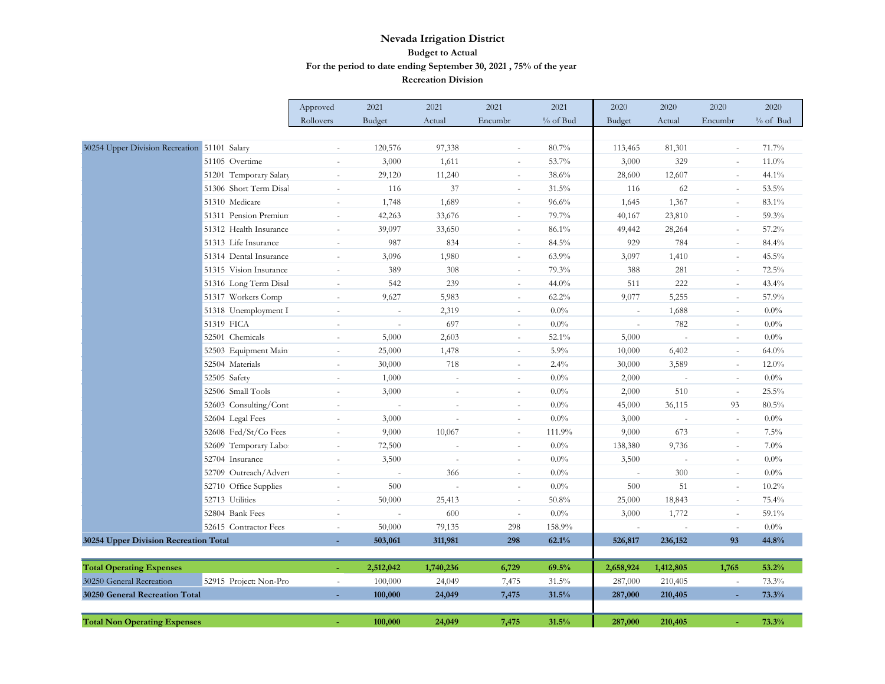# Nevada Irrigation District

### Budget to Actual

### For the period to date ending September 30, 2021 , 75% of the year

### Recreation Division

| | | Approved Rollovers | 2021 Budget | 2021 Actual | 2021 Encumbr | 2021 % of Bud | 2020 Budget | 2020 Actual | 2020 Encumbr | 2020 % of Bud |
|---|---|---|---|---|---|---|---|---|---|---|
| 30254 Upper Division Recreation | 51101 Salary | - | 120,576 | 97,338 | - | 80.7% | 113,465 | 81,301 | - | 71.7% |
| | 51105 Overtime | - | 3,000 | 1,611 | - | 53.7% | 3,000 | 329 | - | 11.0% |
| | 51201 Temporary Salary | - | 29,120 | 11,240 | - | 38.6% | 28,600 | 12,607 | - | 44.1% |
| | 51306 Short Term Disal | - | 116 | 37 | - | 31.5% | 116 | 62 | - | 53.5% |
| | 51310 Medicare | - | 1,748 | 1,689 | - | 96.6% | 1,645 | 1,367 | - | 83.1% |
| | 51311 Pension Premium | - | 42,263 | 33,676 | - | 79.7% | 40,167 | 23,810 | - | 59.3% |
| | 51312 Health Insurance | - | 39,097 | 33,650 | - | 86.1% | 49,442 | 28,264 | - | 57.2% |
| | 51313 Life Insurance | - | 987 | 834 | - | 84.5% | 929 | 784 | - | 84.4% |
| | 51314 Dental Insurance | - | 3,096 | 1,980 | - | 63.9% | 3,097 | 1,410 | - | 45.5% |
| | 51315 Vision Insurance | - | 389 | 308 | - | 79.3% | 388 | 281 | - | 72.5% |
| | 51316 Long Term Disal | - | 542 | 239 | - | 44.0% | 511 | 222 | - | 43.4% |
| | 51317 Workers Comp | - | 9,627 | 5,983 | - | 62.2% | 9,077 | 5,255 | - | 57.9% |
| | 51318 Unemployment I | - | - | 2,319 | - | 0.0% | - | 1,688 | - | 0.0% |
| | 51319 FICA | - | - | 697 | - | 0.0% | - | 782 | - | 0.0% |
| | 52501 Chemicals | - | 5,000 | 2,603 | - | 52.1% | 5,000 | - | - | 0.0% |
| | 52503 Equipment Main | - | 25,000 | 1,478 | - | 5.9% | 10,000 | 6,402 | - | 64.0% |
| | 52504 Materials | - | 30,000 | 718 | - | 2.4% | 30,000 | 3,589 | - | 12.0% |
| | 52505 Safety | - | 1,000 | - | - | 0.0% | 2,000 | - | - | 0.0% |
| | 52506 Small Tools | - | 3,000 | - | - | 0.0% | 2,000 | 510 | - | 25.5% |
| | 52603 Consulting/Cont | - | - | - | - | 0.0% | 45,000 | 36,115 | 93 | 80.5% |
| | 52604 Legal Fees | - | 3,000 | - | - | 0.0% | 3,000 | - | - | 0.0% |
| | 52608 Fed/St/Co Fees | - | 9,000 | 10,067 | - | 111.9% | 9,000 | 673 | - | 7.5% |
| | 52609 Temporary Labo | - | 72,500 | - | - | 0.0% | 138,380 | 9,736 | - | 7.0% |
| | 52704 Insurance | - | 3,500 | - | - | 0.0% | 3,500 | - | - | 0.0% |
| | 52709 Outreach/Advert | - | - | 366 | - | 0.0% | - | 300 | - | 0.0% |
| | 52710 Office Supplies | - | 500 | - | - | 0.0% | 500 | 51 | - | 10.2% |
| | 52713 Utilities | - | 50,000 | 25,413 | - | 50.8% | 25,000 | 18,843 | - | 75.4% |
| | 52804 Bank Fees | - | - | 600 | - | 0.0% | 3,000 | 1,772 | - | 59.1% |
| | 52615 Contractor Fees | - | 50,000 | 79,135 | 298 | 158.9% | - | - | - | 0.0% |
| **30254 Upper Division Recreation Total** | | **-** | **503,061** | **311,981** | **298** | **62.1%** | **526,817** | **236,152** | **93** | **44.8%** |
| | | | | | | | | | | |
| **Total Operating Expenses** | | **-** | **2,512,042** | **1,740,236** | **6,729** | **69.5%** | **2,658,924** | **1,412,805** | **1,765** | **53.2%** |
| 30250 General Recreation | 52915 Project: Non-Pro | - | 100,000 | 24,049 | 7,475 | 31.5% | 287,000 | 210,405 | - | 73.3% |
| **30250 General Recreation Total** | | **-** | **100,000** | **24,049** | **7,475** | **31.5%** | **287,000** | **210,405** | **-** | **73.3%** |
| | | | | | | | | | | |
| **Total Non Operating Expenses** | | **-** | **100,000** | **24,049** | **7,475** | **31.5%** | **287,000** | **210,405** | **-** | **73.3%** |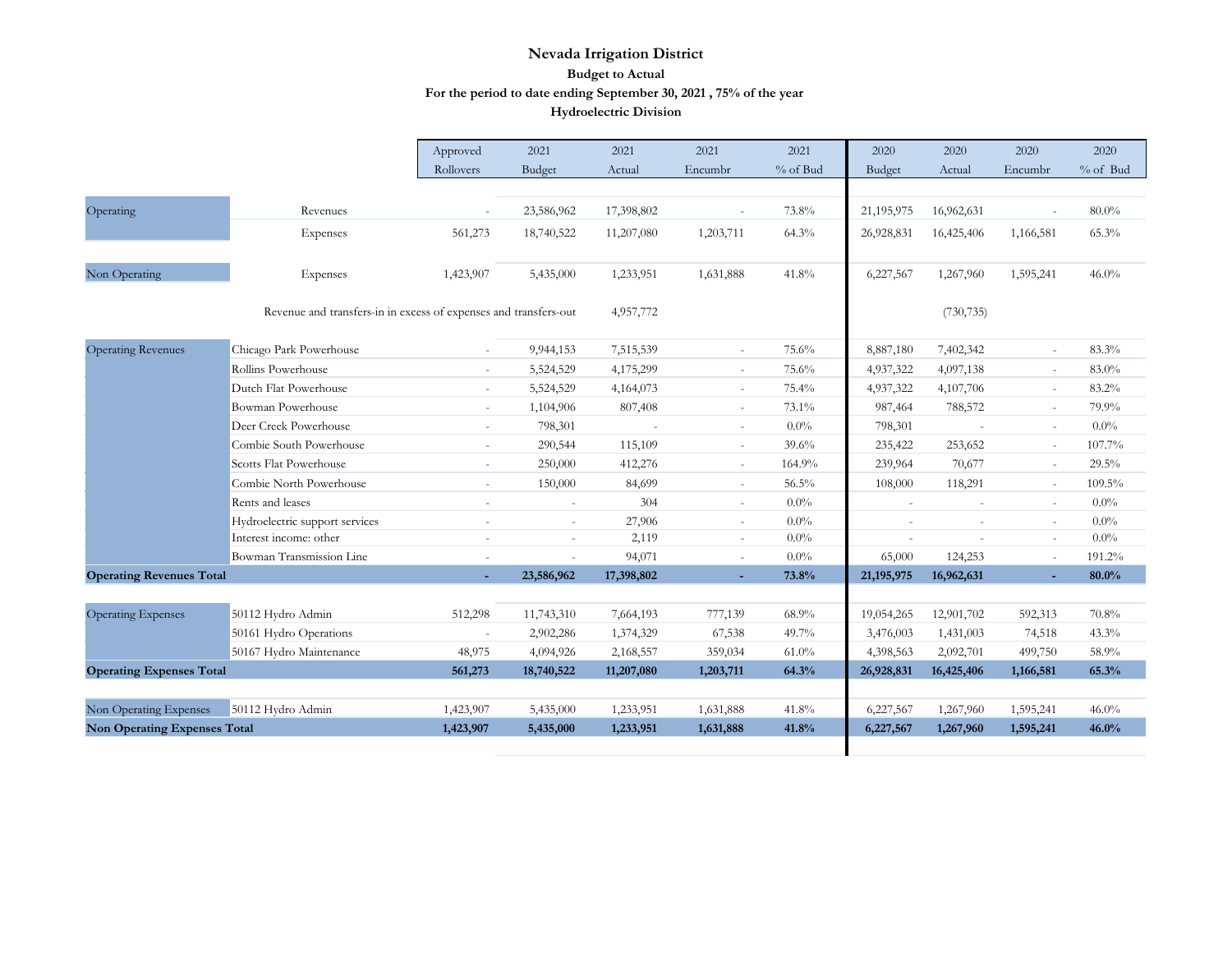# Nevada Irrigation District

**Budget to Actual**

**For the period to date ending September 30, 2021 , 75% of the year**

**Hydroelectric Division**

| | | Approved Rollovers | 2021 Budget | 2021 Actual | 2021 Encumbr | 2021 % of Bud | 2020 Budget | 2020 Actual | 2020 Encumbr | 2020 % of Bud |
|---|---|---|---|---|---|---|---|---|---|---|
| Operating | Revenues | - | 23,586,962 | 17,398,802 | - | 73.8% | 21,195,975 | 16,962,631 | - | 80.0% |
| | Expenses | 561,273 | 18,740,522 | 11,207,080 | 1,203,711 | 64.3% | 26,928,831 | 16,425,406 | 1,166,581 | 65.3% |
| Non Operating | Expenses | 1,423,907 | 5,435,000 | 1,233,951 | 1,631,888 | 41.8% | 6,227,567 | 1,267,960 | 1,595,241 | 46.0% |
| | Revenue and transfers-in in excess of expenses and transfers-out | | | 4,957,772 | | | | (730,735) | | |
| Operating Revenues | Chicago Park Powerhouse | - | 9,944,153 | 7,515,539 | - | 75.6% | 8,887,180 | 7,402,342 | - | 83.3% |
| | Rollins Powerhouse | - | 5,524,529 | 4,175,299 | - | 75.6% | 4,937,322 | 4,097,138 | - | 83.0% |
| | Dutch Flat Powerhouse | - | 5,524,529 | 4,164,073 | - | 75.4% | 4,937,322 | 4,107,706 | - | 83.2% |
| | Bowman Powerhouse | - | 1,104,906 | 807,408 | - | 73.1% | 987,464 | 788,572 | - | 79.9% |
| | Deer Creek Powerhouse | - | 798,301 | - | - | 0.0% | 798,301 | - | - | 0.0% |
| | Combie South Powerhouse | - | 290,544 | 115,109 | - | 39.6% | 235,422 | 253,652 | - | 107.7% |
| | Scotts Flat Powerhouse | - | 250,000 | 412,276 | - | 164.9% | 239,964 | 70,677 | - | 29.5% |
| | Combie North Powerhouse | - | 150,000 | 84,699 | - | 56.5% | 108,000 | 118,291 | - | 109.5% |
| | Rents and leases | - | - | 304 | - | 0.0% | - | - | - | 0.0% |
| | Hydroelectric support services | - | - | 27,906 | - | 0.0% | - | - | - | 0.0% |
| | Interest income: other | - | - | 2,119 | - | 0.0% | - | - | - | 0.0% |
| | Bowman Transmission Line | - | - | 94,071 | - | 0.0% | 65,000 | 124,253 | - | 191.2% |
| **Operating Revenues Total** | | **-** | **23,586,962** | **17,398,802** | **-** | **73.8%** | **21,195,975** | **16,962,631** | **-** | **80.0%** |
| Operating Expenses | 50112 Hydro Admin | 512,298 | 11,743,310 | 7,664,193 | 777,139 | 68.9% | 19,054,265 | 12,901,702 | 592,313 | 70.8% |
| | 50161 Hydro Operations | - | 2,902,286 | 1,374,329 | 67,538 | 49.7% | 3,476,003 | 1,431,003 | 74,518 | 43.3% |
| | 50167 Hydro Maintenance | 48,975 | 4,094,926 | 2,168,557 | 359,034 | 61.0% | 4,398,563 | 2,092,701 | 499,750 | 58.9% |
| **Operating Expenses Total** | | **561,273** | **18,740,522** | **11,207,080** | **1,203,711** | **64.3%** | **26,928,831** | **16,425,406** | **1,166,581** | **65.3%** |
| Non Operating Expenses | 50112 Hydro Admin | 1,423,907 | 5,435,000 | 1,233,951 | 1,631,888 | 41.8% | 6,227,567 | 1,267,960 | 1,595,241 | 46.0% |
| **Non Operating Expenses Total** | | **1,423,907** | **5,435,000** | **1,233,951** | **1,631,888** | **41.8%** | **6,227,567** | **1,267,960** | **1,595,241** | **46.0%** |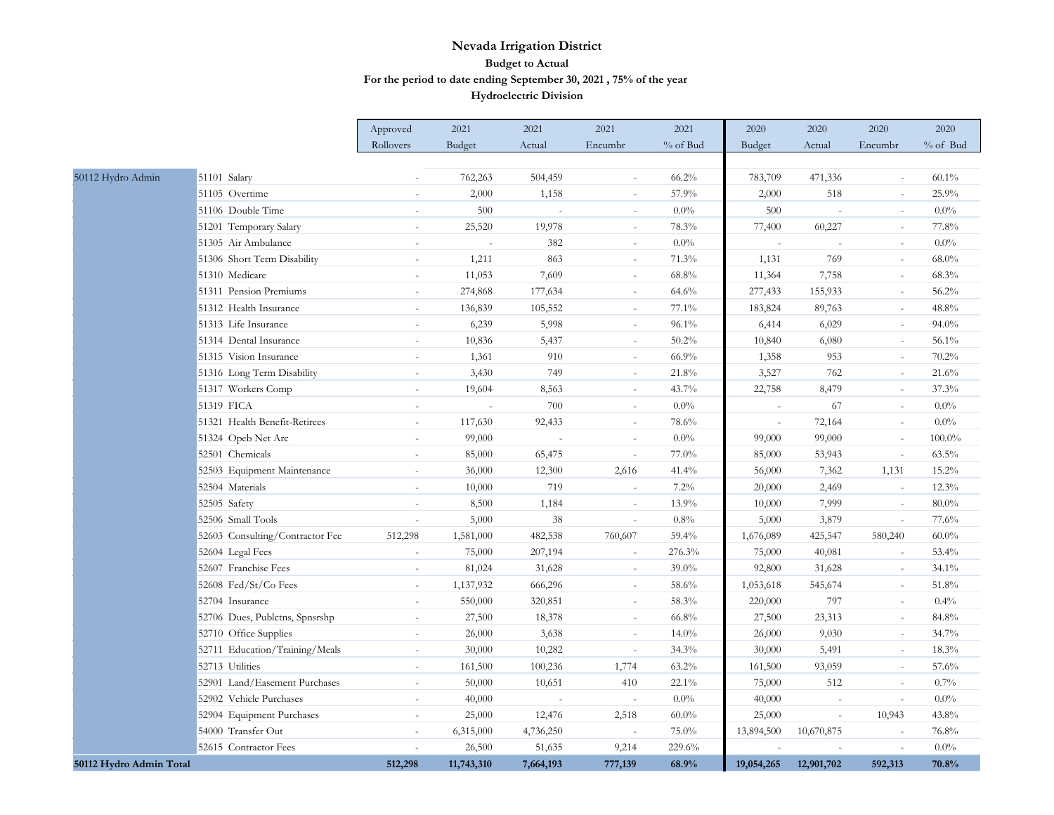# Nevada Irrigation District

## Budget to Actual

### For the period to date ending September 30, 2021 , 75% of the year

### Hydroelectric Division

| | | Approved Rollovers | 2021 Budget | 2021 Actual | 2021 Encumbr | 2021 % of Bud | 2020 Budget | 2020 Actual | 2020 Encumbr | 2020 % of Bud |
|---|---|---|---|---|---|---|---|---|---|---|
| 50112 Hydro Admin | 51101 Salary | - | 762,263 | 504,459 | - | 66.2% | 783,709 | 471,336 | - | 60.1% |
| | 51105 Overtime | - | 2,000 | 1,158 | - | 57.9% | 2,000 | 518 | - | 25.9% |
| | 51106 Double Time | - | 500 | - | - | 0.0% | 500 | - | - | 0.0% |
| | 51201 Temporary Salary | - | 25,520 | 19,978 | - | 78.3% | 77,400 | 60,227 | - | 77.8% |
| | 51305 Air Ambulance | - | - | 382 | - | 0.0% | - | - | - | 0.0% |
| | 51306 Short Term Disability | - | 1,211 | 863 | - | 71.3% | 1,131 | 769 | - | 68.0% |
| | 51310 Medicare | - | 11,053 | 7,609 | - | 68.8% | 11,364 | 7,758 | - | 68.3% |
| | 51311 Pension Premiums | - | 274,868 | 177,634 | - | 64.6% | 277,433 | 155,933 | - | 56.2% |
| | 51312 Health Insurance | - | 136,839 | 105,552 | - | 77.1% | 183,824 | 89,763 | - | 48.8% |
| | 51313 Life Insurance | - | 6,239 | 5,998 | - | 96.1% | 6,414 | 6,029 | - | 94.0% |
| | 51314 Dental Insurance | - | 10,836 | 5,437 | - | 50.2% | 10,840 | 6,080 | - | 56.1% |
| | 51315 Vision Insurance | - | 1,361 | 910 | - | 66.9% | 1,358 | 953 | - | 70.2% |
| | 51316 Long Term Disability | - | 3,430 | 749 | - | 21.8% | 3,527 | 762 | - | 21.6% |
| | 51317 Workers Comp | - | 19,604 | 8,563 | - | 43.7% | 22,758 | 8,479 | - | 37.3% |
| | 51319 FICA | - | - | 700 | - | 0.0% | - | 67 | - | 0.0% |
| | 51321 Health Benefit-Retirees | - | 117,630 | 92,433 | - | 78.6% | - | 72,164 | - | 0.0% |
| | 51324 Opeb Net Arc | - | 99,000 | - | - | 0.0% | 99,000 | 99,000 | - | 100.0% |
| | 52501 Chemicals | - | 85,000 | 65,475 | - | 77.0% | 85,000 | 53,943 | - | 63.5% |
| | 52503 Equipment Maintenance | - | 36,000 | 12,300 | 2,616 | 41.4% | 56,000 | 7,362 | 1,131 | 15.2% |
| | 52504 Materials | - | 10,000 | 719 | - | 7.2% | 20,000 | 2,469 | - | 12.3% |
| | 52505 Safety | - | 8,500 | 1,184 | - | 13.9% | 10,000 | 7,999 | - | 80.0% |
| | 52506 Small Tools | - | 5,000 | 38 | - | 0.8% | 5,000 | 3,879 | - | 77.6% |
| | 52603 Consulting/Contractor Fee | 512,298 | 1,581,000 | 482,538 | 760,607 | 59.4% | 1,676,089 | 425,547 | 580,240 | 60.0% |
| | 52604 Legal Fees | - | 75,000 | 207,194 | - | 276.3% | 75,000 | 40,081 | - | 53.4% |
| | 52607 Franchise Fees | - | 81,024 | 31,628 | - | 39.0% | 92,800 | 31,628 | - | 34.1% |
| | 52608 Fed/St/Co Fees | - | 1,137,932 | 666,296 | - | 58.6% | 1,053,618 | 545,674 | - | 51.8% |
| | 52704 Insurance | - | 550,000 | 320,851 | - | 58.3% | 220,000 | 797 | - | 0.4% |
| | 52706 Dues, Publctns, Spnsrshp | - | 27,500 | 18,378 | - | 66.8% | 27,500 | 23,313 | - | 84.8% |
| | 52710 Office Supplies | - | 26,000 | 3,638 | - | 14.0% | 26,000 | 9,030 | - | 34.7% |
| | 52711 Education/Training/Meals | - | 30,000 | 10,282 | - | 34.3% | 30,000 | 5,491 | - | 18.3% |
| | 52713 Utilities | - | 161,500 | 100,236 | 1,774 | 63.2% | 161,500 | 93,059 | - | 57.6% |
| | 52901 Land/Easement Purchases | - | 50,000 | 10,651 | 410 | 22.1% | 75,000 | 512 | - | 0.7% |
| | 52902 Vehicle Purchases | - | 40,000 | - | - | 0.0% | 40,000 | - | - | 0.0% |
| | 52904 Equipment Purchases | - | 25,000 | 12,476 | 2,518 | 60.0% | 25,000 | - | 10,943 | 43.8% |
| | 54000 Transfer Out | - | 6,315,000 | 4,736,250 | - | 75.0% | 13,894,500 | 10,670,875 | - | 76.8% |
| | 52615 Contractor Fees | - | 26,500 | 51,635 | 9,214 | 229.6% | - | - | - | 0.0% |
| **50112 Hydro Admin Total** | | **512,298** | **11,743,310** | **7,664,193** | **777,139** | **68.9%** | **19,054,265** | **12,901,702** | **592,313** | **70.8%** |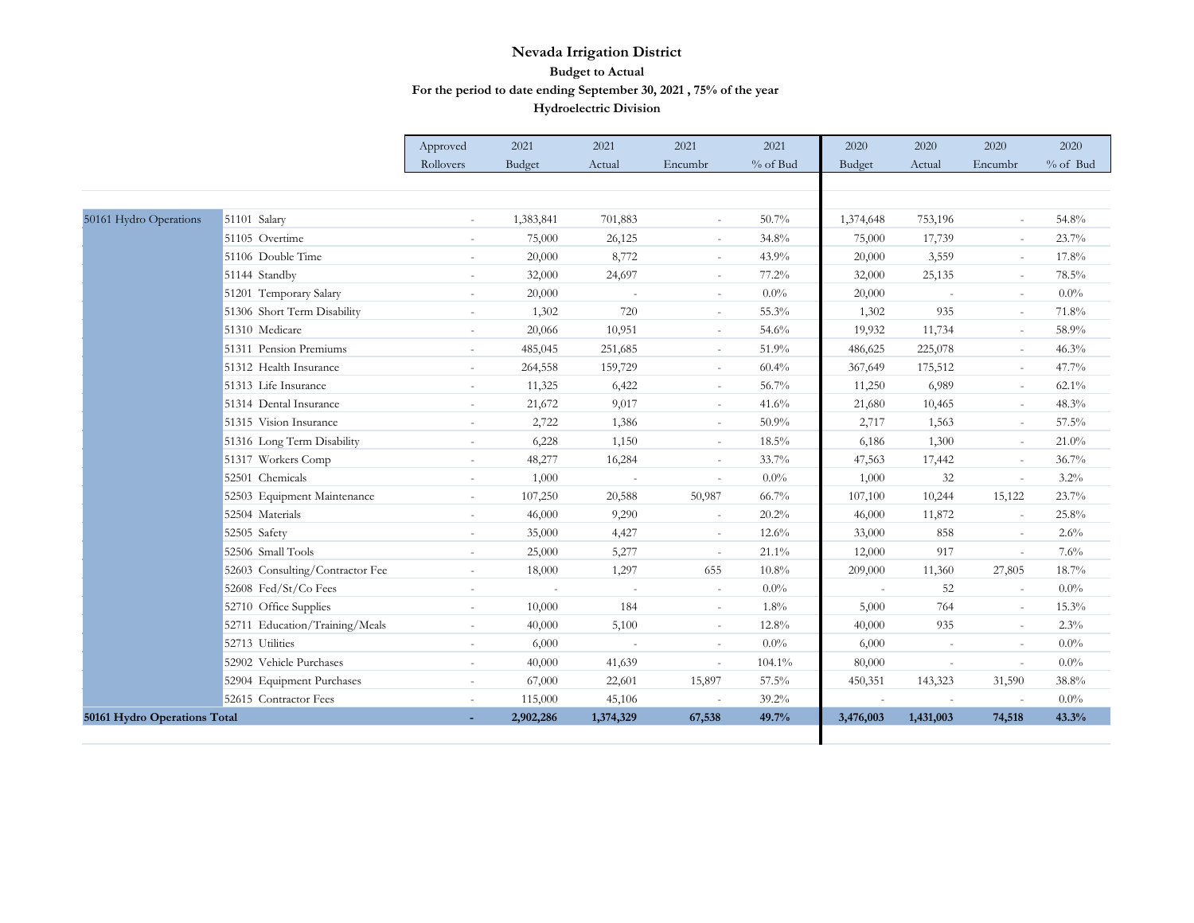# Nevada Irrigation District

## Budget to Actual

### For the period to date ending September 30, 2021 , 75% of the year

### Hydroelectric Division

| | | Approved Rollovers | 2021 Budget | 2021 Actual | 2021 Encumbr | 2021 % of Bud | 2020 Budget | 2020 Actual | 2020 Encumbr | 2020 % of Bud |
|---|---|---|---|---|---|---|---|---|---|---|
| 50161 Hydro Operations | 51101 Salary | - | 1,383,841 | 701,883 | - | 50.7% | 1,374,648 | 753,196 | - | 54.8% |
| | 51105 Overtime | - | 75,000 | 26,125 | - | 34.8% | 75,000 | 17,739 | - | 23.7% |
| | 51106 Double Time | - | 20,000 | 8,772 | - | 43.9% | 20,000 | 3,559 | - | 17.8% |
| | 51144 Standby | - | 32,000 | 24,697 | - | 77.2% | 32,000 | 25,135 | - | 78.5% |
| | 51201 Temporary Salary | - | 20,000 | - | - | 0.0% | 20,000 | - | - | 0.0% |
| | 51306 Short Term Disability | - | 1,302 | 720 | - | 55.3% | 1,302 | 935 | - | 71.8% |
| | 51310 Medicare | - | 20,066 | 10,951 | - | 54.6% | 19,932 | 11,734 | - | 58.9% |
| | 51311 Pension Premiums | - | 485,045 | 251,685 | - | 51.9% | 486,625 | 225,078 | - | 46.3% |
| | 51312 Health Insurance | - | 264,558 | 159,729 | - | 60.4% | 367,649 | 175,512 | - | 47.7% |
| | 51313 Life Insurance | - | 11,325 | 6,422 | - | 56.7% | 11,250 | 6,989 | - | 62.1% |
| | 51314 Dental Insurance | - | 21,672 | 9,017 | - | 41.6% | 21,680 | 10,465 | - | 48.3% |
| | 51315 Vision Insurance | - | 2,722 | 1,386 | - | 50.9% | 2,717 | 1,563 | - | 57.5% |
| | 51316 Long Term Disability | - | 6,228 | 1,150 | - | 18.5% | 6,186 | 1,300 | - | 21.0% |
| | 51317 Workers Comp | - | 48,277 | 16,284 | - | 33.7% | 47,563 | 17,442 | - | 36.7% |
| | 52501 Chemicals | - | 1,000 | - | - | 0.0% | 1,000 | 32 | - | 3.2% |
| | 52503 Equipment Maintenance | - | 107,250 | 20,588 | 50,987 | 66.7% | 107,100 | 10,244 | 15,122 | 23.7% |
| | 52504 Materials | - | 46,000 | 9,290 | - | 20.2% | 46,000 | 11,872 | - | 25.8% |
| | 52505 Safety | - | 35,000 | 4,427 | - | 12.6% | 33,000 | 858 | - | 2.6% |
| | 52506 Small Tools | - | 25,000 | 5,277 | - | 21.1% | 12,000 | 917 | - | 7.6% |
| | 52603 Consulting/Contractor Fee | - | 18,000 | 1,297 | 655 | 10.8% | 209,000 | 11,360 | 27,805 | 18.7% |
| | 52608 Fed/St/Co Fees | - | - | - | - | 0.0% | - | 52 | - | 0.0% |
| | 52710 Office Supplies | - | 10,000 | 184 | - | 1.8% | 5,000 | 764 | - | 15.3% |
| | 52711 Education/Training/Meals | - | 40,000 | 5,100 | - | 12.8% | 40,000 | 935 | - | 2.3% |
| | 52713 Utilities | - | 6,000 | - | - | 0.0% | 6,000 | - | - | 0.0% |
| | 52902 Vehicle Purchases | - | 40,000 | 41,639 | - | 104.1% | 80,000 | - | - | 0.0% |
| | 52904 Equipment Purchases | - | 67,000 | 22,601 | 15,897 | 57.5% | 450,351 | 143,323 | 31,590 | 38.8% |
| | 52615 Contractor Fees | - | 115,000 | 45,106 | - | 39.2% | - | - | - | 0.0% |
| **50161 Hydro Operations Total** | | **-** | **2,902,286** | **1,374,329** | **67,538** | **49.7%** | **3,476,003** | **1,431,003** | **74,518** | **43.3%** |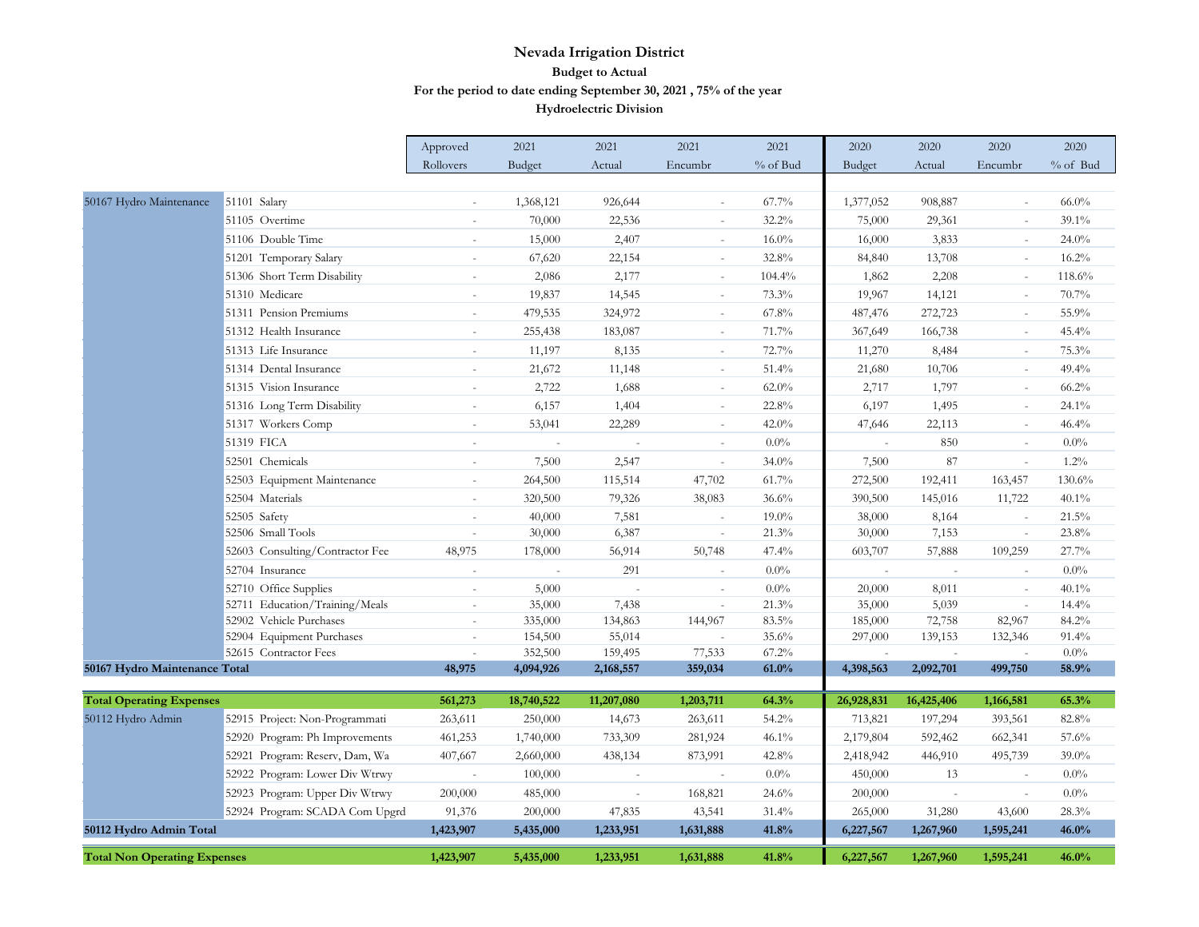# Nevada Irrigation District

## Budget to Actual

### For the period to date ending September 30, 2021 , 75% of the year

### Hydroelectric Division

| | | Approved Rollovers | 2021 Budget | 2021 Actual | 2021 Encumbr | 2021 % of Bud | 2020 Budget | 2020 Actual | 2020 Encumbr | 2020 % of Bud |
|---|---|---|---|---|---|---|---|---|---|---|
| 50167 Hydro Maintenance | 51101 Salary | - | 1,368,121 | 926,644 | - | 67.7% | 1,377,052 | 908,887 | - | 66.0% |
| | 51105 Overtime | - | 70,000 | 22,536 | - | 32.2% | 75,000 | 29,361 | - | 39.1% |
| | 51106 Double Time | - | 15,000 | 2,407 | - | 16.0% | 16,000 | 3,833 | - | 24.0% |
| | 51201 Temporary Salary | - | 67,620 | 22,154 | - | 32.8% | 84,840 | 13,708 | - | 16.2% |
| | 51306 Short Term Disability | - | 2,086 | 2,177 | - | 104.4% | 1,862 | 2,208 | - | 118.6% |
| | 51310 Medicare | - | 19,837 | 14,545 | - | 73.3% | 19,967 | 14,121 | - | 70.7% |
| | 51311 Pension Premiums | - | 479,535 | 324,972 | - | 67.8% | 487,476 | 272,723 | - | 55.9% |
| | 51312 Health Insurance | - | 255,438 | 183,087 | - | 71.7% | 367,649 | 166,738 | - | 45.4% |
| | 51313 Life Insurance | - | 11,197 | 8,135 | - | 72.7% | 11,270 | 8,484 | - | 75.3% |
| | 51314 Dental Insurance | - | 21,672 | 11,148 | - | 51.4% | 21,680 | 10,706 | - | 49.4% |
| | 51315 Vision Insurance | - | 2,722 | 1,688 | - | 62.0% | 2,717 | 1,797 | - | 66.2% |
| | 51316 Long Term Disability | - | 6,157 | 1,404 | - | 22.8% | 6,197 | 1,495 | - | 24.1% |
| | 51317 Workers Comp | - | 53,041 | 22,289 | - | 42.0% | 47,646 | 22,113 | - | 46.4% |
| | 51319 FICA | - | - | - | - | 0.0% | - | 850 | - | 0.0% |
| | 52501 Chemicals | - | 7,500 | 2,547 | - | 34.0% | 7,500 | 87 | - | 1.2% |
| | 52503 Equipment Maintenance | - | 264,500 | 115,514 | 47,702 | 61.7% | 272,500 | 192,411 | 163,457 | 130.6% |
| | 52504 Materials | - | 320,500 | 79,326 | 38,083 | 36.6% | 390,500 | 145,016 | 11,722 | 40.1% |
| | 52505 Safety | - | 40,000 | 7,581 | - | 19.0% | 38,000 | 8,164 | - | 21.5% |
| | 52506 Small Tools | - | 30,000 | 6,387 | - | 21.3% | 30,000 | 7,153 | - | 23.8% |
| | 52603 Consulting/Contractor Fee | 48,975 | 178,000 | 56,914 | 50,748 | 47.4% | 603,707 | 57,888 | 109,259 | 27.7% |
| | 52704 Insurance | - | - | 291 | - | 0.0% | - | - | - | 0.0% |
| | 52710 Office Supplies | - | 5,000 | - | - | 0.0% | 20,000 | 8,011 | - | 40.1% |
| | 52711 Education/Training/Meals | - | 35,000 | 7,438 | - | 21.3% | 35,000 | 5,039 | - | 14.4% |
| | 52902 Vehicle Purchases | - | 335,000 | 134,863 | 144,967 | 83.5% | 185,000 | 72,758 | 82,967 | 84.2% |
| | 52904 Equipment Purchases | - | 154,500 | 55,014 | - | 35.6% | 297,000 | 139,153 | 132,346 | 91.4% |
| | 52615 Contractor Fees | - | 352,500 | 159,495 | 77,533 | 67.2% | - | - | - | 0.0% |
| **50167 Hydro Maintenance Total** | | **48,975** | **4,094,926** | **2,168,557** | **359,034** | **61.0%** | **4,398,563** | **2,092,701** | **499,750** | **58.9%** |
| **Total Operating Expenses** | | **561,273** | **18,740,522** | **11,207,080** | **1,203,711** | **64.3%** | **26,928,831** | **16,425,406** | **1,166,581** | **65.3%** |
| 50112 Hydro Admin | 52915 Project: Non-Programmati | 263,611 | 250,000 | 14,673 | 263,611 | 54.2% | 713,821 | 197,294 | 393,561 | 82.8% |
| | 52920 Program: Ph Improvements | 461,253 | 1,740,000 | 733,309 | 281,924 | 46.1% | 2,179,804 | 592,462 | 662,341 | 57.6% |
| | 52921 Program: Reserv, Dam, Wa | 407,667 | 2,660,000 | 438,134 | 873,991 | 42.8% | 2,418,942 | 446,910 | 495,739 | 39.0% |
| | 52922 Program: Lower Div Wtrwy | - | 100,000 | - | - | 0.0% | 450,000 | 13 | - | 0.0% |
| | 52923 Program: Upper Div Wtrwy | 200,000 | 485,000 | - | 168,821 | 24.6% | 200,000 | - | - | 0.0% |
| | 52924 Program: SCADA Com Upgrd | 91,376 | 200,000 | 47,835 | 43,541 | 31.4% | 265,000 | 31,280 | 43,600 | 28.3% |
| **50112 Hydro Admin Total** | | **1,423,907** | **5,435,000** | **1,233,951** | **1,631,888** | **41.8%** | **6,227,567** | **1,267,960** | **1,595,241** | **46.0%** |
| **Total Non Operating Expenses** | | **1,423,907** | **5,435,000** | **1,233,951** | **1,631,888** | **41.8%** | **6,227,567** | **1,267,960** | **1,595,241** | **46.0%** |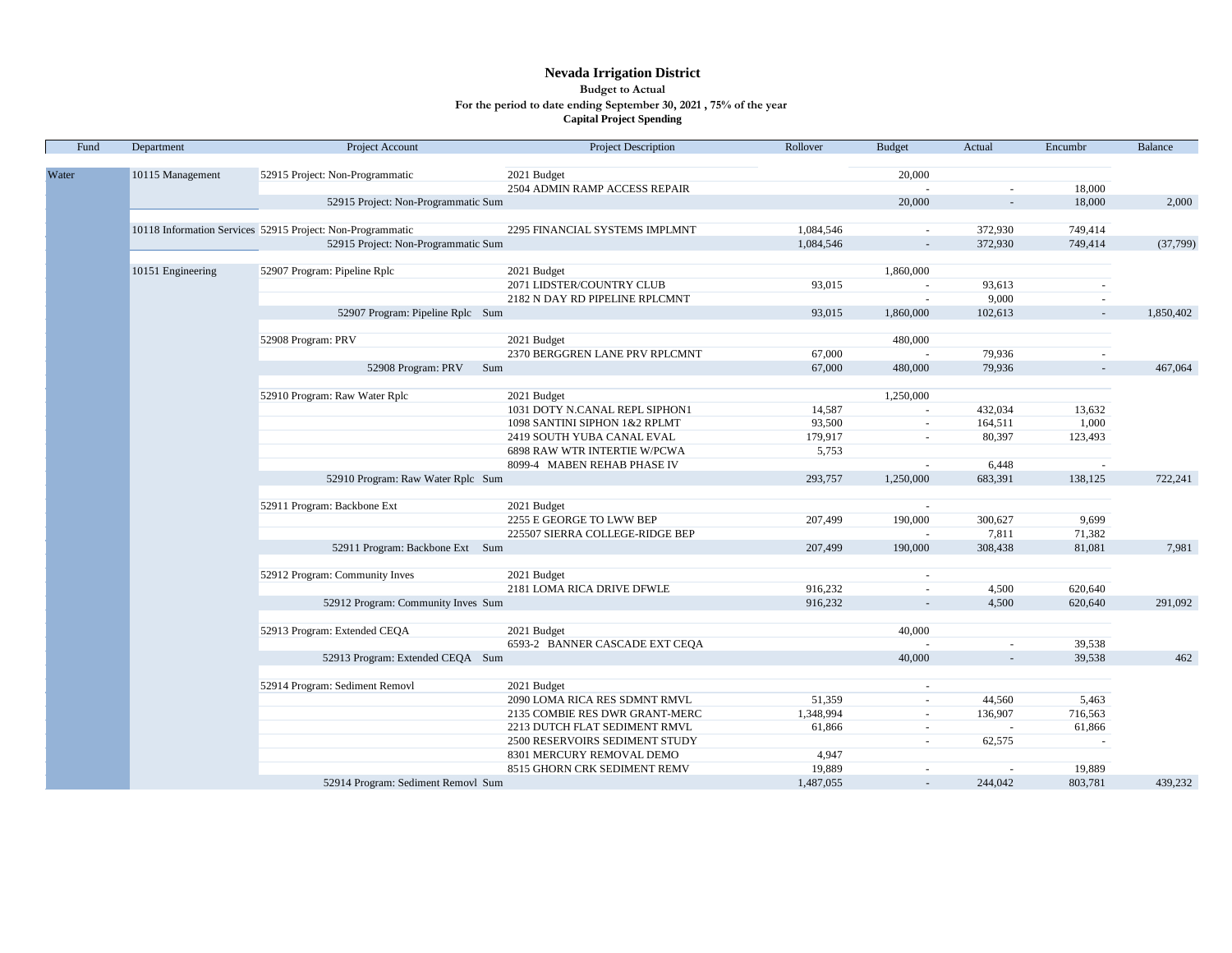# Nevada Irrigation District

**Budget to Actual**

**For the period to date ending September 30, 2021 , 75% of the year**

**Capital Project Spending**

| Fund | Department | Project Account | Project Description | Rollover | Budget | Actual | Encumbr | Balance |
|---|---|---|---|---|---|---|---|---|
| Water | 10115 Management | 52915 Project: Non-Programmatic | 2021 Budget | | 20,000 | | | |
| | | | 2504 ADMIN RAMP ACCESS REPAIR | | - | - | 18,000 | |
| | | 52915 Project: Non-Programmatic Sum | | | 20,000 | - | 18,000 | 2,000 |
| | 10118 Information Services | 52915 Project: Non-Programmatic | 2295 FINANCIAL SYSTEMS IMPLMNT | 1,084,546 | - | 372,930 | 749,414 | |
| | | 52915 Project: Non-Programmatic Sum | | 1,084,546 | - | 372,930 | 749,414 | (37,799) |
| | 10151 Engineering | 52907 Program: Pipeline Rplc | 2021 Budget | | 1,860,000 | | | |
| | | | 2071 LIDSTER/COUNTRY CLUB | 93,015 | - | 93,613 | - | |
| | | | 2182 N DAY RD PIPELINE RPLCMNT | | - | 9,000 | - | |
| | | 52907 Program: Pipeline Rplc Sum | | 93,015 | 1,860,000 | 102,613 | - | 1,850,402 |
| | | 52908 Program: PRV | 2021 Budget | | 480,000 | | | |
| | | | 2370 BERGGREN LANE PRV RPLCMNT | 67,000 | - | 79,936 | - | |
| | | 52908 Program: PRV Sum | | 67,000 | 480,000 | 79,936 | - | 467,064 |
| | | 52910 Program: Raw Water Rplc | 2021 Budget | | 1,250,000 | | | |
| | | | 1031 DOTY N.CANAL REPL SIPHON1 | 14,587 | - | 432,034 | 13,632 | |
| | | | 1098 SANTINI SIPHON 1&2 RPLMT | 93,500 | - | 164,511 | 1,000 | |
| | | | 2419 SOUTH YUBA CANAL EVAL | 179,917 | - | 80,397 | 123,493 | |
| | | | 6898 RAW WTR INTERTIE W/PCWA | 5,753 | | | | |
| | | | 8099-4 MABEN REHAB PHASE IV | | - | 6,448 | - | |
| | | 52910 Program: Raw Water Rplc Sum | | 293,757 | 1,250,000 | 683,391 | 138,125 | 722,241 |
| | | 52911 Program: Backbone Ext | 2021 Budget | | - | | | |
| | | | 2255 E GEORGE TO LWW BEP | 207,499 | 190,000 | 300,627 | 9,699 | |
| | | | 225507 SIERRA COLLEGE-RIDGE BEP | | - | 7,811 | 71,382 | |
| | | 52911 Program: Backbone Ext Sum | | 207,499 | 190,000 | 308,438 | 81,081 | 7,981 |
| | | 52912 Program: Community Inves | 2021 Budget | | - | | | |
| | | | 2181 LOMA RICA DRIVE DFWLE | 916,232 | - | 4,500 | 620,640 | |
| | | 52912 Program: Community Inves Sum | | 916,232 | - | 4,500 | 620,640 | 291,092 |
| | | 52913 Program: Extended CEQA | 2021 Budget | | 40,000 | | | |
| | | | 6593-2 BANNER CASCADE EXT CEQA | | - | - | 39,538 | |
| | | 52913 Program: Extended CEQA Sum | | | 40,000 | - | 39,538 | 462 |
| | | 52914 Program: Sediment Removl | 2021 Budget | | - | | | |
| | | | 2090 LOMA RICA RES SDMNT RMVL | 51,359 | - | 44,560 | 5,463 | |
| | | | 2135 COMBIE RES DWR GRANT-MERC | 1,348,994 | - | 136,907 | 716,563 | |
| | | | 2213 DUTCH FLAT SEDIMENT RMVL | 61,866 | - | - | 61,866 | |
| | | | 2500 RESERVOIRS SEDIMENT STUDY | | - | 62,575 | - | |
| | | | 8301 MERCURY REMOVAL DEMO | 4,947 | | | | |
| | | | 8515 GHORN CRK SEDIMENT REMV | 19,889 | - | - | 19,889 | |
| | | 52914 Program: Sediment Removl Sum | | 1,487,055 | - | 244,042 | 803,781 | 439,232 |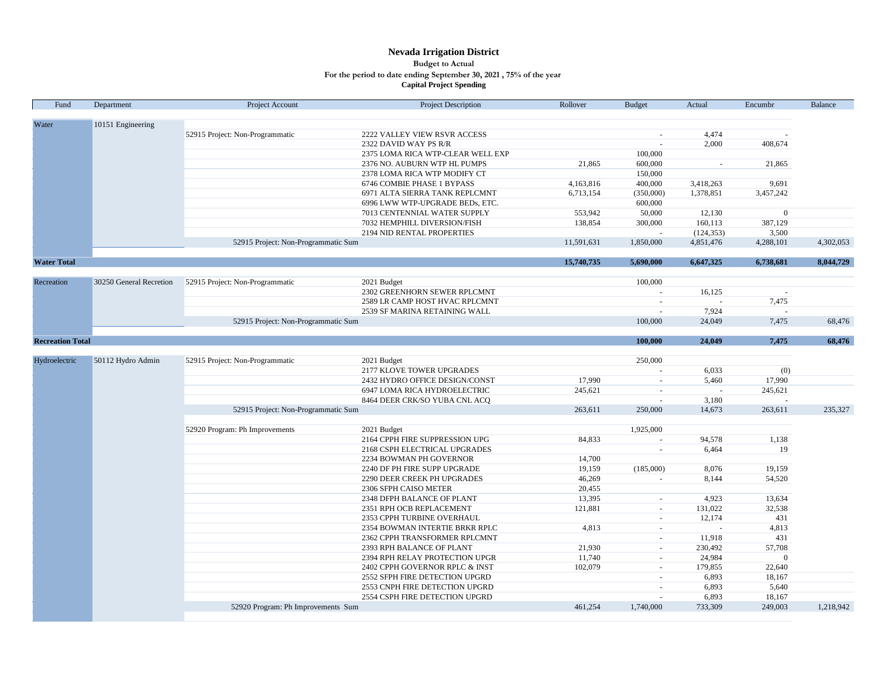# Nevada Irrigation District

**Budget to Actual**

**For the period to date ending September 30, 2021 , 75% of the year**

**Capital Project Spending**

| Fund | Department | Project Account | Project Description | Rollover | Budget | Actual | Encumbr | Balance |
|---|---|---|---|---|---|---|---|---|
| Water | 10151 Engineering | | | | | | | |
| | | 52915 Project: Non-Programmatic | 2222 VALLEY VIEW RSVR ACCESS | | - | 4,474 | - | |
| | | | 2322 DAVID WAY PS R/R | | - | 2,000 | 408,674 | |
| | | | 2375 LOMA RICA WTP-CLEAR WELL EXP | | 100,000 | | | |
| | | | 2376 NO. AUBURN WTP HL PUMPS | 21,865 | 600,000 | - | 21,865 | |
| | | | 2378 LOMA RICA WTP MODIFY CT | | 150,000 | | | |
| | | | 6746 COMBIE PHASE 1 BYPASS | 4,163,816 | 400,000 | 3,418,263 | 9,691 | |
| | | | 6971 ALTA SIERRA TANK REPLCMNT | 6,713,154 | (350,000) | 1,378,851 | 3,457,242 | |
| | | | 6996 LWW WTP-UPGRADE BEDs, ETC. | | 600,000 | | | |
| | | | 7013 CENTENNIAL WATER SUPPLY | 553,942 | 50,000 | 12,130 | 0 | |
| | | | 7032 HEMPHILL DIVERSION/FISH | 138,854 | 300,000 | 160,113 | 387,129 | |
| | | | 2194 NID RENTAL PROPERTIES | | - | (124,353) | 3,500 | |
| | | 52915 Project: Non-Programmatic Sum | | 11,591,631 | 1,850,000 | 4,851,476 | 4,288,101 | 4,302,053 |
| **Water Total** | | | | **15,740,735** | **5,690,000** | **6,647,325** | **6,738,681** | **8,044,729** |
| Recreation | 30250 General Recretion | 52915 Project: Non-Programmatic | 2021 Budget | | 100,000 | | | |
| | | | 2302 GREENHORN SEWER RPLCMNT | | - | 16,125 | - | |
| | | | 2589 LR CAMP HOST HVAC RPLCMNT | | - | - | 7,475 | |
| | | | 2539 SF MARINA RETAINING WALL | | - | 7,924 | - | |
| | | 52915 Project: Non-Programmatic Sum | | | 100,000 | 24,049 | 7,475 | 68,476 |
| **Recreation Total** | | | | | **100,000** | **24,049** | **7,475** | **68,476** |
| Hydroelectric | 50112 Hydro Admin | 52915 Project: Non-Programmatic | 2021 Budget | | 250,000 | | | |
| | | | 2177 KLOVE TOWER UPGRADES | | - | 6,033 | (0) | |
| | | | 2432 HYDRO OFFICE DESIGN/CONST | 17,990 | - | 5,460 | 17,990 | |
| | | | 6947 LOMA RICA HYDROELECTRIC | 245,621 | - | - | 245,621 | |
| | | | 8464 DEER CRK/SO YUBA CNL ACQ | | - | 3,180 | - | |
| | | 52915 Project: Non-Programmatic Sum | | 263,611 | 250,000 | 14,673 | 263,611 | 235,327 |
| | | 52920 Program: Ph Improvements | 2021 Budget | | 1,925,000 | | | |
| | | | 2164 CPPH FIRE SUPPRESSION UPG | 84,833 | - | 94,578 | 1,138 | |
| | | | 2168 CSPH ELECTRICAL UPGRADES | | - | 6,464 | 19 | |
| | | | 2234 BOWMAN PH GOVERNOR | 14,700 | | | | |
| | | | 2240 DF PH FIRE SUPP UPGRADE | 19,159 | (185,000) | 8,076 | 19,159 | |
| | | | 2290 DEER CREEK PH UPGRADES | 46,269 | - | 8,144 | 54,520 | |
| | | | 2306 SFPH CAISO METER | 20,455 | | | | |
| | | | 2348 DFPH BALANCE OF PLANT | 13,395 | - | 4,923 | 13,634 | |
| | | | 2351 RPH OCB REPLACEMENT | 121,881 | - | 131,022 | 32,538 | |
| | | | 2353 CPPH TURBINE OVERHAUL | | - | 12,174 | 431 | |
| | | | 2354 BOWMAN INTERTIE BRKR RPLC | 4,813 | - | - | 4,813 | |
| | | | 2362 CPPH TRANSFORMER RPLCMNT | | - | 11,918 | 431 | |
| | | | 2393 RPH BALANCE OF PLANT | 21,930 | - | 230,492 | 57,708 | |
| | | | 2394 RPH RELAY PROTECTION UPGR | 11,740 | - | 24,984 | 0 | |
| | | | 2402 CPPH GOVERNOR RPLC & INST | 102,079 | - | 179,855 | 22,640 | |
| | | | 2552 SFPH FIRE DETECTION UPGRD | | - | 6,893 | 18,167 | |
| | | | 2553 CNPH FIRE DETECTION UPGRD | | - | 6,893 | 5,640 | |
| | | | 2554 CSPH FIRE DETECTION UPGRD | | - | 6,893 | 18,167 | |
| | | 52920 Program: Ph Improvements Sum | | 461,254 | 1,740,000 | 733,309 | 249,003 | 1,218,942 |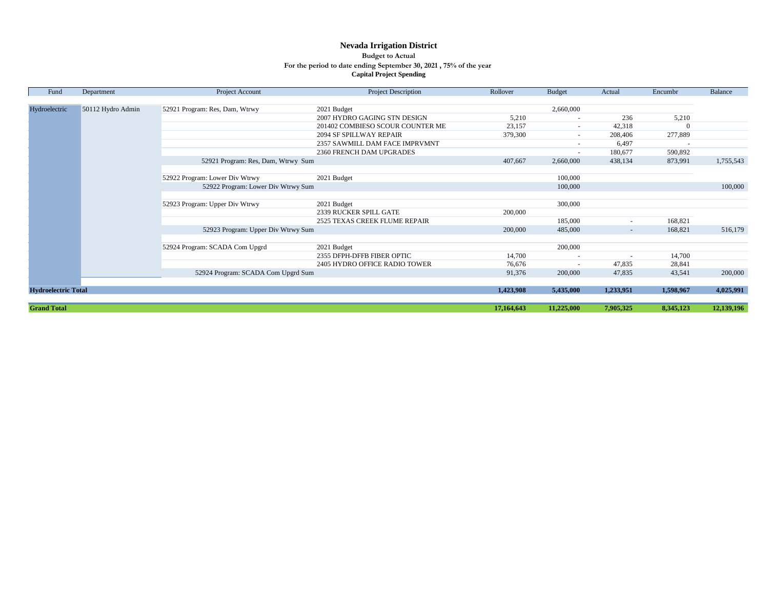# Nevada Irrigation District

**Budget to Actual**

**For the period to date ending September 30, 2021 , 75% of the year**

**Capital Project Spending**

| Fund | Department | Project Account | Project Description | Rollover | Budget | Actual | Encumbr | Balance |
|---|---|---|---|---|---|---|---|---|
| Hydroelectric | 50112 Hydro Admin | 52921 Program: Res, Dam, Wtrwy | 2021 Budget | | 2,660,000 | | | |
| | | | 2007 HYDRO GAGING STN DESIGN | 5,210 | - | 236 | 5,210 | |
| | | | 201402 COMBIESO SCOUR COUNTER ME | 23,157 | - | 42,318 | 0 | |
| | | | 2094 SF SPILLWAY REPAIR | 379,300 | - | 208,406 | 277,889 | |
| | | | 2357 SAWMILL DAM FACE IMPRVMNT | | - | 6,497 | - | |
| | | | 2360 FRENCH DAM UPGRADES | | - | 180,677 | 590,892 | |
| | | 52921 Program: Res, Dam, Wtrwy Sum | | 407,667 | 2,660,000 | 438,134 | 873,991 | 1,755,543 |
| | | 52922 Program: Lower Div Wtrwy | 2021 Budget | | 100,000 | | | |
| | | 52922 Program: Lower Div Wtrwy Sum | | | 100,000 | | | 100,000 |
| | | 52923 Program: Upper Div Wtrwy | 2021 Budget | | 300,000 | | | |
| | | | 2339 RUCKER SPILL GATE | 200,000 | | | | |
| | | | 2525 TEXAS CREEK FLUME REPAIR | | 185,000 | - | 168,821 | |
| | | 52923 Program: Upper Div Wtrwy Sum | | 200,000 | 485,000 | - | 168,821 | 516,179 |
| | | 52924 Program: SCADA Com Upgrd | 2021 Budget | | 200,000 | | | |
| | | | 2355 DFPH-DFFB FIBER OPTIC | 14,700 | - | - | 14,700 | |
| | | | 2405 HYDRO OFFICE RADIO TOWER | 76,676 | - | 47,835 | 28,841 | |
| | | 52924 Program: SCADA Com Upgrd Sum | | 91,376 | 200,000 | 47,835 | 43,541 | 200,000 |
| **Hydroelectric Total** | | | | **1,423,908** | **5,435,000** | **1,233,951** | **1,598,967** | **4,025,991** |
| **Grand Total** | | | | **17,164,643** | **11,225,000** | **7,905,325** | **8,345,123** | **12,139,196** |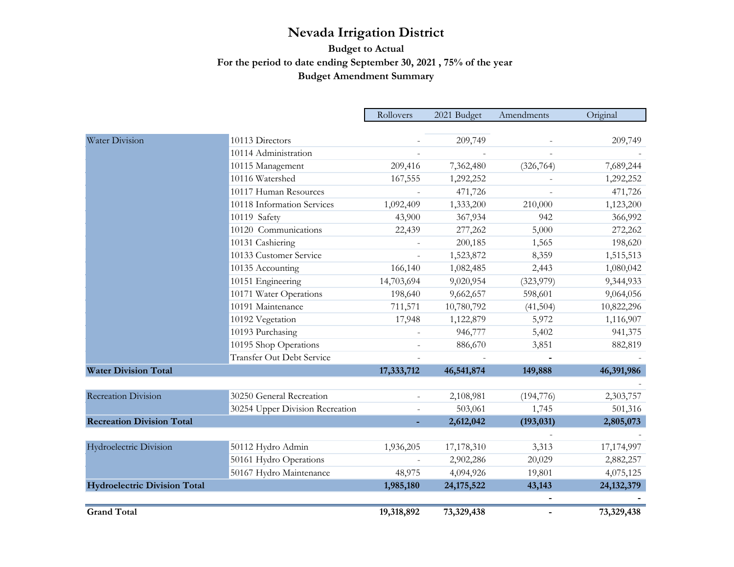# Nevada Irrigation District

**Budget to Actual**

**For the period to date ending September 30, 2021 , 75% of the year**

**Budget Amendment Summary**

| | | Rollovers | 2021 Budget | Amendments | Original |
|---|---|---|---|---|---|
| Water Division | 10113 Directors | - | 209,749 | - | 209,749 |
| | 10114 Administration | - | - | - | - |
| | 10115 Management | 209,416 | 7,362,480 | (326,764) | 7,689,244 |
| | 10116 Watershed | 167,555 | 1,292,252 | - | 1,292,252 |
| | 10117 Human Resources | - | 471,726 | - | 471,726 |
| | 10118 Information Services | 1,092,409 | 1,333,200 | 210,000 | 1,123,200 |
| | 10119 Safety | 43,900 | 367,934 | 942 | 366,992 |
| | 10120 Communications | 22,439 | 277,262 | 5,000 | 272,262 |
| | 10131 Cashiering | - | 200,185 | 1,565 | 198,620 |
| | 10133 Customer Service | - | 1,523,872 | 8,359 | 1,515,513 |
| | 10135 Accounting | 166,140 | 1,082,485 | 2,443 | 1,080,042 |
| | 10151 Engineering | 14,703,694 | 9,020,954 | (323,979) | 9,344,933 |
| | 10171 Water Operations | 198,640 | 9,662,657 | 598,601 | 9,064,056 |
| | 10191 Maintenance | 711,571 | 10,780,792 | (41,504) | 10,822,296 |
| | 10192 Vegetation | 17,948 | 1,122,879 | 5,972 | 1,116,907 |
| | 10193 Purchasing | - | 946,777 | 5,402 | 941,375 |
| | 10195 Shop Operations | - | 886,670 | 3,851 | 882,819 |
| | Transfer Out Debt Service | - | - | - | - |
| **Water Division Total** | | **17,333,712** | **46,541,874** | **149,888** | **46,391,986** |
| | | | | | - |
| Recreation Division | 30250 General Recreation | - | 2,108,981 | (194,776) | 2,303,757 |
| | 30254 Upper Division Recreation | - | 503,061 | 1,745 | 501,316 |
| **Recreation Division Total** | | **-** | **2,612,042** | **(193,031)** | **2,805,073** |
| | | | | - | - |
| Hydroelectric Division | 50112 Hydro Admin | 1,936,205 | 17,178,310 | 3,313 | 17,174,997 |
| | 50161 Hydro Operations | - | 2,902,286 | 20,029 | 2,882,257 |
| | 50167 Hydro Maintenance | 48,975 | 4,094,926 | 19,801 | 4,075,125 |
| **Hydroelectric Division Total** | | **1,985,180** | **24,175,522** | **43,143** | **24,132,379** |
| | | | | **-** | **-** |
| **Grand Total** | | **19,318,892** | **73,329,438** | **-** | **73,329,438** |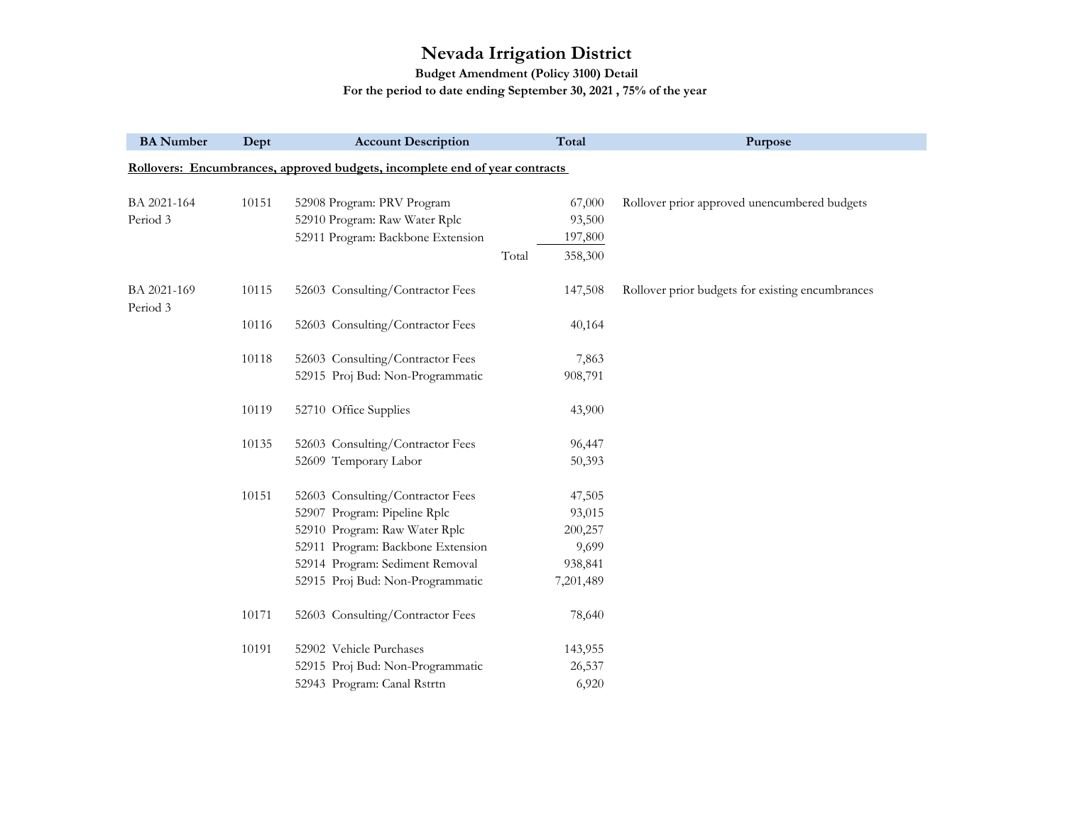# Nevada Irrigation District

**Budget Amendment (Policy 3100) Detail**

**For the period to date ending September 30, 2021 , 75% of the year**

| BA Number | Dept | Account Description | Total | Purpose |
|---|---|---|---|---|
| **Rollovers: Encumbrances, approved budgets, incomplete end of year contracts** | | | | |
| BA 2021-164 Period 3 | 10151 | 52908 Program: PRV Program | 67,000 | Rollover prior approved unencumbered budgets |
| | | 52910 Program: Raw Water Rplc | 93,500 | |
| | | 52911 Program: Backbone Extension | 197,800 | |
| | | Total | 358,300 | |
| BA 2021-169 Period 3 | 10115 | 52603 Consulting/Contractor Fees | 147,508 | Rollover prior budgets for existing encumbrances |
| | 10116 | 52603 Consulting/Contractor Fees | 40,164 | |
| | 10118 | 52603 Consulting/Contractor Fees | 7,863 | |
| | | 52915 Proj Bud: Non-Programmatic | 908,791 | |
| | 10119 | 52710 Office Supplies | 43,900 | |
| | 10135 | 52603 Consulting/Contractor Fees | 96,447 | |
| | | 52609 Temporary Labor | 50,393 | |
| | 10151 | 52603 Consulting/Contractor Fees | 47,505 | |
| | | 52907 Program: Pipeline Rplc | 93,015 | |
| | | 52910 Program: Raw Water Rplc | 200,257 | |
| | | 52911 Program: Backbone Extension | 9,699 | |
| | | 52914 Program: Sediment Removal | 938,841 | |
| | | 52915 Proj Bud: Non-Programmatic | 7,201,489 | |
| | 10171 | 52603 Consulting/Contractor Fees | 78,640 | |
| | 10191 | 52902 Vehicle Purchases | 143,955 | |
| | | 52915 Proj Bud: Non-Programmatic | 26,537 | |
| | | 52943 Program: Canal Rstrtn | 6,920 | |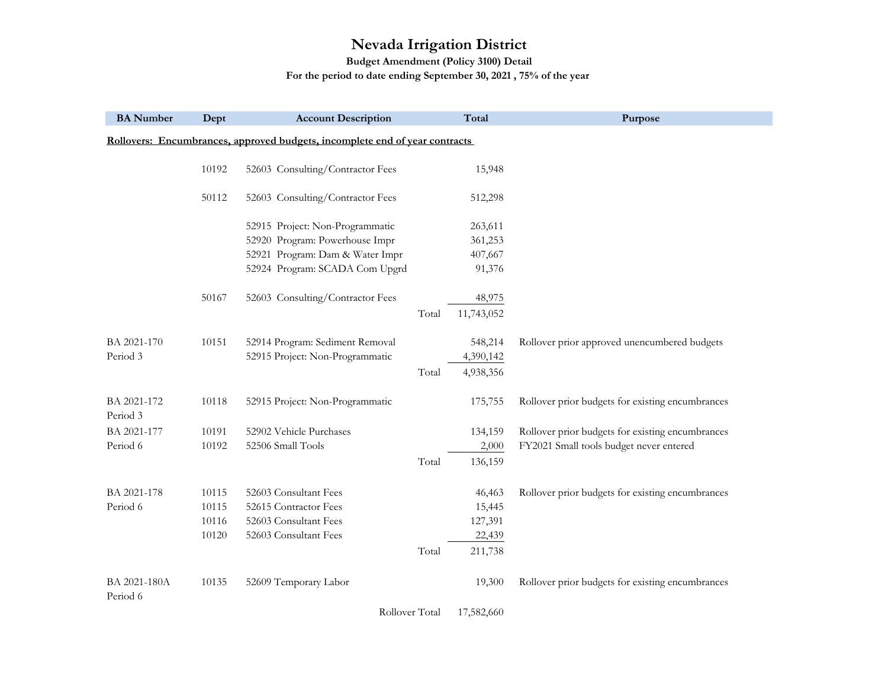# Nevada Irrigation District

**Budget Amendment (Policy 3100) Detail**

**For the period to date ending September 30, 2021 , 75% of the year**

| BA Number | Dept | Account Description | | Total | Purpose |
|---|---|---|---|---|---|
| **Rollovers: Encumbrances, approved budgets, incomplete end of year contracts** | | | | | |
| | 10192 | 52603 Consulting/Contractor Fees | | 15,948 | |
| | 50112 | 52603 Consulting/Contractor Fees | | 512,298 | |
| | | 52915 Project: Non-Programmatic | | 263,611 | |
| | | 52920 Program: Powerhouse Impr | | 361,253 | |
| | | 52921 Program: Dam & Water Impr | | 407,667 | |
| | | 52924 Program: SCADA Com Upgrd | | 91,376 | |
| | 50167 | 52603 Consulting/Contractor Fees | | 48,975 | |
| | | | Total | 11,743,052 | |
| BA 2021-170 Period 3 | 10151 | 52914 Program: Sediment Removal | | 548,214 | Rollover prior approved unencumbered budgets |
| | | 52915 Project: Non-Programmatic | | 4,390,142 | |
| | | | Total | 4,938,356 | |
| BA 2021-172 Period 3 | 10118 | 52915 Project: Non-Programmatic | | 175,755 | Rollover prior budgets for existing encumbrances |
| BA 2021-177 Period 6 | 10191 | 52902 Vehicle Purchases | | 134,159 | Rollover prior budgets for existing encumbrances |
| | 10192 | 52506 Small Tools | | 2,000 | FY2021 Small tools budget never entered |
| | | | Total | 136,159 | |
| BA 2021-178 Period 6 | 10115 | 52603 Consultant Fees | | 46,463 | Rollover prior budgets for existing encumbrances |
| | 10115 | 52615 Contractor Fees | | 15,445 | |
| | 10116 | 52603 Consultant Fees | | 127,391 | |
| | 10120 | 52603 Consultant Fees | | 22,439 | |
| | | | Total | 211,738 | |
| BA 2021-180A Period 6 | 10135 | 52609 Temporary Labor | | 19,300 | Rollover prior budgets for existing encumbrances |
| | | | Rollover Total | 17,582,660 | |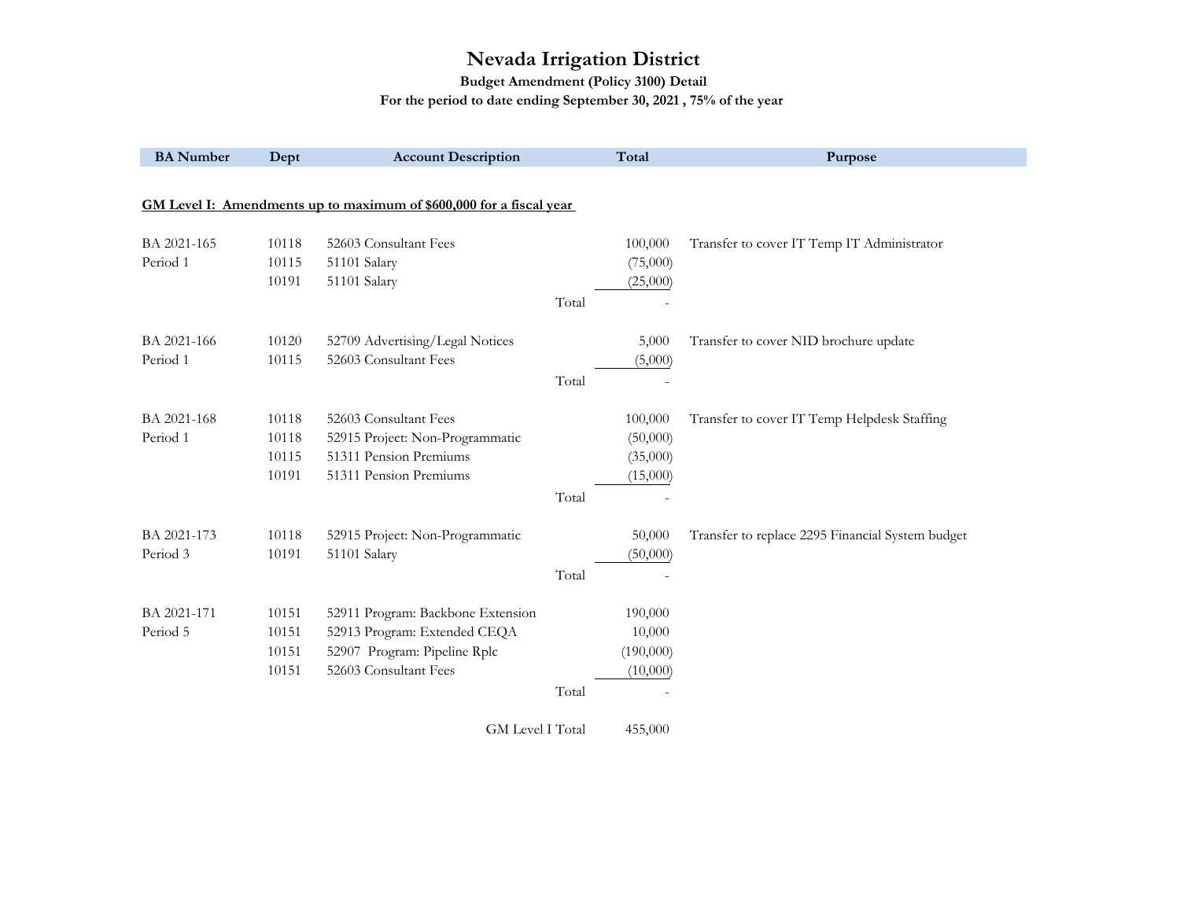# Nevada Irrigation District

**Budget Amendment (Policy 3100) Detail**

**For the period to date ending September 30, 2021 , 75% of the year**

| BA Number | Dept | Account Description | | Total | Purpose |
|---|---|---|---|---|---|
| **GM Level I: Amendments up to maximum of $600,000 for a fiscal year** | | | | | |
| BA 2021-165 | 10118 | 52603 Consultant Fees | | 100,000 | Transfer to cover IT Temp IT Administrator |
| Period 1 | 10115 | 51101 Salary | | (75,000) | |
| | 10191 | 51101 Salary | | (25,000) | |
| | | | Total | - | |
| BA 2021-166 | 10120 | 52709 Advertising/Legal Notices | | 5,000 | Transfer to cover NID brochure update |
| Period 1 | 10115 | 52603 Consultant Fees | | (5,000) | |
| | | | Total | - | |
| BA 2021-168 | 10118 | 52603 Consultant Fees | | 100,000 | Transfer to cover IT Temp Helpdesk Staffing |
| Period 1 | 10118 | 52915 Project: Non-Programmatic | | (50,000) | |
| | 10115 | 51311 Pension Premiums | | (35,000) | |
| | 10191 | 51311 Pension Premiums | | (15,000) | |
| | | | Total | - | |
| BA 2021-173 | 10118 | 52915 Project: Non-Programmatic | | 50,000 | Transfer to replace 2295 Financial System budget |
| Period 3 | 10191 | 51101 Salary | | (50,000) | |
| | | | Total | - | |
| BA 2021-171 | 10151 | 52911 Program: Backbone Extension | | 190,000 | |
| Period 5 | 10151 | 52913 Program: Extended CEQA | | 10,000 | |
| | 10151 | 52907 Program: Pipeline Rplc | | (190,000) | |
| | 10151 | 52603 Consultant Fees | | (10,000) | |
| | | | Total | - | |
| | | | GM Level I Total | 455,000 | |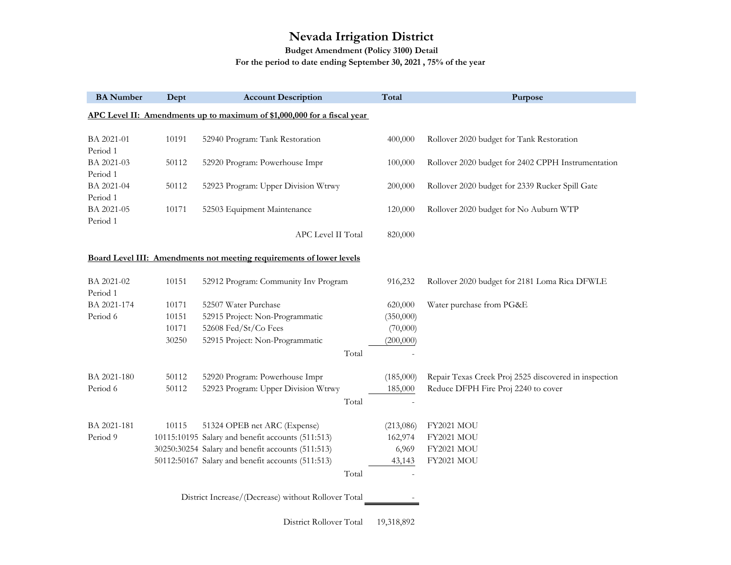# Nevada Irrigation District

**Budget Amendment (Policy 3100) Detail**

**For the period to date ending September 30, 2021 , 75% of the year**

| BA Number | Dept | Account Description | Total | Purpose |
|---|---|---|---|---|
| **APC Level II: Amendments up to maximum of $1,000,000 for a fiscal year** | | | | |
| BA 2021-01 Period 1 | 10191 | 52940 Program: Tank Restoration | 400,000 | Rollover 2020 budget for Tank Restoration |
| BA 2021-03 Period 1 | 50112 | 52920 Program: Powerhouse Impr | 100,000 | Rollover 2020 budget for 2402 CPPH Instrumentation |
| BA 2021-04 Period 1 | 50112 | 52923 Program: Upper Division Wtrwy | 200,000 | Rollover 2020 budget for 2339 Rucker Spill Gate |
| BA 2021-05 Period 1 | 10171 | 52503 Equipment Maintenance | 120,000 | Rollover 2020 budget for No Auburn WTP |
| | | APC Level II Total | 820,000 | |
| **Board Level III: Amendments not meeting requirements of lower levels** | | | | |
| BA 2021-02 Period 1 | 10151 | 52912 Program: Community Inv Program | 916,232 | Rollover 2020 budget for 2181 Loma Rica DFWLE |
| BA 2021-174 | 10171 | 52507 Water Purchase | 620,000 | Water purchase from PG&E |
| Period 6 | 10151 | 52915 Project: Non-Programmatic | (350,000) | |
| | 10171 | 52608 Fed/St/Co Fees | (70,000) | |
| | 30250 | 52915 Project: Non-Programmatic | (200,000) | |
| | | Total | - | |
| BA 2021-180 | 50112 | 52920 Program: Powerhouse Impr | (185,000) | Repair Texas Creek Proj 2525 discovered in inspection |
| Period 6 | 50112 | 52923 Program: Upper Division Wtrwy | 185,000 | Reduce DFPH Fire Proj 2240 to cover |
| | | Total | - | |
| BA 2021-181 | 10115 | 51324 OPEB net ARC (Expense) | (213,086) | FY2021 MOU |
| Period 9 | 10115:10195 | Salary and benefit accounts (511:513) | 162,974 | FY2021 MOU |
| | 30250:30254 | Salary and benefit accounts (511:513) | 6,969 | FY2021 MOU |
| | 50112:50167 | Salary and benefit accounts (511:513) | 43,143 | FY2021 MOU |
| | | Total | - | |
| | | District Increase/(Decrease) without Rollover Total | - | |
| | | District Rollover Total | 19,318,892 | |